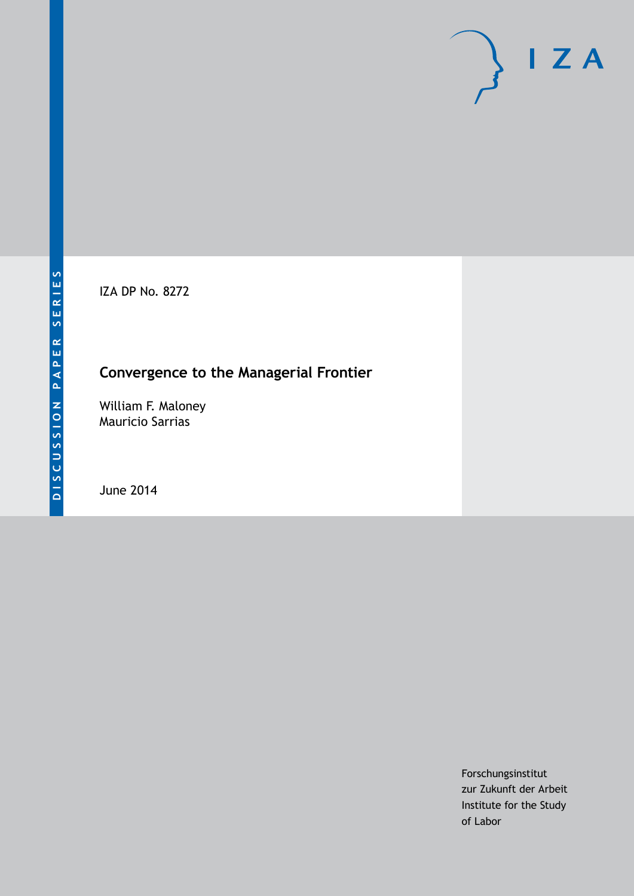DISCUSSION PAPER SERIES

IZA

IZA DP No. 8272

# Convergence to the Managerial Frontier

William F. Maloney
Mauricio Sarrias

June 2014

Forschungsinstitut
zur Zukunft der Arbeit
Institute for the Study
of Labor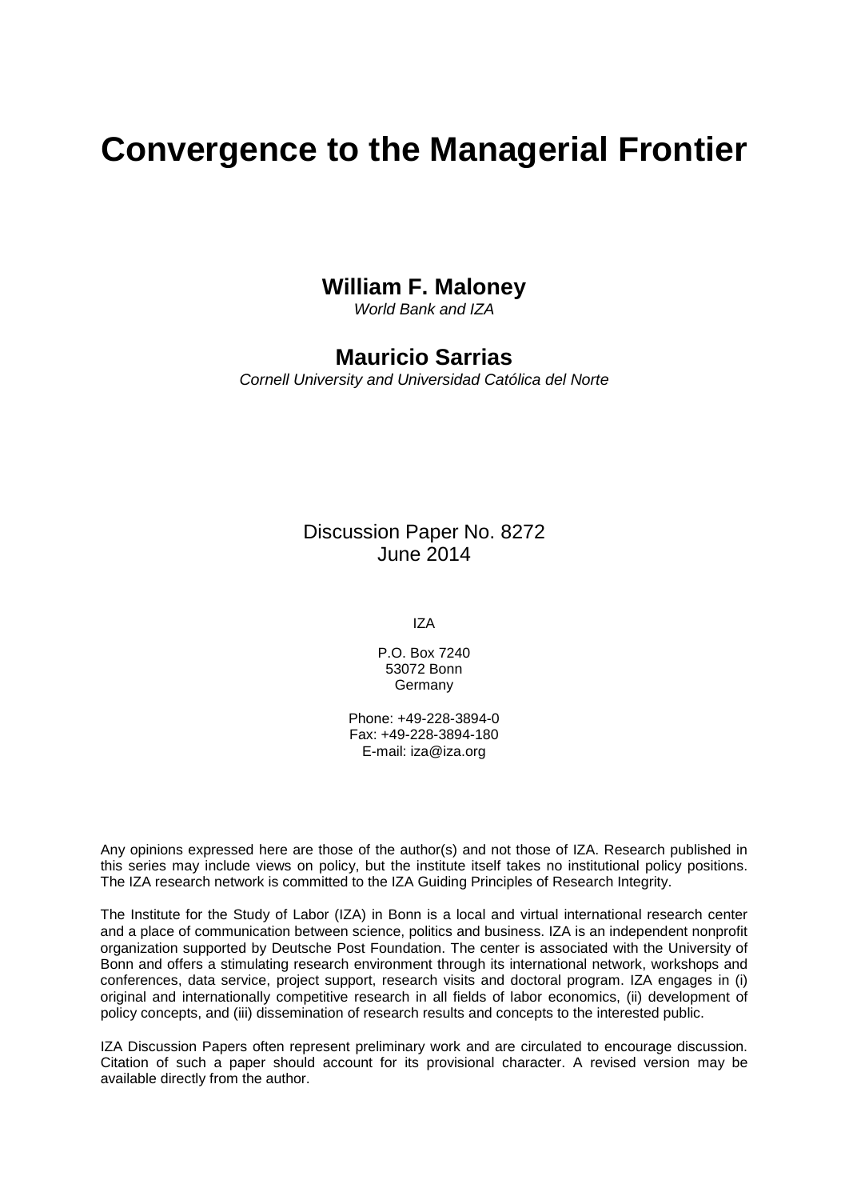# Convergence to the Managerial Frontier

**William F. Maloney**
*World Bank and IZA*

**Mauricio Sarrias**
*Cornell University and Universidad Católica del Norte*

Discussion Paper No. 8272
June 2014

IZA

P.O. Box 7240
53072 Bonn
Germany

Phone: +49-228-3894-0
Fax: +49-228-3894-180
E-mail: iza@iza.org

Any opinions expressed here are those of the author(s) and not those of IZA. Research published in this series may include views on policy, but the institute itself takes no institutional policy positions. The IZA research network is committed to the IZA Guiding Principles of Research Integrity.

The Institute for the Study of Labor (IZA) in Bonn is a local and virtual international research center and a place of communication between science, politics and business. IZA is an independent nonprofit organization supported by Deutsche Post Foundation. The center is associated with the University of Bonn and offers a stimulating research environment through its international network, workshops and conferences, data service, project support, research visits and doctoral program. IZA engages in (i) original and internationally competitive research in all fields of labor economics, (ii) development of policy concepts, and (iii) dissemination of research results and concepts to the interested public.

IZA Discussion Papers often represent preliminary work and are circulated to encourage discussion. Citation of such a paper should account for its provisional character. A revised version may be available directly from the author.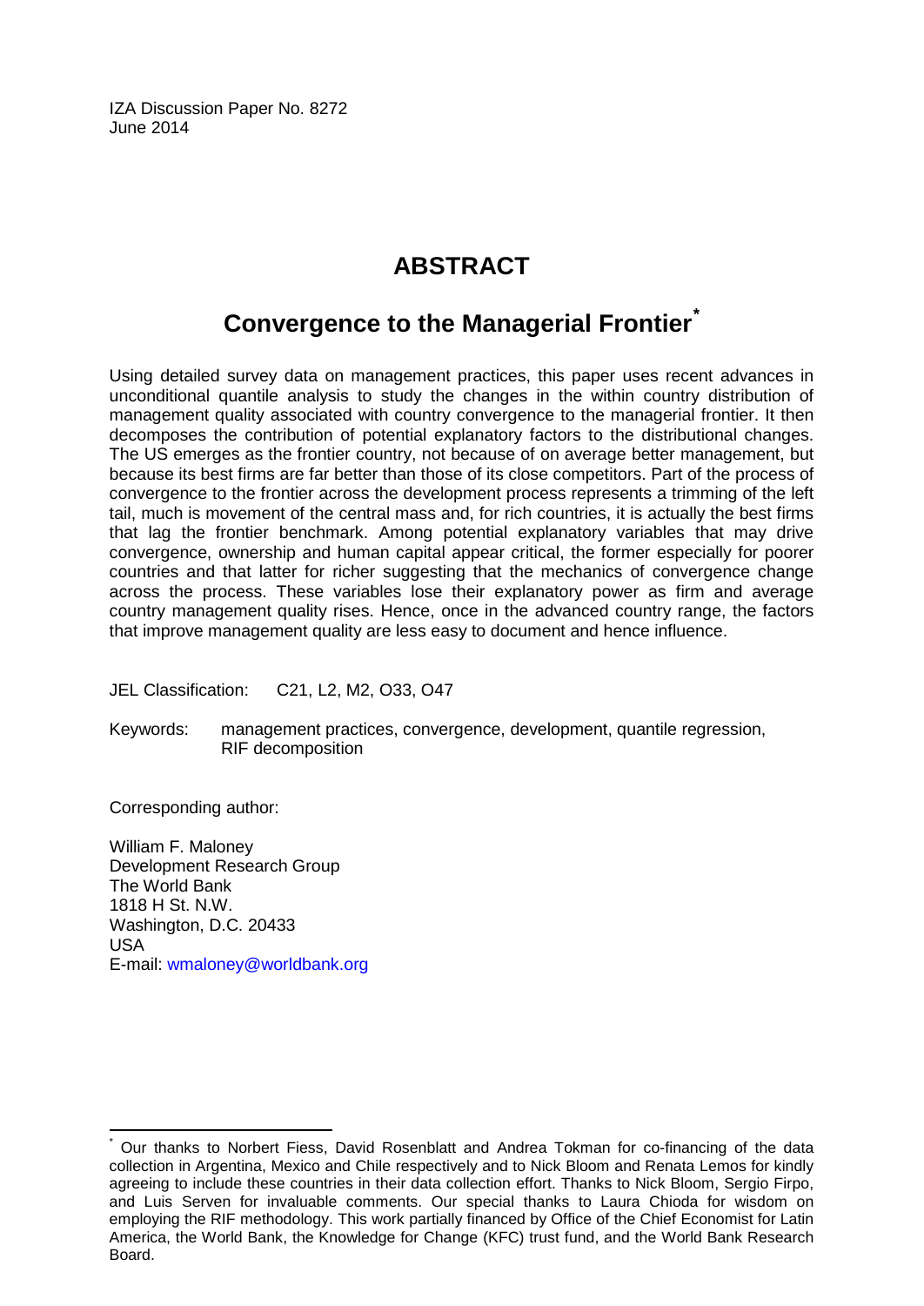IZA Discussion Paper No. 8272
June 2014

# ABSTRACT

## Convergence to the Managerial Frontier*

Using detailed survey data on management practices, this paper uses recent advances in unconditional quantile analysis to study the changes in the within country distribution of management quality associated with country convergence to the managerial frontier. It then decomposes the contribution of potential explanatory factors to the distributional changes. The US emerges as the frontier country, not because of on average better management, but because its best firms are far better than those of its close competitors. Part of the process of convergence to the frontier across the development process represents a trimming of the left tail, much is movement of the central mass and, for rich countries, it is actually the best firms that lag the frontier benchmark. Among potential explanatory variables that may drive convergence, ownership and human capital appear critical, the former especially for poorer countries and that latter for richer suggesting that the mechanics of convergence change across the process. These variables lose their explanatory power as firm and average country management quality rises. Hence, once in the advanced country range, the factors that improve management quality are less easy to document and hence influence.

JEL Classification: C21, L2, M2, O33, O47

Keywords: management practices, convergence, development, quantile regression, RIF decomposition

Corresponding author:

William F. Maloney
Development Research Group
The World Bank
1818 H St. N.W.
Washington, D.C. 20433
USA
E-mail: wmaloney@worldbank.org

---

* Our thanks to Norbert Fiess, David Rosenblatt and Andrea Tokman for co-financing of the data collection in Argentina, Mexico and Chile respectively and to Nick Bloom and Renata Lemos for kindly agreeing to include these countries in their data collection effort. Thanks to Nick Bloom, Sergio Firpo, and Luis Serven for invaluable comments. Our special thanks to Laura Chioda for wisdom on employing the RIF methodology. This work partially financed by Office of the Chief Economist for Latin America, the World Bank, the Knowledge for Change (KFC) trust fund, and the World Bank Research Board.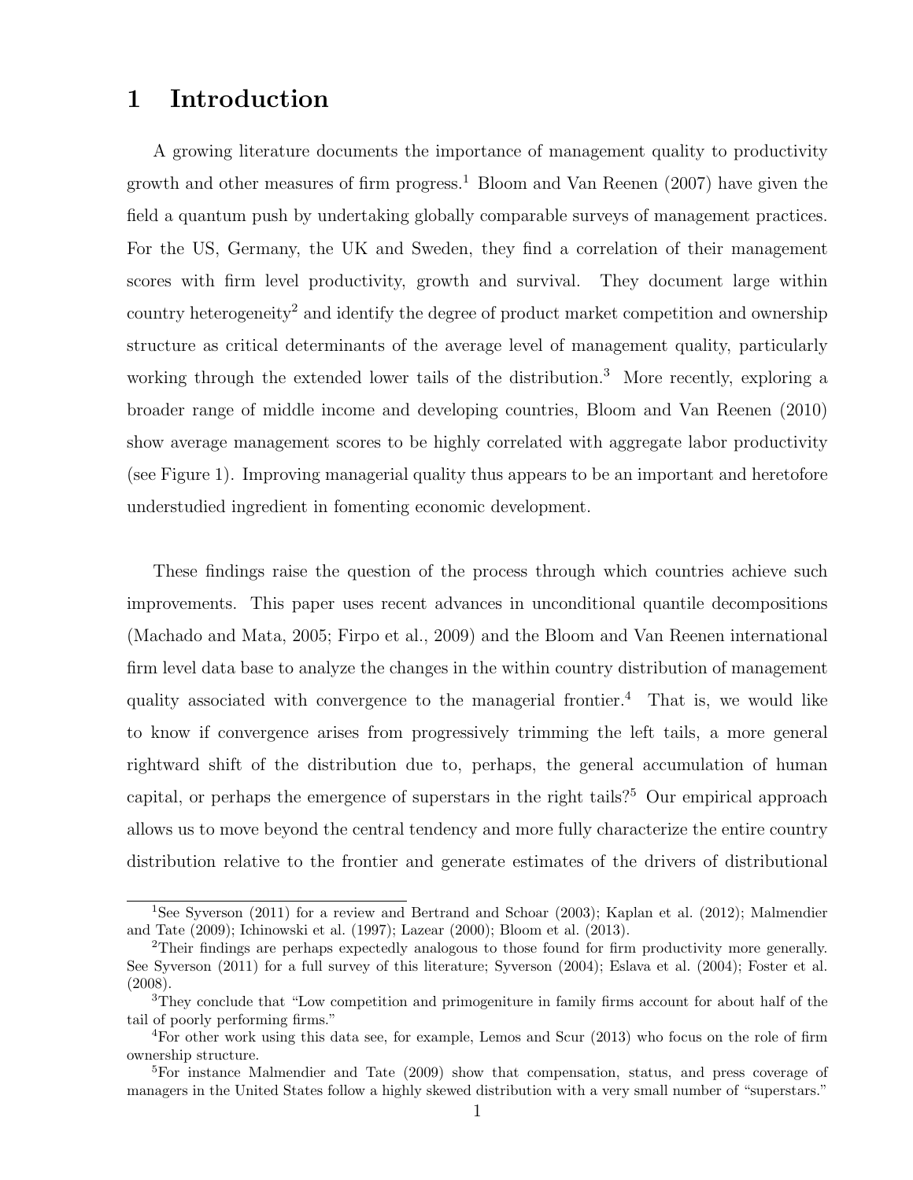# 1 Introduction

A growing literature documents the importance of management quality to productivity growth and other measures of firm progress.[1] Bloom and Van Reenen (2007) have given the field a quantum push by undertaking globally comparable surveys of management practices. For the US, Germany, the UK and Sweden, they find a correlation of their management scores with firm level productivity, growth and survival. They document large within country heterogeneity[2] and identify the degree of product market competition and ownership structure as critical determinants of the average level of management quality, particularly working through the extended lower tails of the distribution.[3] More recently, exploring a broader range of middle income and developing countries, Bloom and Van Reenen (2010) show average management scores to be highly correlated with aggregate labor productivity (see Figure 1). Improving managerial quality thus appears to be an important and heretofore understudied ingredient in fomenting economic development.

These findings raise the question of the process through which countries achieve such improvements. This paper uses recent advances in unconditional quantile decompositions (Machado and Mata, 2005; Firpo et al., 2009) and the Bloom and Van Reenen international firm level data base to analyze the changes in the within country distribution of management quality associated with convergence to the managerial frontier.[4] That is, we would like to know if convergence arises from progressively trimming the left tails, a more general rightward shift of the distribution due to, perhaps, the general accumulation of human capital, or perhaps the emergence of superstars in the right tails?[5] Our empirical approach allows us to move beyond the central tendency and more fully characterize the entire country distribution relative to the frontier and generate estimates of the drivers of distributional

[1] See Syverson (2011) for a review and Bertrand and Schoar (2003); Kaplan et al. (2012); Malmendier and Tate (2009); Ichinowski et al. (1997); Lazear (2000); Bloom et al. (2013).

[2] Their findings are perhaps expectedly analogous to those found for firm productivity more generally. See Syverson (2011) for a full survey of this literature; Syverson (2004); Eslava et al. (2004); Foster et al. (2008).

[3] They conclude that "Low competition and primogeniture in family firms account for about half of the tail of poorly performing firms."

[4] For other work using this data see, for example, Lemos and Scur (2013) who focus on the role of firm ownership structure.

[5] For instance Malmendier and Tate (2009) show that compensation, status, and press coverage of managers in the United States follow a highly skewed distribution with a very small number of "superstars."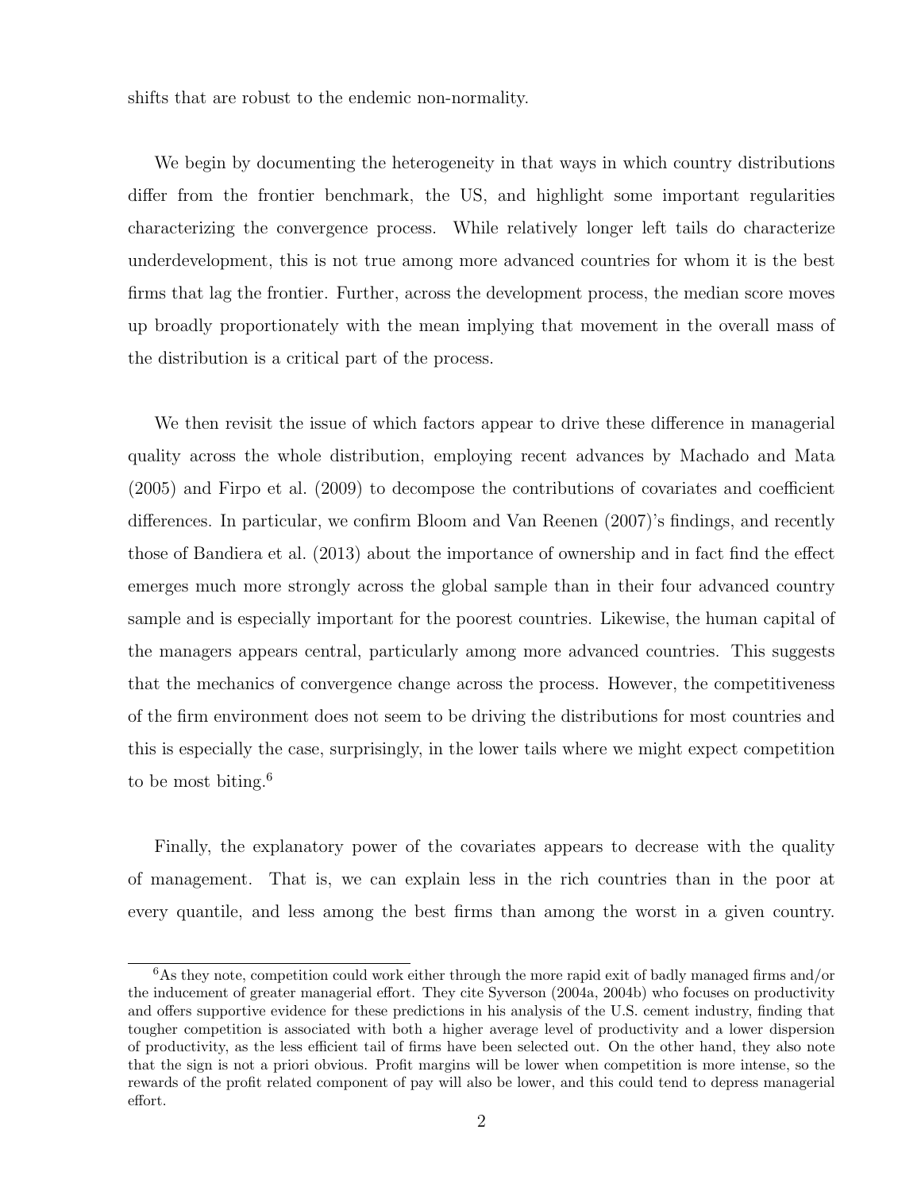shifts that are robust to the endemic non-normality.

We begin by documenting the heterogeneity in that ways in which country distributions differ from the frontier benchmark, the US, and highlight some important regularities characterizing the convergence process. While relatively longer left tails do characterize underdevelopment, this is not true among more advanced countries for whom it is the best firms that lag the frontier. Further, across the development process, the median score moves up broadly proportionately with the mean implying that movement in the overall mass of the distribution is a critical part of the process.

We then revisit the issue of which factors appear to drive these difference in managerial quality across the whole distribution, employing recent advances by Machado and Mata (2005) and Firpo et al. (2009) to decompose the contributions of covariates and coefficient differences. In particular, we confirm Bloom and Van Reenen (2007)'s findings, and recently those of Bandiera et al. (2013) about the importance of ownership and in fact find the effect emerges much more strongly across the global sample than in their four advanced country sample and is especially important for the poorest countries. Likewise, the human capital of the managers appears central, particularly among more advanced countries. This suggests that the mechanics of convergence change across the process. However, the competitiveness of the firm environment does not seem to be driving the distributions for most countries and this is especially the case, surprisingly, in the lower tails where we might expect competition to be most biting.[6]

Finally, the explanatory power of the covariates appears to decrease with the quality of management. That is, we can explain less in the rich countries than in the poor at every quantile, and less among the best firms than among the worst in a given country.

[6]As they note, competition could work either through the more rapid exit of badly managed firms and/or the inducement of greater managerial effort. They cite Syverson (2004a, 2004b) who focuses on productivity and offers supportive evidence for these predictions in his analysis of the U.S. cement industry, finding that tougher competition is associated with both a higher average level of productivity and a lower dispersion of productivity, as the less efficient tail of firms have been selected out. On the other hand, they also note that the sign is not a priori obvious. Profit margins will be lower when competition is more intense, so the rewards of the profit related component of pay will also be lower, and this could tend to depress managerial effort.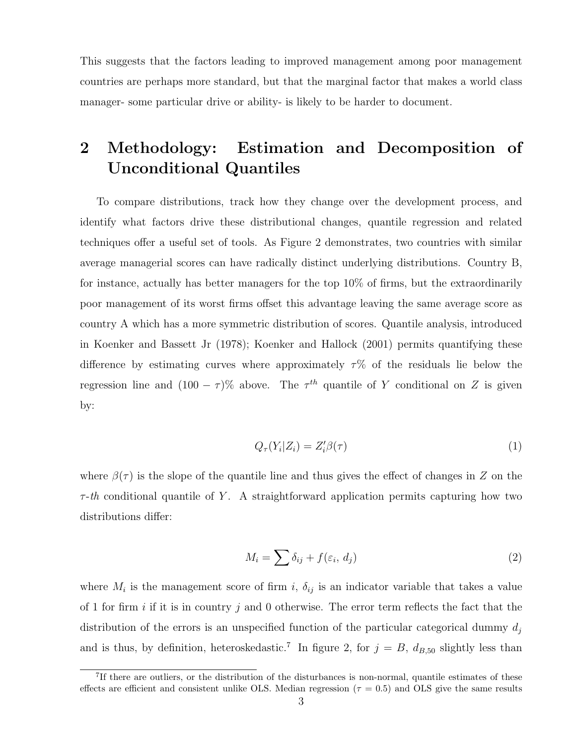This suggests that the factors leading to improved management among poor management countries are perhaps more standard, but that the marginal factor that makes a world class manager- some particular drive or ability- is likely to be harder to document.

## 2 Methodology: Estimation and Decomposition of Unconditional Quantiles

To compare distributions, track how they change over the development process, and identify what factors drive these distributional changes, quantile regression and related techniques offer a useful set of tools. As Figure 2 demonstrates, two countries with similar average managerial scores can have radically distinct underlying distributions. Country B, for instance, actually has better managers for the top 10% of firms, but the extraordinarily poor management of its worst firms offset this advantage leaving the same average score as country A which has a more symmetric distribution of scores. Quantile analysis, introduced in Koenker and Bassett Jr (1978); Koenker and Hallock (2001) permits quantifying these difference by estimating curves where approximately $\tau$% of the residuals lie below the regression line and $(100 - \tau)$% above. The $\tau^{th}$ quantile of $Y$ conditional on $Z$ is given by:

$$Q_\tau(Y_i|Z_i) = Z_i'\beta(\tau) \tag{1}$$

where $\beta(\tau)$ is the slope of the quantile line and thus gives the effect of changes in $Z$ on the $\tau$-*th* conditional quantile of $Y$. A straightforward application permits capturing how two distributions differ:

$$M_i = \sum \delta_{ij} + f(\varepsilon_i,\, d_j) \tag{2}$$

where $M_i$ is the management score of firm $i$, $\delta_{ij}$ is an indicator variable that takes a value of 1 for firm $i$ if it is in country $j$ and 0 otherwise. The error term reflects the fact that the distribution of the errors is an unspecified function of the particular categorical dummy $d_j$ and is thus, by definition, heteroskedastic.[7] In figure 2, for $j = B$, $d_{B,50}$ slightly less than

[7] If there are outliers, or the distribution of the disturbances is non-normal, quantile estimates of these effects are efficient and consistent unlike OLS. Median regression ($\tau = 0.5$) and OLS give the same results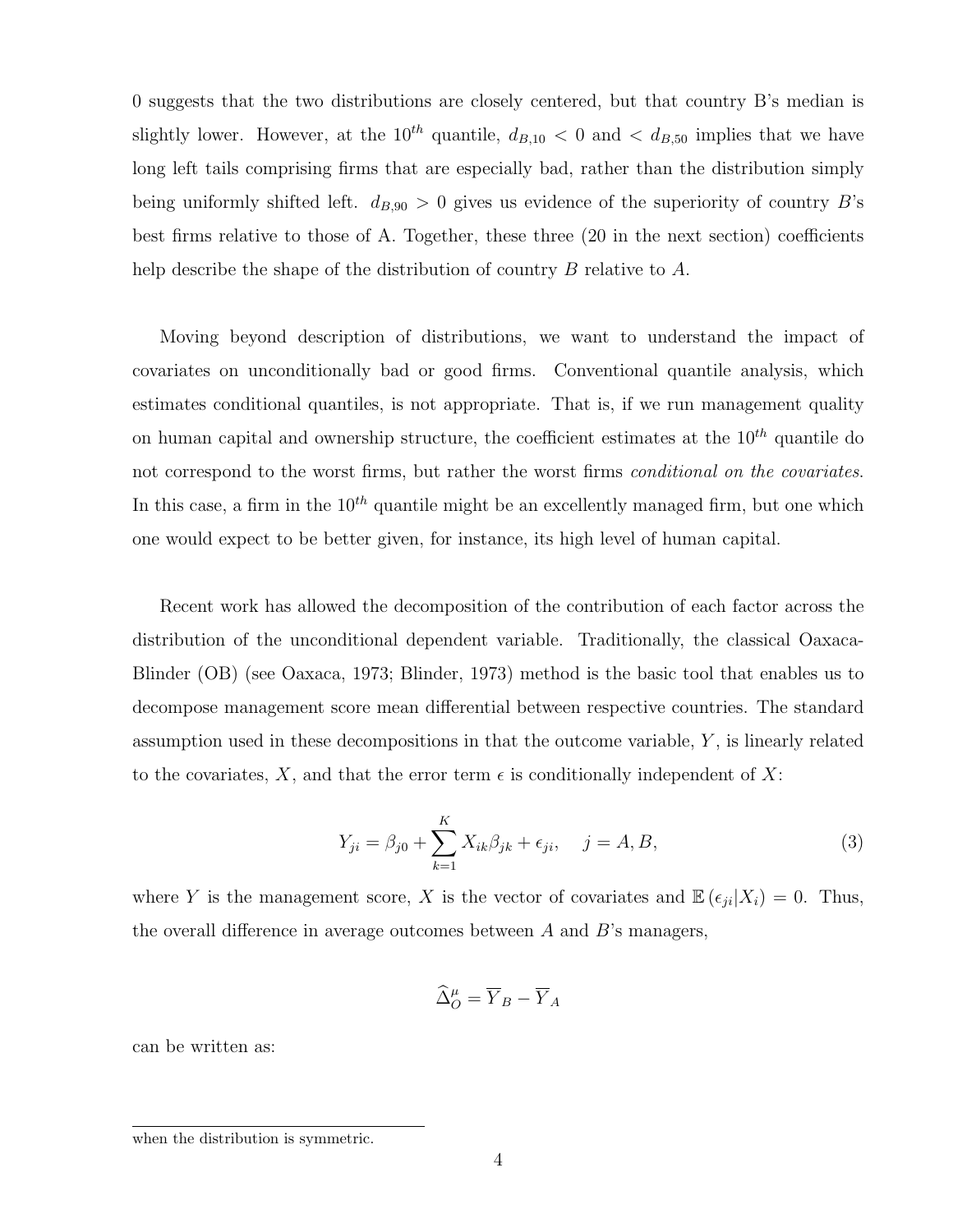0 suggests that the two distributions are closely centered, but that country B's median is slightly lower. However, at the $10^{th}$ quantile, $d_{B,10} < 0$ and $< d_{B,50}$ implies that we have long left tails comprising firms that are especially bad, rather than the distribution simply being uniformly shifted left. $d_{B,90} > 0$ gives us evidence of the superiority of country $B$'s best firms relative to those of A. Together, these three (20 in the next section) coefficients help describe the shape of the distribution of country $B$ relative to $A$.

Moving beyond description of distributions, we want to understand the impact of covariates on unconditionally bad or good firms. Conventional quantile analysis, which estimates conditional quantiles, is not appropriate. That is, if we run management quality on human capital and ownership structure, the coefficient estimates at the $10^{th}$ quantile do not correspond to the worst firms, but rather the worst firms *conditional on the covariates*. In this case, a firm in the $10^{th}$ quantile might be an excellently managed firm, but one which one would expect to be better given, for instance, its high level of human capital.

Recent work has allowed the decomposition of the contribution of each factor across the distribution of the unconditional dependent variable. Traditionally, the classical Oaxaca-Blinder (OB) (see Oaxaca, 1973; Blinder, 1973) method is the basic tool that enables us to decompose management score mean differential between respective countries. The standard assumption used in these decompositions in that the outcome variable, $Y$, is linearly related to the covariates, $X$, and that the error term $\epsilon$ is conditionally independent of $X$:

$$Y_{ji} = \beta_{j0} + \sum_{k=1}^{K} X_{ik}\beta_{jk} + \epsilon_{ji}, \quad j = A, B, \tag{3}$$

where $Y$ is the management score, $X$ is the vector of covariates and $\mathbb{E}(\epsilon_{ji}|X_i) = 0$. Thus, the overall difference in average outcomes between $A$ and $B$'s managers,

$$\widehat{\Delta}_O^{\mu} = \overline{Y}_B - \overline{Y}_A$$

can be written as:

when the distribution is symmetric.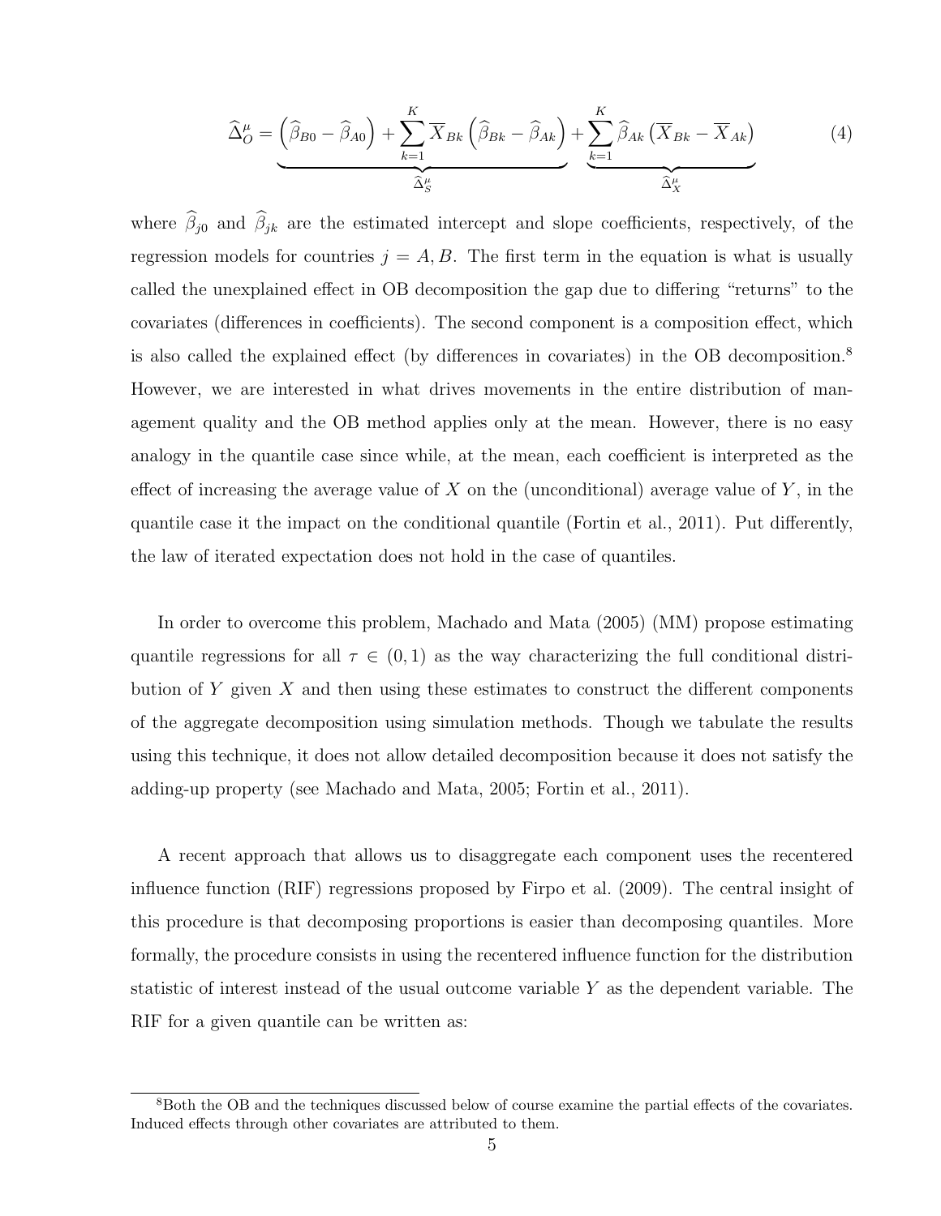$$\widehat{\Delta}_O^{\mu} = \underbrace{\left(\widehat{\beta}_{B0} - \widehat{\beta}_{A0}\right) + \sum_{k=1}^{K} \overline{X}_{Bk}\left(\widehat{\beta}_{Bk} - \widehat{\beta}_{Ak}\right)}_{\widehat{\Delta}_S^{\mu}} + \underbrace{\sum_{k=1}^{K} \widehat{\beta}_{Ak}\left(\overline{X}_{Bk} - \overline{X}_{Ak}\right)}_{\widehat{\Delta}_X^{\mu}} \tag{4}$$

where $\widehat{\beta}_{j0}$ and $\widehat{\beta}_{jk}$ are the estimated intercept and slope coefficients, respectively, of the regression models for countries $j = A, B$. The first term in the equation is what is usually called the unexplained effect in OB decomposition the gap due to differing "returns" to the covariates (differences in coefficients). The second component is a composition effect, which is also called the explained effect (by differences in covariates) in the OB decomposition.[8] However, we are interested in what drives movements in the entire distribution of management quality and the OB method applies only at the mean. However, there is no easy analogy in the quantile case since while, at the mean, each coefficient is interpreted as the effect of increasing the average value of $X$ on the (unconditional) average value of $Y$, in the quantile case it the impact on the conditional quantile (Fortin et al., 2011). Put differently, the law of iterated expectation does not hold in the case of quantiles.

In order to overcome this problem, Machado and Mata (2005) (MM) propose estimating quantile regressions for all $\tau \in (0, 1)$ as the way characterizing the full conditional distribution of $Y$ given $X$ and then using these estimates to construct the different components of the aggregate decomposition using simulation methods. Though we tabulate the results using this technique, it does not allow detailed decomposition because it does not satisfy the adding-up property (see Machado and Mata, 2005; Fortin et al., 2011).

A recent approach that allows us to disaggregate each component uses the recentered influence function (RIF) regressions proposed by Firpo et al. (2009). The central insight of this procedure is that decomposing proportions is easier than decomposing quantiles. More formally, the procedure consists in using the recentered influence function for the distribution statistic of interest instead of the usual outcome variable $Y$ as the dependent variable. The RIF for a given quantile can be written as:

[8]Both the OB and the techniques discussed below of course examine the partial effects of the covariates. Induced effects through other covariates are attributed to them.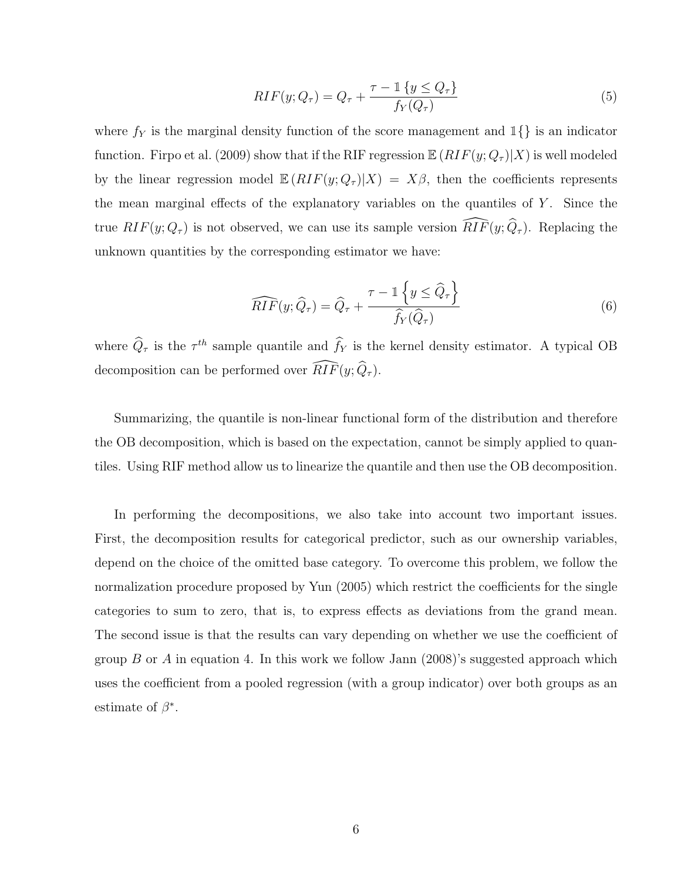$$RIF(y; Q_\tau) = Q_\tau + \frac{\tau - \mathbb{1}\{y \leq Q_\tau\}}{f_Y(Q_\tau)} \tag{5}$$

where $f_Y$ is the marginal density function of the score management and $\mathbb{1}\{\}$ is an indicator function. Firpo et al. (2009) show that if the RIF regression $\mathbb{E}(RIF(y; Q_\tau)|X)$ is well modeled by the linear regression model $\mathbb{E}(RIF(y; Q_\tau)|X) = X\beta$, then the coefficients represents the mean marginal effects of the explanatory variables on the quantiles of $Y$. Since the true $RIF(y; Q_\tau)$ is not observed, we can use its sample version $\widehat{RIF}(y; \widehat{Q}_\tau)$. Replacing the unknown quantities by the corresponding estimator we have:

$$\widehat{RIF}(y; \widehat{Q}_\tau) = \widehat{Q}_\tau + \frac{\tau - \mathbb{1}\left\{y \leq \widehat{Q}_\tau\right\}}{\widehat{f}_Y(\widehat{Q}_\tau)} \tag{6}$$

where $\widehat{Q}_\tau$ is the $\tau^{th}$ sample quantile and $\widehat{f}_Y$ is the kernel density estimator. A typical OB decomposition can be performed over $\widehat{RIF}(y; \widehat{Q}_\tau)$.

Summarizing, the quantile is non-linear functional form of the distribution and therefore the OB decomposition, which is based on the expectation, cannot be simply applied to quantiles. Using RIF method allow us to linearize the quantile and then use the OB decomposition.

In performing the decompositions, we also take into account two important issues. First, the decomposition results for categorical predictor, such as our ownership variables, depend on the choice of the omitted base category. To overcome this problem, we follow the normalization procedure proposed by Yun (2005) which restrict the coefficients for the single categories to sum to zero, that is, to express effects as deviations from the grand mean. The second issue is that the results can vary depending on whether we use the coefficient of group $B$ or $A$ in equation 4. In this work we follow Jann (2008)'s suggested approach which uses the coefficient from a pooled regression (with a group indicator) over both groups as an estimate of $\beta^*$.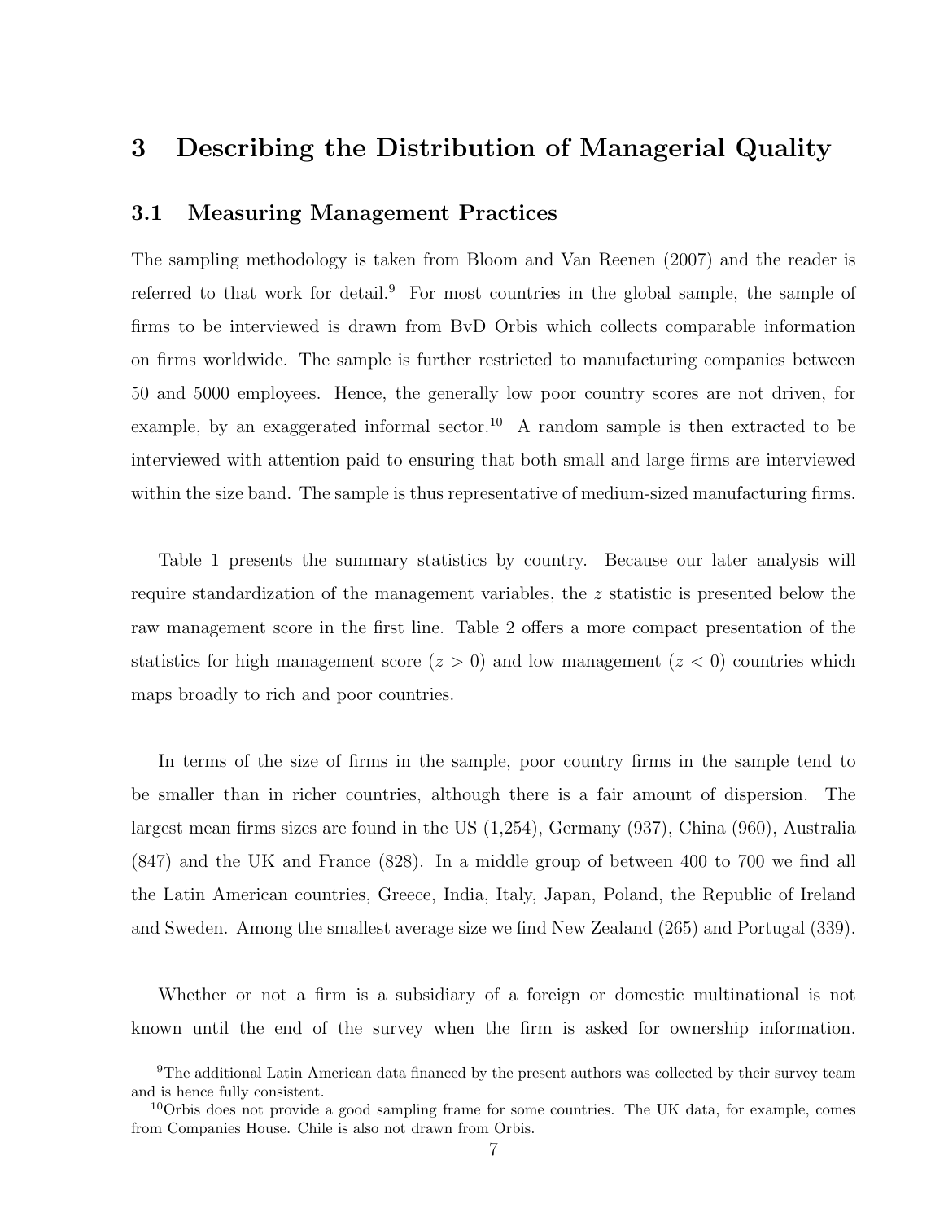# 3 Describing the Distribution of Managerial Quality

## 3.1 Measuring Management Practices

The sampling methodology is taken from Bloom and Van Reenen (2007) and the reader is referred to that work for detail.[9] For most countries in the global sample, the sample of firms to be interviewed is drawn from BvD Orbis which collects comparable information on firms worldwide. The sample is further restricted to manufacturing companies between 50 and 5000 employees. Hence, the generally low poor country scores are not driven, for example, by an exaggerated informal sector.[10] A random sample is then extracted to be interviewed with attention paid to ensuring that both small and large firms are interviewed within the size band. The sample is thus representative of medium-sized manufacturing firms.

Table 1 presents the summary statistics by country. Because our later analysis will require standardization of the management variables, the $z$ statistic is presented below the raw management score in the first line. Table 2 offers a more compact presentation of the statistics for high management score ($z > 0$) and low management ($z < 0$) countries which maps broadly to rich and poor countries.

In terms of the size of firms in the sample, poor country firms in the sample tend to be smaller than in richer countries, although there is a fair amount of dispersion. The largest mean firms sizes are found in the US (1,254), Germany (937), China (960), Australia (847) and the UK and France (828). In a middle group of between 400 to 700 we find all the Latin American countries, Greece, India, Italy, Japan, Poland, the Republic of Ireland and Sweden. Among the smallest average size we find New Zealand (265) and Portugal (339).

Whether or not a firm is a subsidiary of a foreign or domestic multinational is not known until the end of the survey when the firm is asked for ownership information.

[9] The additional Latin American data financed by the present authors was collected by their survey team and is hence fully consistent.

[10] Orbis does not provide a good sampling frame for some countries. The UK data, for example, comes from Companies House. Chile is also not drawn from Orbis.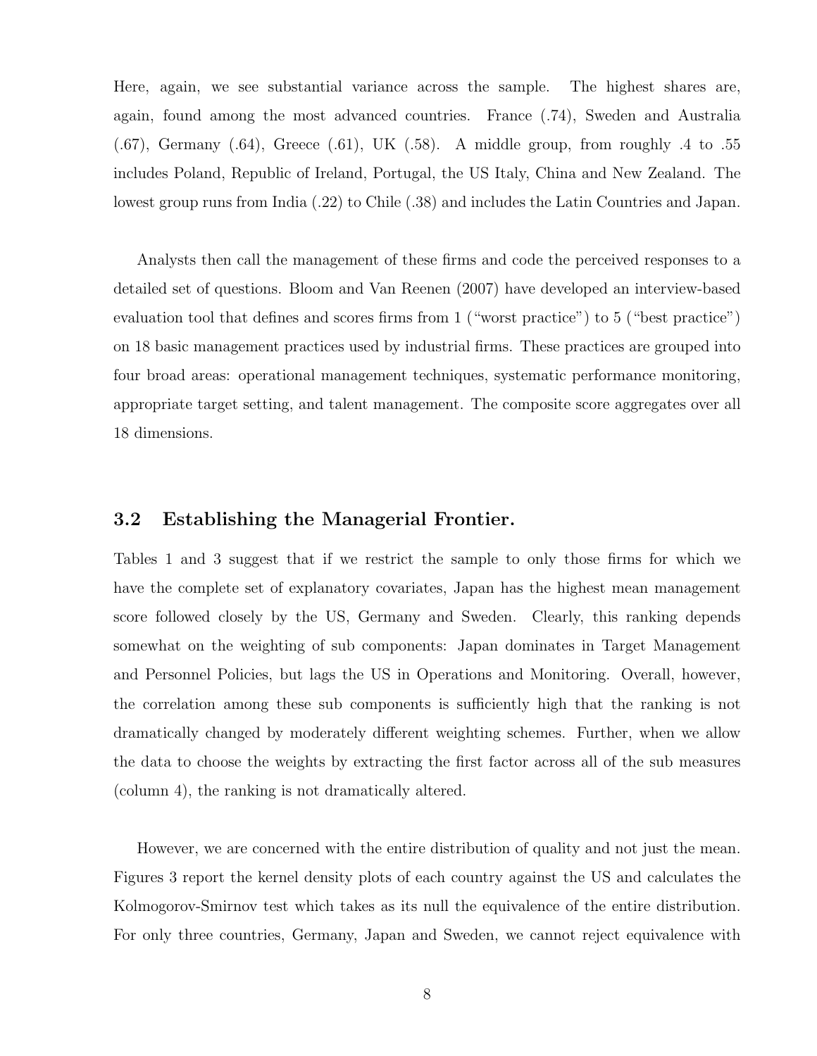Here, again, we see substantial variance across the sample. The highest shares are, again, found among the most advanced countries. France (.74), Sweden and Australia (.67), Germany (.64), Greece (.61), UK (.58). A middle group, from roughly .4 to .55 includes Poland, Republic of Ireland, Portugal, the US Italy, China and New Zealand. The lowest group runs from India (.22) to Chile (.38) and includes the Latin Countries and Japan.

Analysts then call the management of these firms and code the perceived responses to a detailed set of questions. Bloom and Van Reenen (2007) have developed an interview-based evaluation tool that defines and scores firms from 1 ("worst practice") to 5 ("best practice") on 18 basic management practices used by industrial firms. These practices are grouped into four broad areas: operational management techniques, systematic performance monitoring, appropriate target setting, and talent management. The composite score aggregates over all 18 dimensions.

### 3.2 Establishing the Managerial Frontier.

Tables 1 and 3 suggest that if we restrict the sample to only those firms for which we have the complete set of explanatory covariates, Japan has the highest mean management score followed closely by the US, Germany and Sweden. Clearly, this ranking depends somewhat on the weighting of sub components: Japan dominates in Target Management and Personnel Policies, but lags the US in Operations and Monitoring. Overall, however, the correlation among these sub components is sufficiently high that the ranking is not dramatically changed by moderately different weighting schemes. Further, when we allow the data to choose the weights by extracting the first factor across all of the sub measures (column 4), the ranking is not dramatically altered.

However, we are concerned with the entire distribution of quality and not just the mean. Figures 3 report the kernel density plots of each country against the US and calculates the Kolmogorov-Smirnov test which takes as its null the equivalence of the entire distribution. For only three countries, Germany, Japan and Sweden, we cannot reject equivalence with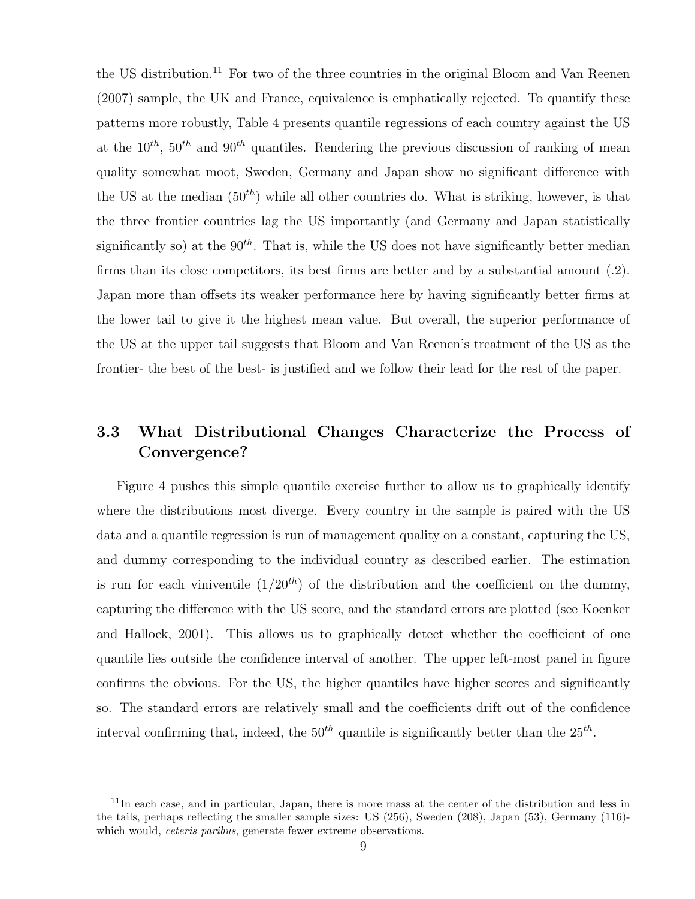the US distribution.[11] For two of the three countries in the original Bloom and Van Reenen (2007) sample, the UK and France, equivalence is emphatically rejected. To quantify these patterns more robustly, Table 4 presents quantile regressions of each country against the US at the $10^{th}$, $50^{th}$ and $90^{th}$ quantiles. Rendering the previous discussion of ranking of mean quality somewhat moot, Sweden, Germany and Japan show no significant difference with the US at the median ($50^{th}$) while all other countries do. What is striking, however, is that the three frontier countries lag the US importantly (and Germany and Japan statistically significantly so) at the $90^{th}$. That is, while the US does not have significantly better median firms than its close competitors, its best firms are better and by a substantial amount (.2). Japan more than offsets its weaker performance here by having significantly better firms at the lower tail to give it the highest mean value. But overall, the superior performance of the US at the upper tail suggests that Bloom and Van Reenen's treatment of the US as the frontier- the best of the best- is justified and we follow their lead for the rest of the paper.

## 3.3 What Distributional Changes Characterize the Process of Convergence?

Figure 4 pushes this simple quantile exercise further to allow us to graphically identify where the distributions most diverge. Every country in the sample is paired with the US data and a quantile regression is run of management quality on a constant, capturing the US, and dummy corresponding to the individual country as described earlier. The estimation is run for each viniventile ($1/20^{th}$) of the distribution and the coefficient on the dummy, capturing the difference with the US score, and the standard errors are plotted (see Koenker and Hallock, 2001). This allows us to graphically detect whether the coefficient of one quantile lies outside the confidence interval of another. The upper left-most panel in figure confirms the obvious. For the US, the higher quantiles have higher scores and significantly so. The standard errors are relatively small and the coefficients drift out of the confidence interval confirming that, indeed, the $50^{th}$ quantile is significantly better than the $25^{th}$.

[11] In each case, and in particular, Japan, there is more mass at the center of the distribution and less in the tails, perhaps reflecting the smaller sample sizes: US (256), Sweden (208), Japan (53), Germany (116)- which would, *ceteris paribus*, generate fewer extreme observations.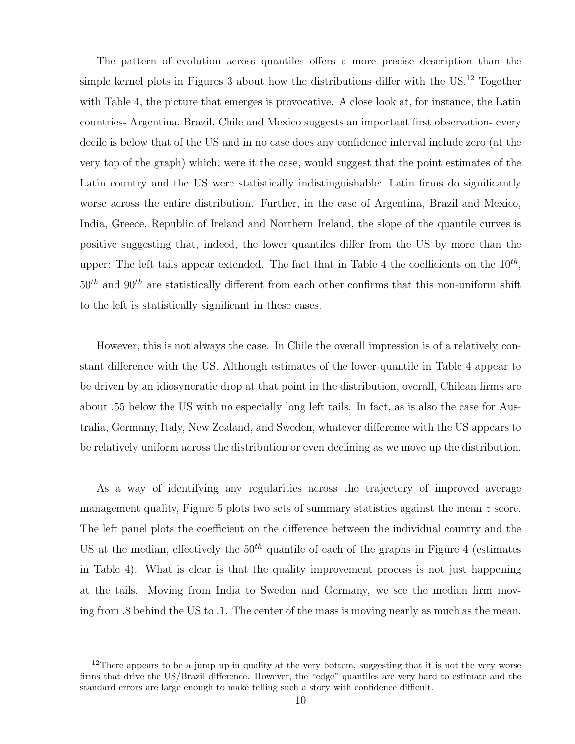The pattern of evolution across quantiles offers a more precise description than the simple kernel plots in Figures 3 about how the distributions differ with the US.[12] Together with Table 4, the picture that emerges is provocative. A close look at, for instance, the Latin countries- Argentina, Brazil, Chile and Mexico suggests an important first observation- every decile is below that of the US and in no case does any confidence interval include zero (at the very top of the graph) which, were it the case, would suggest that the point estimates of the Latin country and the US were statistically indistinguishable: Latin firms do significantly worse across the entire distribution. Further, in the case of Argentina, Brazil and Mexico, India, Greece, Republic of Ireland and Northern Ireland, the slope of the quantile curves is positive suggesting that, indeed, the lower quantiles differ from the US by more than the upper: The left tails appear extended. The fact that in Table 4 the coefficients on the $10^{th}$, $50^{th}$ and $90^{th}$ are statistically different from each other confirms that this non-uniform shift to the left is statistically significant in these cases.

However, this is not always the case. In Chile the overall impression is of a relatively constant difference with the US. Although estimates of the lower quantile in Table 4 appear to be driven by an idiosyncratic drop at that point in the distribution, overall, Chilean firms are about .55 below the US with no especially long left tails. In fact, as is also the case for Australia, Germany, Italy, New Zealand, and Sweden, whatever difference with the US appears to be relatively uniform across the distribution or even declining as we move up the distribution.

As a way of identifying any regularities across the trajectory of improved average management quality, Figure 5 plots two sets of summary statistics against the mean $z$ score. The left panel plots the coefficient on the difference between the individual country and the US at the median, effectively the $50^{th}$ quantile of each of the graphs in Figure 4 (estimates in Table 4). What is clear is that the quality improvement process is not just happening at the tails. Moving from India to Sweden and Germany, we see the median firm moving from .8 behind the US to .1. The center of the mass is moving nearly as much as the mean.

[12] There appears to be a jump up in quality at the very bottom, suggesting that it is not the very worse firms that drive the US/Brazil difference. However, the "edge" quantiles are very hard to estimate and the standard errors are large enough to make telling such a story with confidence difficult.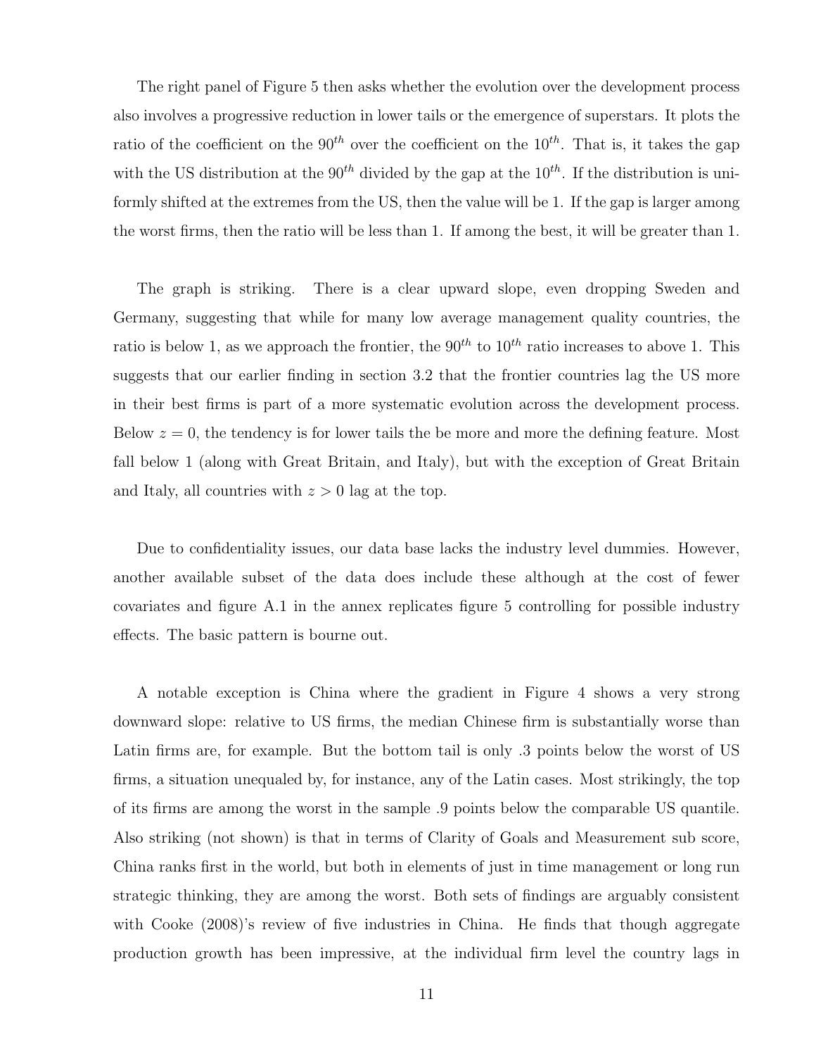The right panel of Figure 5 then asks whether the evolution over the development process also involves a progressive reduction in lower tails or the emergence of superstars. It plots the ratio of the coefficient on the $90^{th}$ over the coefficient on the $10^{th}$. That is, it takes the gap with the US distribution at the $90^{th}$ divided by the gap at the $10^{th}$. If the distribution is uniformly shifted at the extremes from the US, then the value will be 1. If the gap is larger among the worst firms, then the ratio will be less than 1. If among the best, it will be greater than 1.

The graph is striking. There is a clear upward slope, even dropping Sweden and Germany, suggesting that while for many low average management quality countries, the ratio is below 1, as we approach the frontier, the $90^{th}$ to $10^{th}$ ratio increases to above 1. This suggests that our earlier finding in section 3.2 that the frontier countries lag the US more in their best firms is part of a more systematic evolution across the development process. Below $z = 0$, the tendency is for lower tails the be more and more the defining feature. Most fall below 1 (along with Great Britain, and Italy), but with the exception of Great Britain and Italy, all countries with $z > 0$ lag at the top.

Due to confidentiality issues, our data base lacks the industry level dummies. However, another available subset of the data does include these although at the cost of fewer covariates and figure A.1 in the annex replicates figure 5 controlling for possible industry effects. The basic pattern is bourne out.

A notable exception is China where the gradient in Figure 4 shows a very strong downward slope: relative to US firms, the median Chinese firm is substantially worse than Latin firms are, for example. But the bottom tail is only .3 points below the worst of US firms, a situation unequaled by, for instance, any of the Latin cases. Most strikingly, the top of its firms are among the worst in the sample .9 points below the comparable US quantile. Also striking (not shown) is that in terms of Clarity of Goals and Measurement sub score, China ranks first in the world, but both in elements of just in time management or long run strategic thinking, they are among the worst. Both sets of findings are arguably consistent with Cooke (2008)'s review of five industries in China. He finds that though aggregate production growth has been impressive, at the individual firm level the country lags in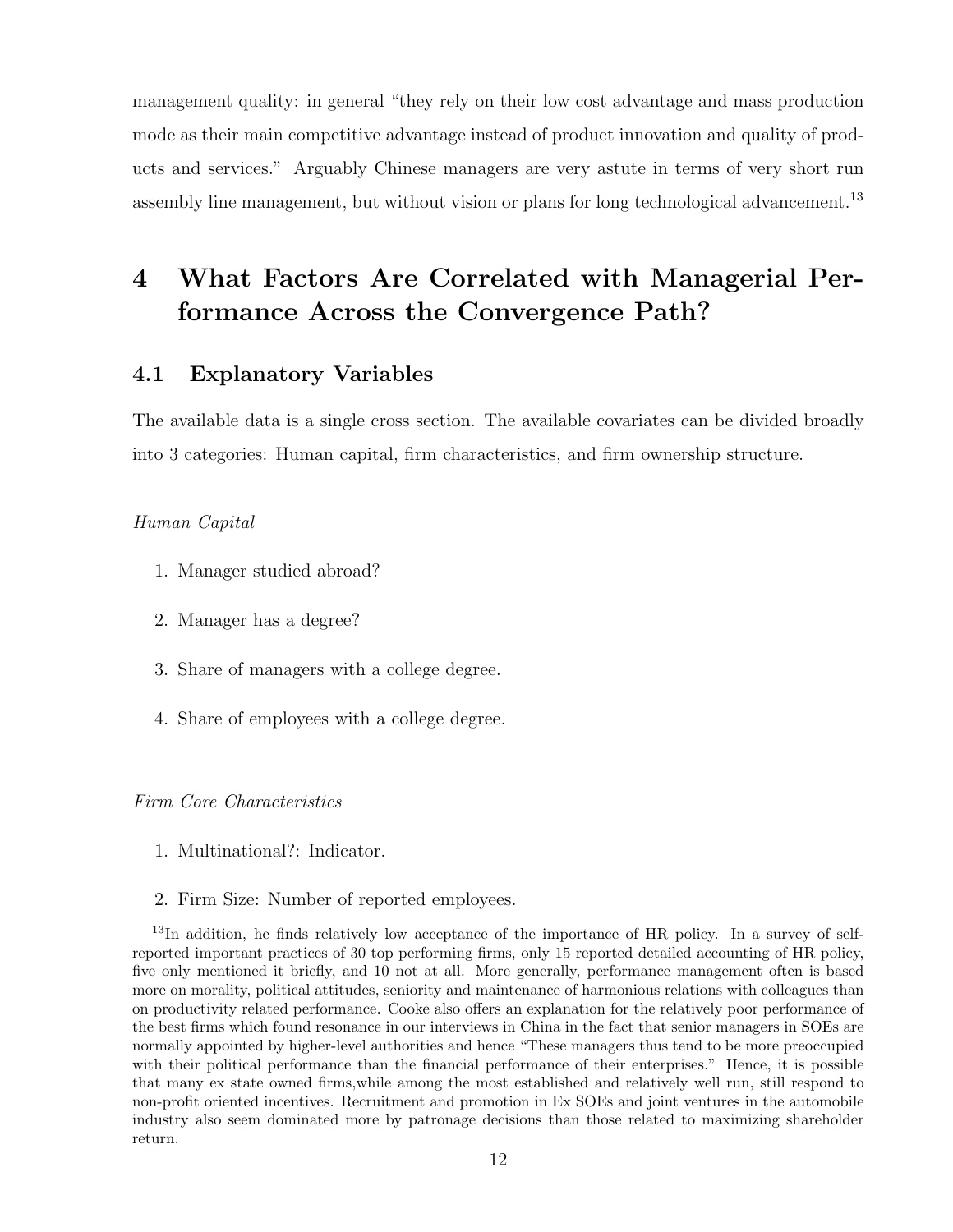management quality: in general "they rely on their low cost advantage and mass production mode as their main competitive advantage instead of product innovation and quality of products and services." Arguably Chinese managers are very astute in terms of very short run assembly line management, but without vision or plans for long technological advancement.[13]

# 4 What Factors Are Correlated with Managerial Performance Across the Convergence Path?

## 4.1 Explanatory Variables

The available data is a single cross section. The available covariates can be divided broadly into 3 categories: Human capital, firm characteristics, and firm ownership structure.

*Human Capital*

1. Manager studied abroad?
2. Manager has a degree?
3. Share of managers with a college degree.
4. Share of employees with a college degree.

*Firm Core Characteristics*

1. Multinational?: Indicator.
2. Firm Size: Number of reported employees.

[13] In addition, he finds relatively low acceptance of the importance of HR policy. In a survey of self-reported important practices of 30 top performing firms, only 15 reported detailed accounting of HR policy, five only mentioned it briefly, and 10 not at all. More generally, performance management often is based more on morality, political attitudes, seniority and maintenance of harmonious relations with colleagues than on productivity related performance. Cooke also offers an explanation for the relatively poor performance of the best firms which found resonance in our interviews in China in the fact that senior managers in SOEs are normally appointed by higher-level authorities and hence "These managers thus tend to be more preoccupied with their political performance than the financial performance of their enterprises." Hence, it is possible that many ex state owned firms,while among the most established and relatively well run, still respond to non-profit oriented incentives. Recruitment and promotion in Ex SOEs and joint ventures in the automobile industry also seem dominated more by patronage decisions than those related to maximizing shareholder return.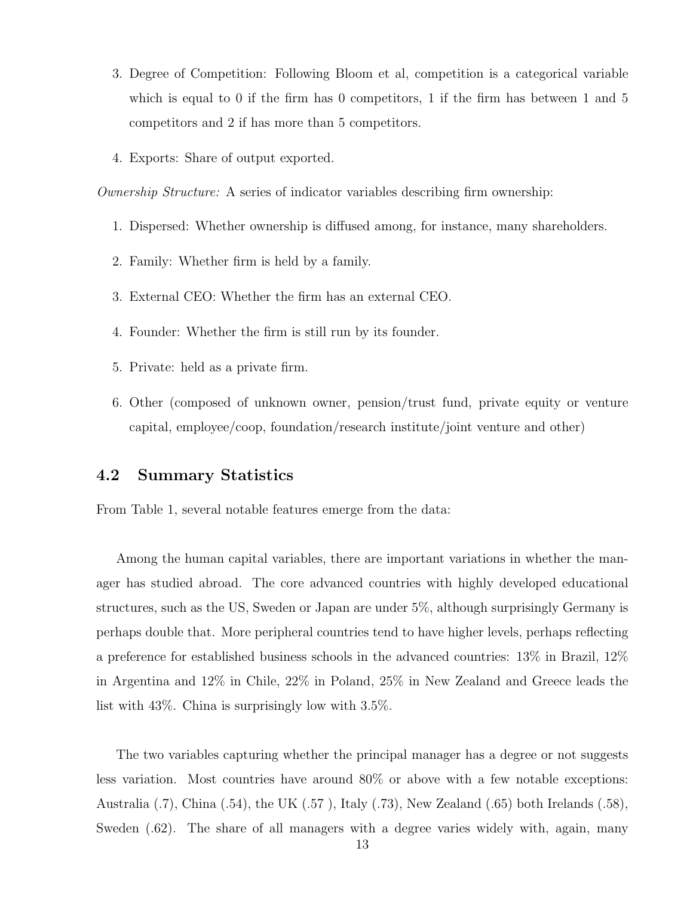3. Degree of Competition: Following Bloom et al, competition is a categorical variable which is equal to 0 if the firm has 0 competitors, 1 if the firm has between 1 and 5 competitors and 2 if has more than 5 competitors.

4. Exports: Share of output exported.

*Ownership Structure:* A series of indicator variables describing firm ownership:

1. Dispersed: Whether ownership is diffused among, for instance, many shareholders.
2. Family: Whether firm is held by a family.
3. External CEO: Whether the firm has an external CEO.
4. Founder: Whether the firm is still run by its founder.
5. Private: held as a private firm.
6. Other (composed of unknown owner, pension/trust fund, private equity or venture capital, employee/coop, foundation/research institute/joint venture and other)

## 4.2 Summary Statistics

From Table 1, several notable features emerge from the data:

Among the human capital variables, there are important variations in whether the manager has studied abroad. The core advanced countries with highly developed educational structures, such as the US, Sweden or Japan are under 5%, although surprisingly Germany is perhaps double that. More peripheral countries tend to have higher levels, perhaps reflecting a preference for established business schools in the advanced countries: 13% in Brazil, 12% in Argentina and 12% in Chile, 22% in Poland, 25% in New Zealand and Greece leads the list with 43%. China is surprisingly low with 3.5%.

The two variables capturing whether the principal manager has a degree or not suggests less variation. Most countries have around 80% or above with a few notable exceptions: Australia (.7), China (.54), the UK (.57 ), Italy (.73), New Zealand (.65) both Irelands (.58), Sweden (.62). The share of all managers with a degree varies widely with, again, many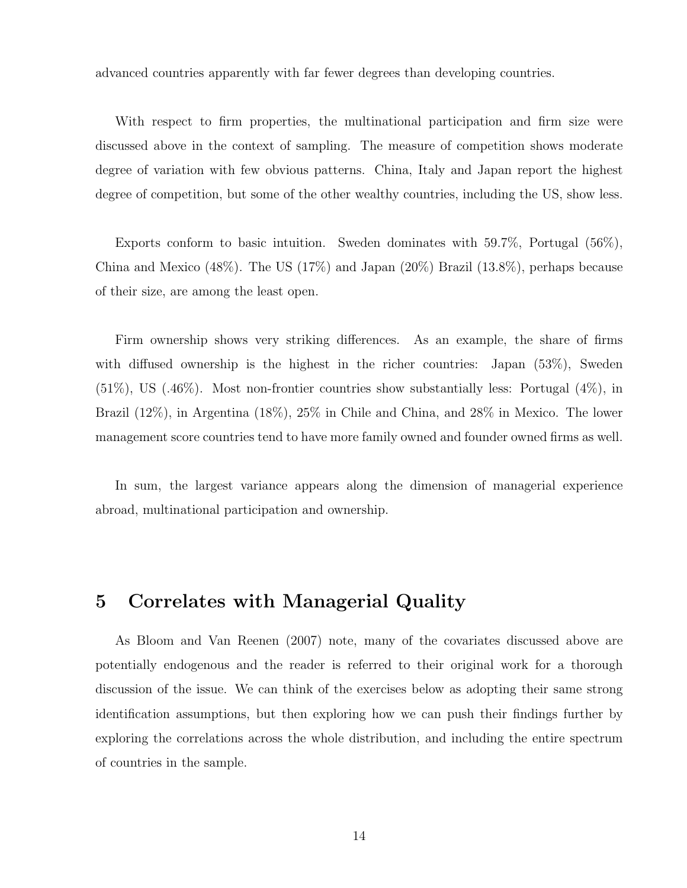advanced countries apparently with far fewer degrees than developing countries.

With respect to firm properties, the multinational participation and firm size were discussed above in the context of sampling. The measure of competition shows moderate degree of variation with few obvious patterns. China, Italy and Japan report the highest degree of competition, but some of the other wealthy countries, including the US, show less.

Exports conform to basic intuition. Sweden dominates with 59.7%, Portugal (56%), China and Mexico (48%). The US (17%) and Japan (20%) Brazil (13.8%), perhaps because of their size, are among the least open.

Firm ownership shows very striking differences. As an example, the share of firms with diffused ownership is the highest in the richer countries: Japan (53%), Sweden (51%), US (.46%). Most non-frontier countries show substantially less: Portugal (4%), in Brazil (12%), in Argentina (18%), 25% in Chile and China, and 28% in Mexico. The lower management score countries tend to have more family owned and founder owned firms as well.

In sum, the largest variance appears along the dimension of managerial experience abroad, multinational participation and ownership.

# 5 Correlates with Managerial Quality

As Bloom and Van Reenen (2007) note, many of the covariates discussed above are potentially endogenous and the reader is referred to their original work for a thorough discussion of the issue. We can think of the exercises below as adopting their same strong identification assumptions, but then exploring how we can push their findings further by exploring the correlations across the whole distribution, and including the entire spectrum of countries in the sample.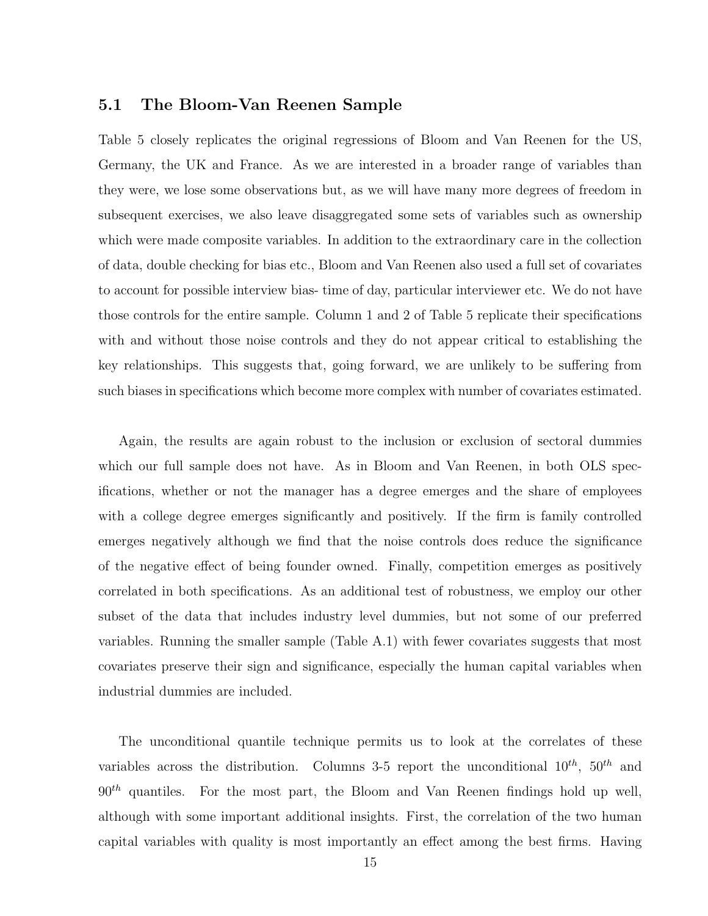### 5.1 The Bloom-Van Reenen Sample

Table 5 closely replicates the original regressions of Bloom and Van Reenen for the US, Germany, the UK and France. As we are interested in a broader range of variables than they were, we lose some observations but, as we will have many more degrees of freedom in subsequent exercises, we also leave disaggregated some sets of variables such as ownership which were made composite variables. In addition to the extraordinary care in the collection of data, double checking for bias etc., Bloom and Van Reenen also used a full set of covariates to account for possible interview bias- time of day, particular interviewer etc. We do not have those controls for the entire sample. Column 1 and 2 of Table 5 replicate their specifications with and without those noise controls and they do not appear critical to establishing the key relationships. This suggests that, going forward, we are unlikely to be suffering from such biases in specifications which become more complex with number of covariates estimated.

Again, the results are again robust to the inclusion or exclusion of sectoral dummies which our full sample does not have. As in Bloom and Van Reenen, in both OLS specifications, whether or not the manager has a degree emerges and the share of employees with a college degree emerges significantly and positively. If the firm is family controlled emerges negatively although we find that the noise controls does reduce the significance of the negative effect of being founder owned. Finally, competition emerges as positively correlated in both specifications. As an additional test of robustness, we employ our other subset of the data that includes industry level dummies, but not some of our preferred variables. Running the smaller sample (Table A.1) with fewer covariates suggests that most covariates preserve their sign and significance, especially the human capital variables when industrial dummies are included.

The unconditional quantile technique permits us to look at the correlates of these variables across the distribution. Columns 3-5 report the unconditional $10^{th}$, $50^{th}$ and $90^{th}$ quantiles. For the most part, the Bloom and Van Reenen findings hold up well, although with some important additional insights. First, the correlation of the two human capital variables with quality is most importantly an effect among the best firms. Having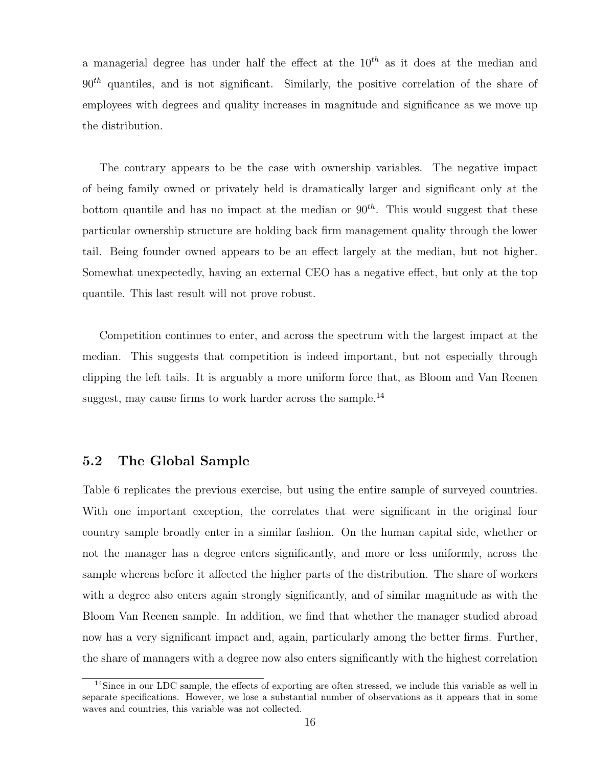a managerial degree has under half the effect at the $10^{th}$ as it does at the median and $90^{th}$ quantiles, and is not significant. Similarly, the positive correlation of the share of employees with degrees and quality increases in magnitude and significance as we move up the distribution.

The contrary appears to be the case with ownership variables. The negative impact of being family owned or privately held is dramatically larger and significant only at the bottom quantile and has no impact at the median or $90^{th}$. This would suggest that these particular ownership structure are holding back firm management quality through the lower tail. Being founder owned appears to be an effect largely at the median, but not higher. Somewhat unexpectedly, having an external CEO has a negative effect, but only at the top quantile. This last result will not prove robust.

Competition continues to enter, and across the spectrum with the largest impact at the median. This suggests that competition is indeed important, but not especially through clipping the left tails. It is arguably a more uniform force that, as Bloom and Van Reenen suggest, may cause firms to work harder across the sample.[14]

## 5.2 The Global Sample

Table 6 replicates the previous exercise, but using the entire sample of surveyed countries. With one important exception, the correlates that were significant in the original four country sample broadly enter in a similar fashion. On the human capital side, whether or not the manager has a degree enters significantly, and more or less uniformly, across the sample whereas before it affected the higher parts of the distribution. The share of workers with a degree also enters again strongly significantly, and of similar magnitude as with the Bloom Van Reenen sample. In addition, we find that whether the manager studied abroad now has a very significant impact and, again, particularly among the better firms. Further, the share of managers with a degree now also enters significantly with the highest correlation

[14] Since in our LDC sample, the effects of exporting are often stressed, we include this variable as well in separate specifications. However, we lose a substantial number of observations as it appears that in some waves and countries, this variable was not collected.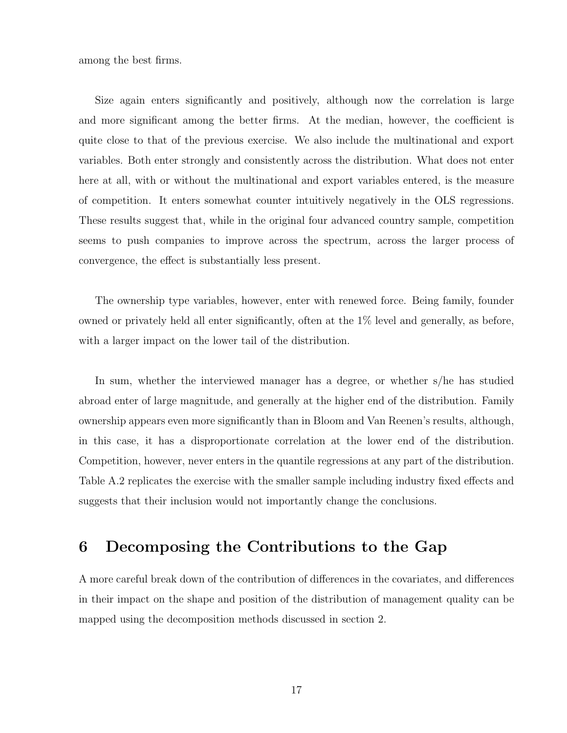among the best firms.

Size again enters significantly and positively, although now the correlation is large and more significant among the better firms. At the median, however, the coefficient is quite close to that of the previous exercise. We also include the multinational and export variables. Both enter strongly and consistently across the distribution. What does not enter here at all, with or without the multinational and export variables entered, is the measure of competition. It enters somewhat counter intuitively negatively in the OLS regressions. These results suggest that, while in the original four advanced country sample, competition seems to push companies to improve across the spectrum, across the larger process of convergence, the effect is substantially less present.

The ownership type variables, however, enter with renewed force. Being family, founder owned or privately held all enter significantly, often at the 1% level and generally, as before, with a larger impact on the lower tail of the distribution.

In sum, whether the interviewed manager has a degree, or whether s/he has studied abroad enter of large magnitude, and generally at the higher end of the distribution. Family ownership appears even more significantly than in Bloom and Van Reenen's results, although, in this case, it has a disproportionate correlation at the lower end of the distribution. Competition, however, never enters in the quantile regressions at any part of the distribution. Table A.2 replicates the exercise with the smaller sample including industry fixed effects and suggests that their inclusion would not importantly change the conclusions.

# 6 Decomposing the Contributions to the Gap

A more careful break down of the contribution of differences in the covariates, and differences in their impact on the shape and position of the distribution of management quality can be mapped using the decomposition methods discussed in section 2.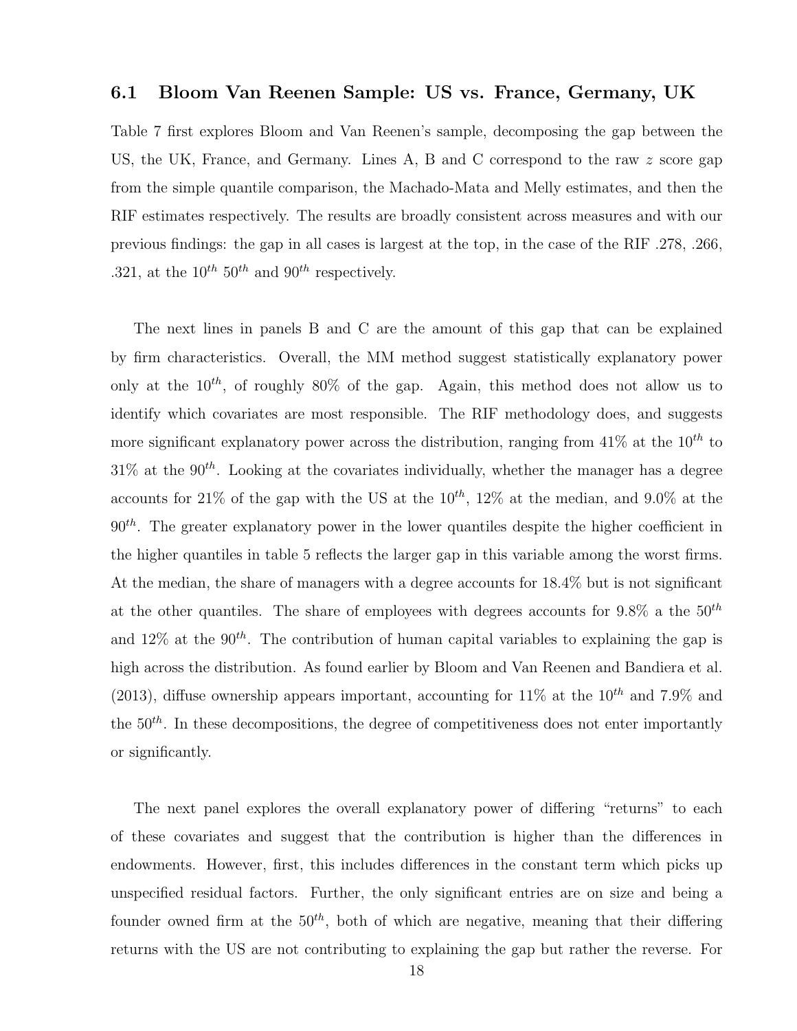### 6.1 Bloom Van Reenen Sample: US vs. France, Germany, UK

Table 7 first explores Bloom and Van Reenen's sample, decomposing the gap between the US, the UK, France, and Germany. Lines A, B and C correspond to the raw $z$ score gap from the simple quantile comparison, the Machado-Mata and Melly estimates, and then the RIF estimates respectively. The results are broadly consistent across measures and with our previous findings: the gap in all cases is largest at the top, in the case of the RIF .278, .266, .321, at the $10^{th}$ $50^{th}$ and $90^{th}$ respectively.

The next lines in panels B and C are the amount of this gap that can be explained by firm characteristics. Overall, the MM method suggest statistically explanatory power only at the $10^{th}$, of roughly 80% of the gap. Again, this method does not allow us to identify which covariates are most responsible. The RIF methodology does, and suggests more significant explanatory power across the distribution, ranging from 41% at the $10^{th}$ to 31% at the $90^{th}$. Looking at the covariates individually, whether the manager has a degree accounts for 21% of the gap with the US at the $10^{th}$, 12% at the median, and 9.0% at the $90^{th}$. The greater explanatory power in the lower quantiles despite the higher coefficient in the higher quantiles in table 5 reflects the larger gap in this variable among the worst firms. At the median, the share of managers with a degree accounts for 18.4% but is not significant at the other quantiles. The share of employees with degrees accounts for 9.8% a the $50^{th}$ and 12% at the $90^{th}$. The contribution of human capital variables to explaining the gap is high across the distribution. As found earlier by Bloom and Van Reenen and Bandiera et al. (2013), diffuse ownership appears important, accounting for 11% at the $10^{th}$ and 7.9% and the $50^{th}$. In these decompositions, the degree of competitiveness does not enter importantly or significantly.

The next panel explores the overall explanatory power of differing "returns" to each of these covariates and suggest that the contribution is higher than the differences in endowments. However, first, this includes differences in the constant term which picks up unspecified residual factors. Further, the only significant entries are on size and being a founder owned firm at the $50^{th}$, both of which are negative, meaning that their differing returns with the US are not contributing to explaining the gap but rather the reverse. For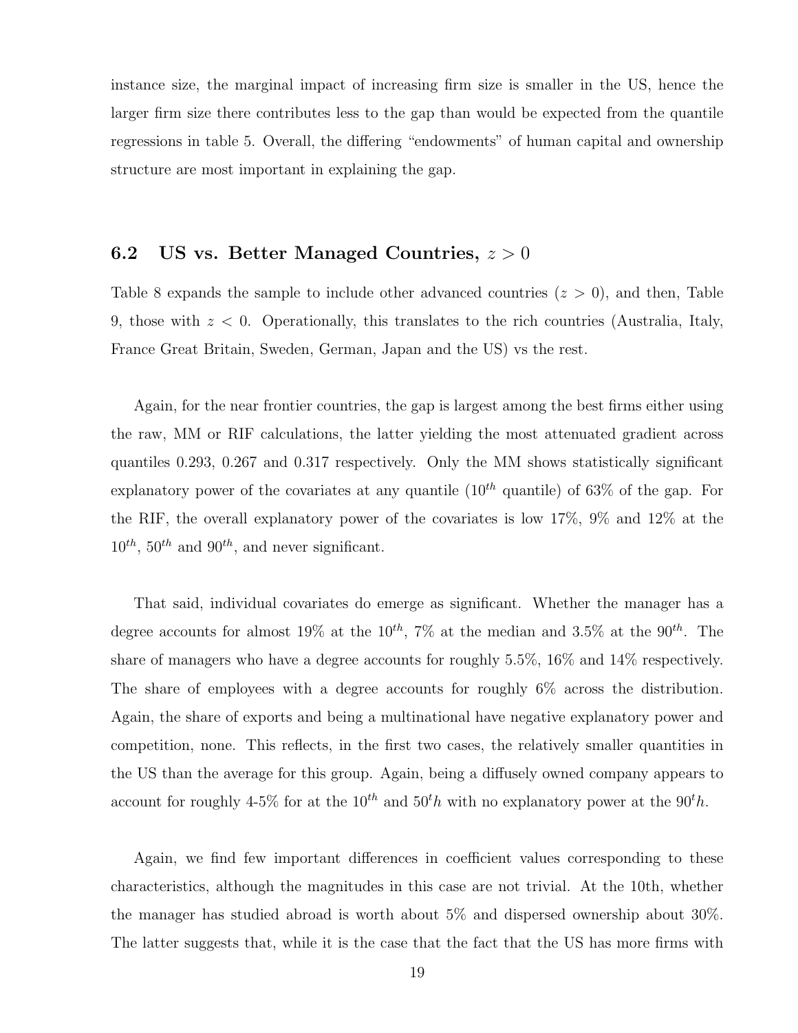instance size, the marginal impact of increasing firm size is smaller in the US, hence the larger firm size there contributes less to the gap than would be expected from the quantile regressions in table 5. Overall, the differing "endowments" of human capital and ownership structure are most important in explaining the gap.

## 6.2 US vs. Better Managed Countries, $z > 0$

Table 8 expands the sample to include other advanced countries ($z > 0$), and then, Table 9, those with $z < 0$. Operationally, this translates to the rich countries (Australia, Italy, France Great Britain, Sweden, German, Japan and the US) vs the rest.

Again, for the near frontier countries, the gap is largest among the best firms either using the raw, MM or RIF calculations, the latter yielding the most attenuated gradient across quantiles 0.293, 0.267 and 0.317 respectively. Only the MM shows statistically significant explanatory power of the covariates at any quantile ($10^{th}$ quantile) of 63% of the gap. For the RIF, the overall explanatory power of the covariates is low 17%, 9% and 12% at the $10^{th}$, $50^{th}$ and $90^{th}$, and never significant.

That said, individual covariates do emerge as significant. Whether the manager has a degree accounts for almost 19% at the $10^{th}$, 7% at the median and 3.5% at the $90^{th}$. The share of managers who have a degree accounts for roughly 5.5%, 16% and 14% respectively. The share of employees with a degree accounts for roughly 6% across the distribution. Again, the share of exports and being a multinational have negative explanatory power and competition, none. This reflects, in the first two cases, the relatively smaller quantities in the US than the average for this group. Again, being a diffusely owned company appears to account for roughly 4-5% for at the $10^{th}$ and $50^th$ with no explanatory power at the $90^th$.

Again, we find few important differences in coefficient values corresponding to these characteristics, although the magnitudes in this case are not trivial. At the 10th, whether the manager has studied abroad is worth about 5% and dispersed ownership about 30%. The latter suggests that, while it is the case that the fact that the US has more firms with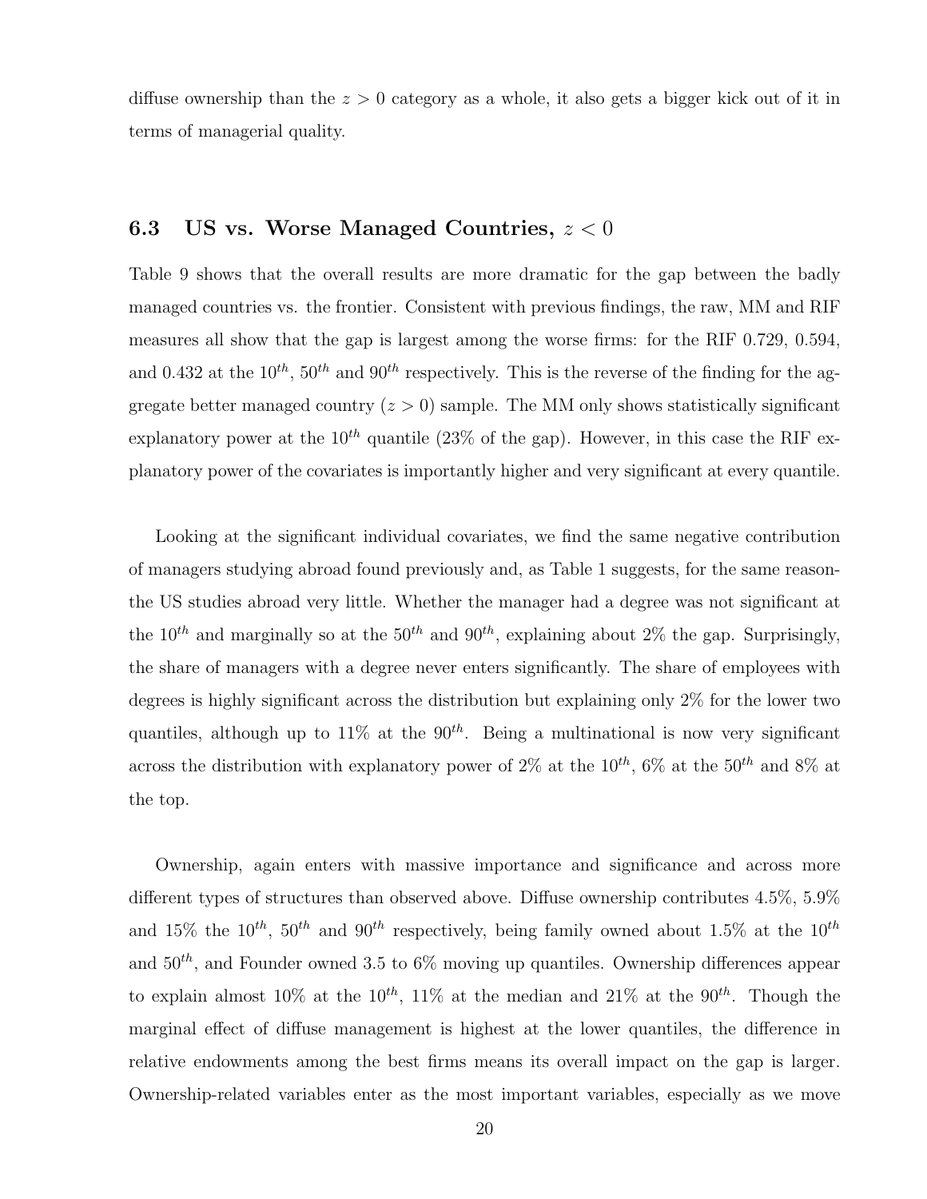diffuse ownership than the $z > 0$ category as a whole, it also gets a bigger kick out of it in terms of managerial quality.

### 6.3 US vs. Worse Managed Countries, $z < 0$

Table 9 shows that the overall results are more dramatic for the gap between the badly managed countries vs. the frontier. Consistent with previous findings, the raw, MM and RIF measures all show that the gap is largest among the worse firms: for the RIF 0.729, 0.594, and 0.432 at the $10^{th}$, $50^{th}$ and $90^{th}$ respectively. This is the reverse of the finding for the aggregate better managed country ($z > 0$) sample. The MM only shows statistically significant explanatory power at the $10^{th}$ quantile (23% of the gap). However, in this case the RIF explanatory power of the covariates is importantly higher and very significant at every quantile.

Looking at the significant individual covariates, we find the same negative contribution of managers studying abroad found previously and, as Table 1 suggests, for the same reason- the US studies abroad very little. Whether the manager had a degree was not significant at the $10^{th}$ and marginally so at the $50^{th}$ and $90^{th}$, explaining about 2% the gap. Surprisingly, the share of managers with a degree never enters significantly. The share of employees with degrees is highly significant across the distribution but explaining only 2% for the lower two quantiles, although up to 11% at the $90^{th}$. Being a multinational is now very significant across the distribution with explanatory power of 2% at the $10^{th}$, 6% at the $50^{th}$ and 8% at the top.

Ownership, again enters with massive importance and significance and across more different types of structures than observed above. Diffuse ownership contributes 4.5%, 5.9% and 15% the $10^{th}$, $50^{th}$ and $90^{th}$ respectively, being family owned about 1.5% at the $10^{th}$ and $50^{th}$, and Founder owned 3.5 to 6% moving up quantiles. Ownership differences appear to explain almost 10% at the $10^{th}$, 11% at the median and 21% at the $90^{th}$. Though the marginal effect of diffuse management is highest at the lower quantiles, the difference in relative endowments among the best firms means its overall impact on the gap is larger. Ownership-related variables enter as the most important variables, especially as we move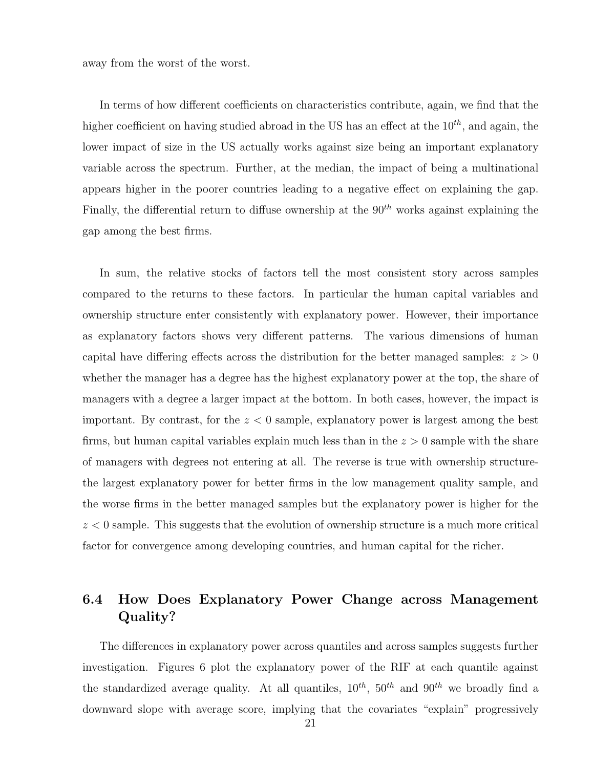away from the worst of the worst.

In terms of how different coefficients on characteristics contribute, again, we find that the higher coefficient on having studied abroad in the US has an effect at the $10^{th}$, and again, the lower impact of size in the US actually works against size being an important explanatory variable across the spectrum. Further, at the median, the impact of being a multinational appears higher in the poorer countries leading to a negative effect on explaining the gap. Finally, the differential return to diffuse ownership at the $90^{th}$ works against explaining the gap among the best firms.

In sum, the relative stocks of factors tell the most consistent story across samples compared to the returns to these factors. In particular the human capital variables and ownership structure enter consistently with explanatory power. However, their importance as explanatory factors shows very different patterns. The various dimensions of human capital have differing effects across the distribution for the better managed samples: $z > 0$ whether the manager has a degree has the highest explanatory power at the top, the share of managers with a degree a larger impact at the bottom. In both cases, however, the impact is important. By contrast, for the $z < 0$ sample, explanatory power is largest among the best firms, but human capital variables explain much less than in the $z > 0$ sample with the share of managers with degrees not entering at all. The reverse is true with ownership structure-the largest explanatory power for better firms in the low management quality sample, and the worse firms in the better managed samples but the explanatory power is higher for the $z < 0$ sample. This suggests that the evolution of ownership structure is a much more critical factor for convergence among developing countries, and human capital for the richer.

## 6.4 How Does Explanatory Power Change across Management Quality?

The differences in explanatory power across quantiles and across samples suggests further investigation. Figures 6 plot the explanatory power of the RIF at each quantile against the standardized average quality. At all quantiles, $10^{th}$, $50^{th}$ and $90^{th}$ we broadly find a downward slope with average score, implying that the covariates "explain" progressively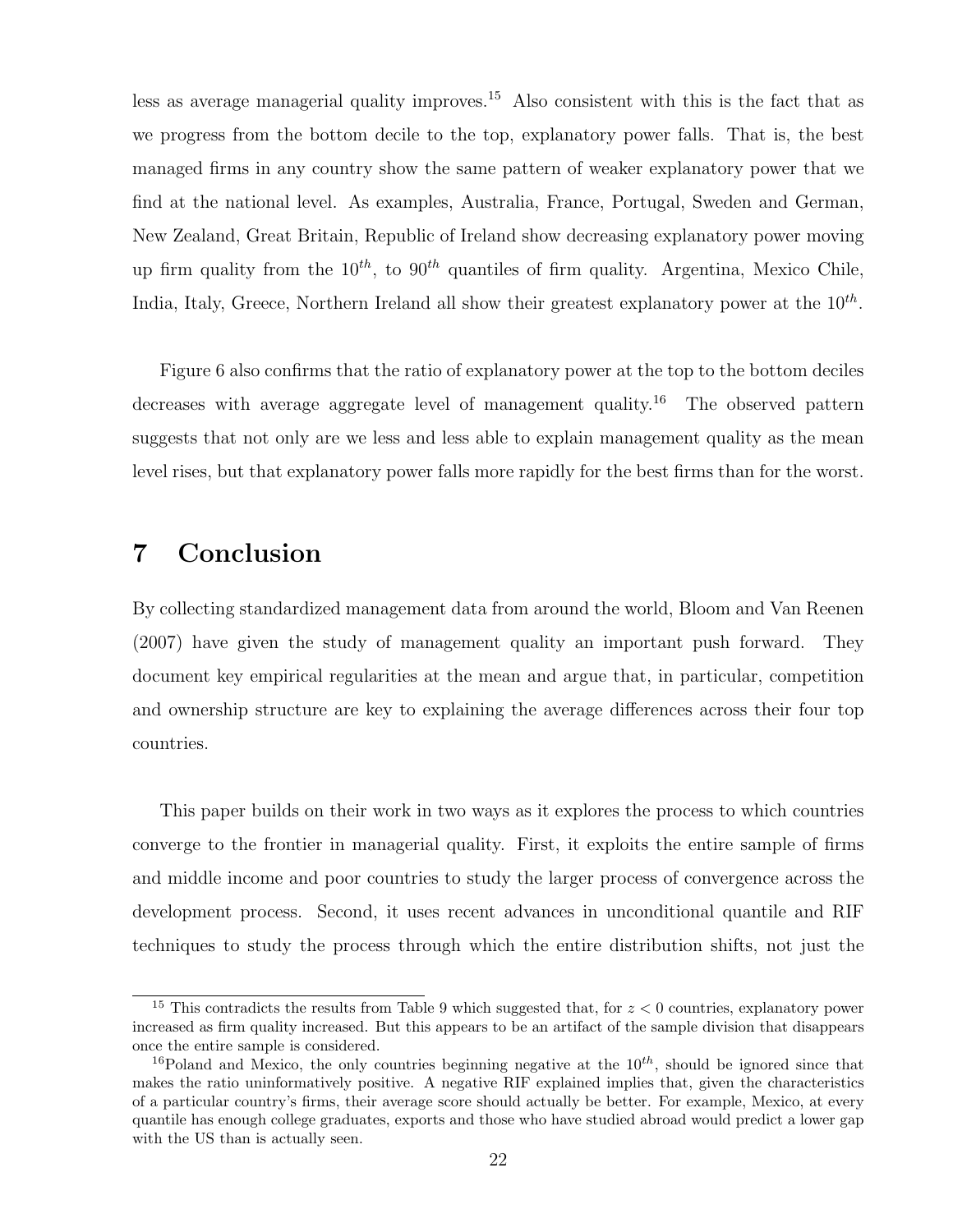less as average managerial quality improves.[15] Also consistent with this is the fact that as we progress from the bottom decile to the top, explanatory power falls. That is, the best managed firms in any country show the same pattern of weaker explanatory power that we find at the national level. As examples, Australia, France, Portugal, Sweden and German, New Zealand, Great Britain, Republic of Ireland show decreasing explanatory power moving up firm quality from the $10^{th}$, to $90^{th}$ quantiles of firm quality. Argentina, Mexico Chile, India, Italy, Greece, Northern Ireland all show their greatest explanatory power at the $10^{th}$.

Figure 6 also confirms that the ratio of explanatory power at the top to the bottom deciles decreases with average aggregate level of management quality.[16] The observed pattern suggests that not only are we less and less able to explain management quality as the mean level rises, but that explanatory power falls more rapidly for the best firms than for the worst.

# 7 Conclusion

By collecting standardized management data from around the world, Bloom and Van Reenen (2007) have given the study of management quality an important push forward. They document key empirical regularities at the mean and argue that, in particular, competition and ownership structure are key to explaining the average differences across their four top countries.

This paper builds on their work in two ways as it explores the process to which countries converge to the frontier in managerial quality. First, it exploits the entire sample of firms and middle income and poor countries to study the larger process of convergence across the development process. Second, it uses recent advances in unconditional quantile and RIF techniques to study the process through which the entire distribution shifts, not just the

---

[15] This contradicts the results from Table 9 which suggested that, for $z < 0$ countries, explanatory power increased as firm quality increased. But this appears to be an artifact of the sample division that disappears once the entire sample is considered.

[16] Poland and Mexico, the only countries beginning negative at the $10^{th}$, should be ignored since that makes the ratio uninformatively positive. A negative RIF explained implies that, given the characteristics of a particular country's firms, their average score should actually be better. For example, Mexico, at every quantile has enough college graduates, exports and those who have studied abroad would predict a lower gap with the US than is actually seen.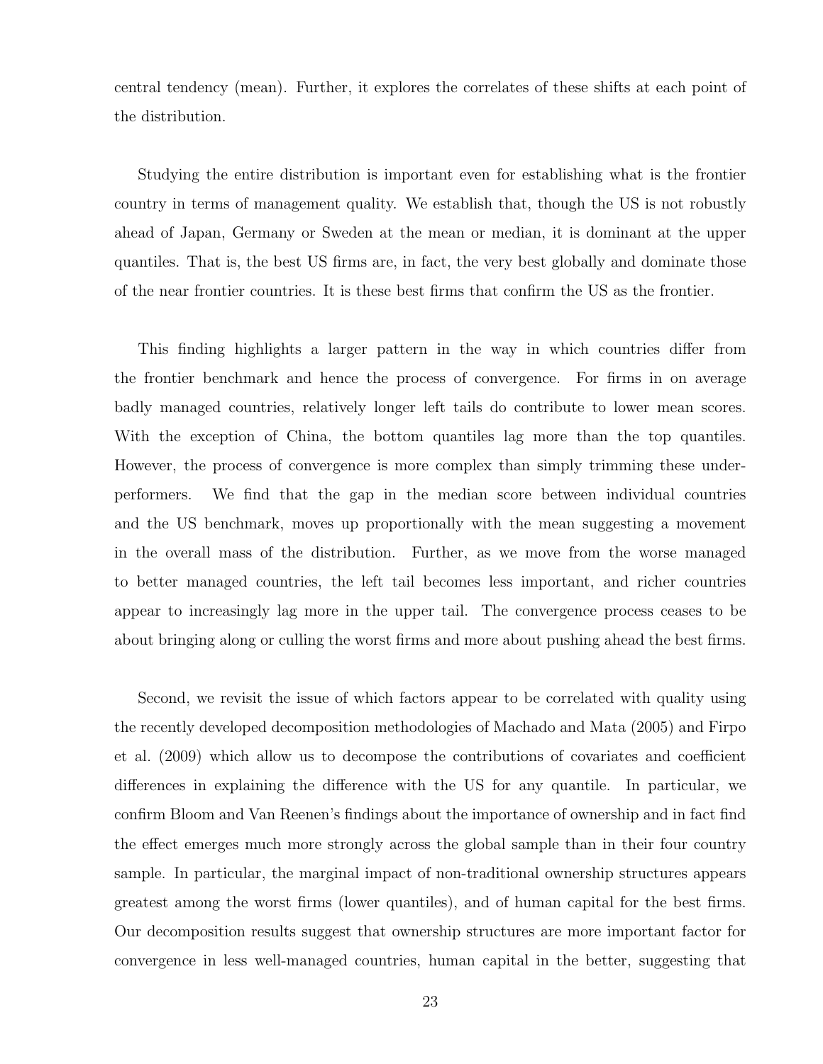central tendency (mean). Further, it explores the correlates of these shifts at each point of the distribution.

Studying the entire distribution is important even for establishing what is the frontier country in terms of management quality. We establish that, though the US is not robustly ahead of Japan, Germany or Sweden at the mean or median, it is dominant at the upper quantiles. That is, the best US firms are, in fact, the very best globally and dominate those of the near frontier countries. It is these best firms that confirm the US as the frontier.

This finding highlights a larger pattern in the way in which countries differ from the frontier benchmark and hence the process of convergence. For firms in on average badly managed countries, relatively longer left tails do contribute to lower mean scores. With the exception of China, the bottom quantiles lag more than the top quantiles. However, the process of convergence is more complex than simply trimming these underperformers. We find that the gap in the median score between individual countries and the US benchmark, moves up proportionally with the mean suggesting a movement in the overall mass of the distribution. Further, as we move from the worse managed to better managed countries, the left tail becomes less important, and richer countries appear to increasingly lag more in the upper tail. The convergence process ceases to be about bringing along or culling the worst firms and more about pushing ahead the best firms.

Second, we revisit the issue of which factors appear to be correlated with quality using the recently developed decomposition methodologies of Machado and Mata (2005) and Firpo et al. (2009) which allow us to decompose the contributions of covariates and coefficient differences in explaining the difference with the US for any quantile. In particular, we confirm Bloom and Van Reenen's findings about the importance of ownership and in fact find the effect emerges much more strongly across the global sample than in their four country sample. In particular, the marginal impact of non-traditional ownership structures appears greatest among the worst firms (lower quantiles), and of human capital for the best firms. Our decomposition results suggest that ownership structures are more important factor for convergence in less well-managed countries, human capital in the better, suggesting that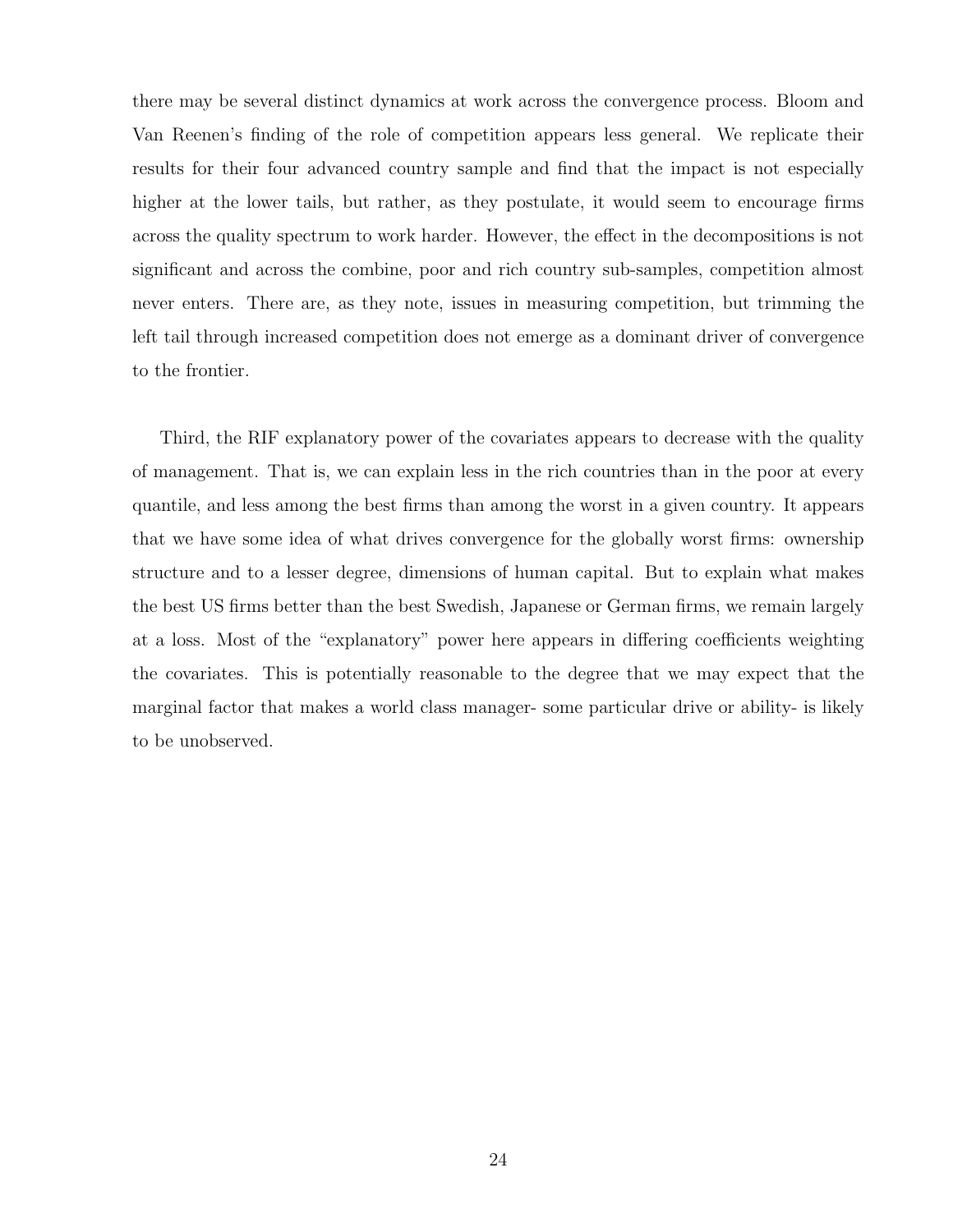there may be several distinct dynamics at work across the convergence process. Bloom and Van Reenen's finding of the role of competition appears less general. We replicate their results for their four advanced country sample and find that the impact is not especially higher at the lower tails, but rather, as they postulate, it would seem to encourage firms across the quality spectrum to work harder. However, the effect in the decompositions is not significant and across the combine, poor and rich country sub-samples, competition almost never enters. There are, as they note, issues in measuring competition, but trimming the left tail through increased competition does not emerge as a dominant driver of convergence to the frontier.

Third, the RIF explanatory power of the covariates appears to decrease with the quality of management. That is, we can explain less in the rich countries than in the poor at every quantile, and less among the best firms than among the worst in a given country. It appears that we have some idea of what drives convergence for the globally worst firms: ownership structure and to a lesser degree, dimensions of human capital. But to explain what makes the best US firms better than the best Swedish, Japanese or German firms, we remain largely at a loss. Most of the "explanatory" power here appears in differing coefficients weighting the covariates. This is potentially reasonable to the degree that we may expect that the marginal factor that makes a world class manager- some particular drive or ability- is likely to be unobserved.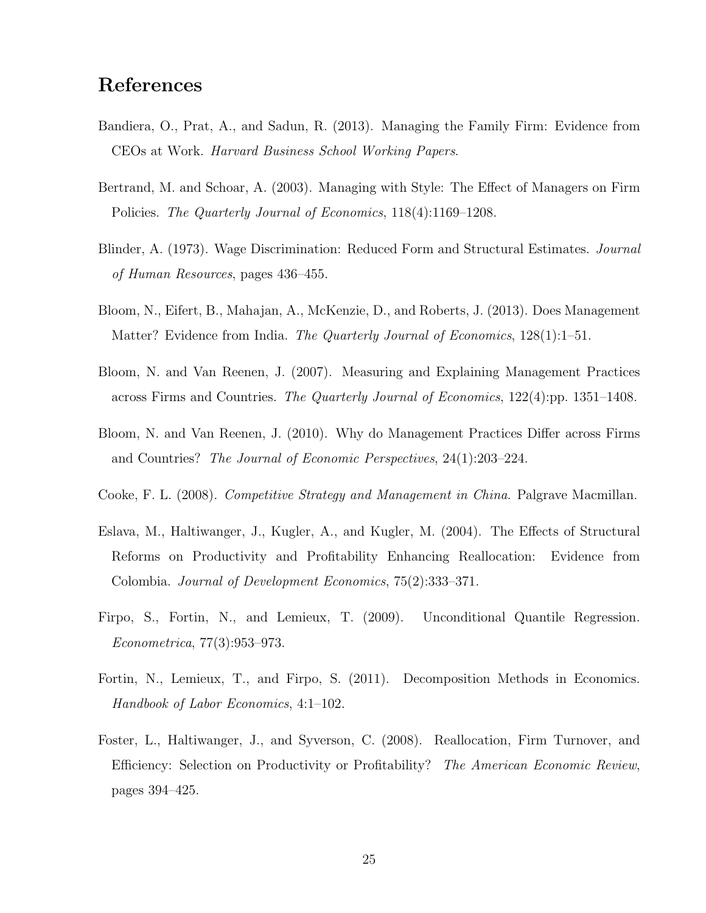# References

Bandiera, O., Prat, A., and Sadun, R. (2013). Managing the Family Firm: Evidence from CEOs at Work. *Harvard Business School Working Papers*.

Bertrand, M. and Schoar, A. (2003). Managing with Style: The Effect of Managers on Firm Policies. *The Quarterly Journal of Economics*, 118(4):1169–1208.

Blinder, A. (1973). Wage Discrimination: Reduced Form and Structural Estimates. *Journal of Human Resources*, pages 436–455.

Bloom, N., Eifert, B., Mahajan, A., McKenzie, D., and Roberts, J. (2013). Does Management Matter? Evidence from India. *The Quarterly Journal of Economics*, 128(1):1–51.

Bloom, N. and Van Reenen, J. (2007). Measuring and Explaining Management Practices across Firms and Countries. *The Quarterly Journal of Economics*, 122(4):pp. 1351–1408.

Bloom, N. and Van Reenen, J. (2010). Why do Management Practices Differ across Firms and Countries? *The Journal of Economic Perspectives*, 24(1):203–224.

Cooke, F. L. (2008). *Competitive Strategy and Management in China*. Palgrave Macmillan.

Eslava, M., Haltiwanger, J., Kugler, A., and Kugler, M. (2004). The Effects of Structural Reforms on Productivity and Profitability Enhancing Reallocation: Evidence from Colombia. *Journal of Development Economics*, 75(2):333–371.

Firpo, S., Fortin, N., and Lemieux, T. (2009). Unconditional Quantile Regression. *Econometrica*, 77(3):953–973.

Fortin, N., Lemieux, T., and Firpo, S. (2011). Decomposition Methods in Economics. *Handbook of Labor Economics*, 4:1–102.

Foster, L., Haltiwanger, J., and Syverson, C. (2008). Reallocation, Firm Turnover, and Efficiency: Selection on Productivity or Profitability? *The American Economic Review*, pages 394–425.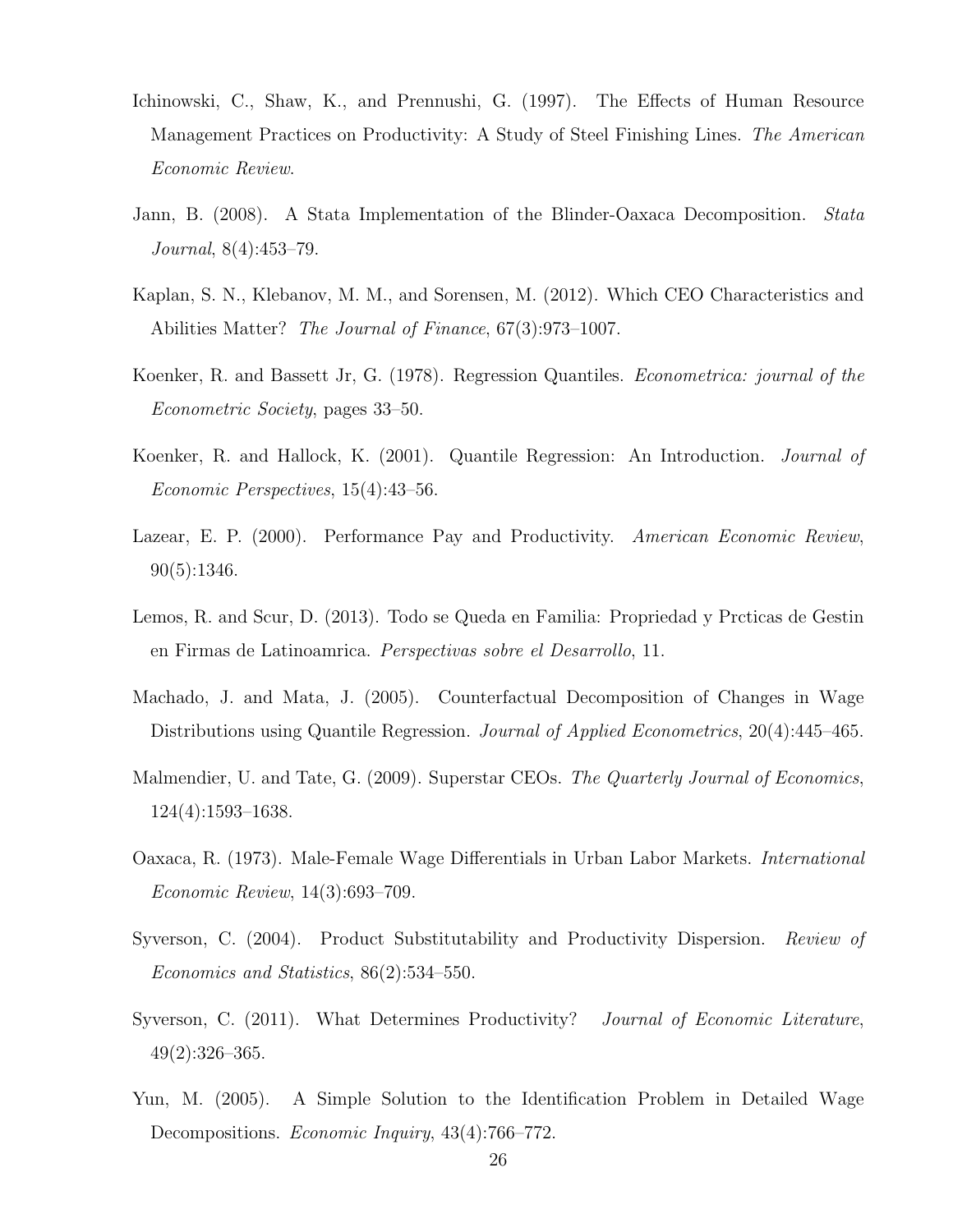Ichinowski, C., Shaw, K., and Prennushi, G. (1997). The Effects of Human Resource Management Practices on Productivity: A Study of Steel Finishing Lines. *The American Economic Review*.

Jann, B. (2008). A Stata Implementation of the Blinder-Oaxaca Decomposition. *Stata Journal*, 8(4):453–79.

Kaplan, S. N., Klebanov, M. M., and Sorensen, M. (2012). Which CEO Characteristics and Abilities Matter? *The Journal of Finance*, 67(3):973–1007.

Koenker, R. and Bassett Jr, G. (1978). Regression Quantiles. *Econometrica: journal of the Econometric Society*, pages 33–50.

Koenker, R. and Hallock, K. (2001). Quantile Regression: An Introduction. *Journal of Economic Perspectives*, 15(4):43–56.

Lazear, E. P. (2000). Performance Pay and Productivity. *American Economic Review*, 90(5):1346.

Lemos, R. and Scur, D. (2013). Todo se Queda en Familia: Propriedad y Prcticas de Gestin en Firmas de Latinoamrica. *Perspectivas sobre el Desarrollo*, 11.

Machado, J. and Mata, J. (2005). Counterfactual Decomposition of Changes in Wage Distributions using Quantile Regression. *Journal of Applied Econometrics*, 20(4):445–465.

Malmendier, U. and Tate, G. (2009). Superstar CEOs. *The Quarterly Journal of Economics*, 124(4):1593–1638.

Oaxaca, R. (1973). Male-Female Wage Differentials in Urban Labor Markets. *International Economic Review*, 14(3):693–709.

Syverson, C. (2004). Product Substitutability and Productivity Dispersion. *Review of Economics and Statistics*, 86(2):534–550.

Syverson, C. (2011). What Determines Productivity? *Journal of Economic Literature*, 49(2):326–365.

Yun, M. (2005). A Simple Solution to the Identification Problem in Detailed Wage Decompositions. *Economic Inquiry*, 43(4):766–772.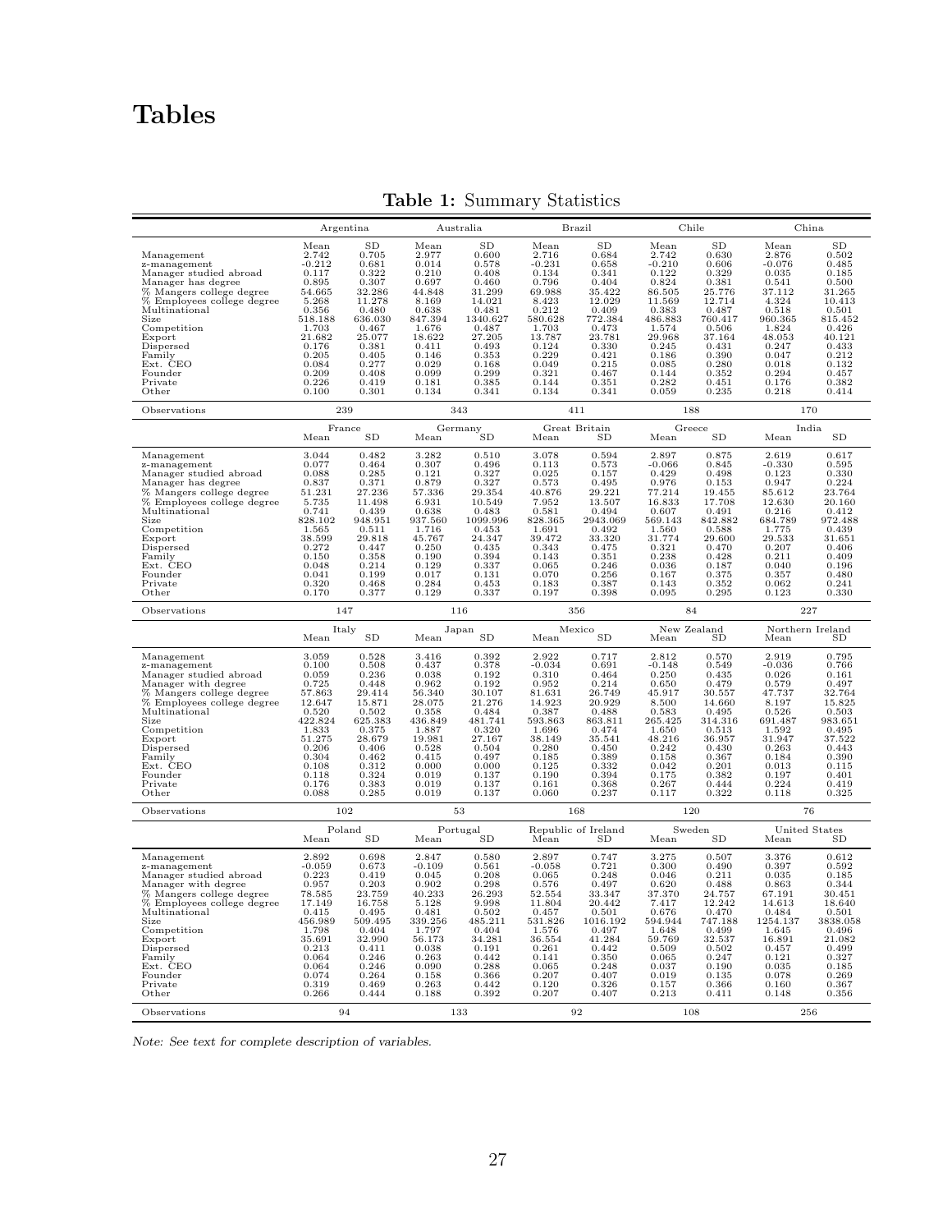# Tables

**Table 1:** Summary Statistics

| | Argentina | | Australia | | Brazil | | Chile | | China | |
|---|---|---|---|---|---|---|---|---|---|---|
| | Mean | SD | Mean | SD | Mean | SD | Mean | SD | Mean | SD |
| Management | 2.742 | 0.705 | 2.977 | 0.600 | 2.716 | 0.684 | 2.742 | 0.630 | 2.876 | 0.502 |
| z-management | -0.212 | 0.681 | 0.014 | 0.578 | -0.231 | 0.658 | -0.210 | 0.606 | -0.076 | 0.485 |
| Manager studied abroad | 0.117 | 0.322 | 0.210 | 0.408 | 0.134 | 0.341 | 0.122 | 0.329 | 0.035 | 0.185 |
| Manager has degree | 0.895 | 0.307 | 0.697 | 0.460 | 0.796 | 0.404 | 0.824 | 0.381 | 0.541 | 0.500 |
| % Mangers college degree | 54.665 | 32.286 | 44.848 | 31.299 | 69.988 | 35.422 | 86.505 | 25.776 | 37.112 | 31.265 |
| % Employees college degree | 5.268 | 11.278 | 8.169 | 14.021 | 8.423 | 12.029 | 11.569 | 12.714 | 4.324 | 10.413 |
| Multinational | 0.356 | 0.480 | 0.638 | 0.481 | 0.212 | 0.409 | 0.383 | 0.487 | 0.518 | 0.501 |
| Size | 518.188 | 636.030 | 847.394 | 1340.627 | 580.628 | 772.384 | 486.883 | 760.417 | 960.365 | 815.452 |
| Competition | 1.703 | 0.467 | 1.676 | 0.487 | 1.703 | 0.473 | 1.574 | 0.506 | 1.824 | 0.426 |
| Export | 21.682 | 25.077 | 18.622 | 27.205 | 13.787 | 23.781 | 29.968 | 37.164 | 48.053 | 40.121 |
| Dispersed | 0.176 | 0.381 | 0.411 | 0.493 | 0.124 | 0.330 | 0.245 | 0.431 | 0.247 | 0.433 |
| Family | 0.205 | 0.405 | 0.146 | 0.353 | 0.229 | 0.421 | 0.186 | 0.390 | 0.047 | 0.212 |
| Ext. CEO | 0.084 | 0.277 | 0.029 | 0.168 | 0.049 | 0.215 | 0.085 | 0.280 | 0.018 | 0.132 |
| Founder | 0.209 | 0.408 | 0.099 | 0.299 | 0.321 | 0.467 | 0.144 | 0.352 | 0.294 | 0.457 |
| Private | 0.226 | 0.419 | 0.181 | 0.385 | 0.144 | 0.351 | 0.282 | 0.451 | 0.176 | 0.382 |
| Other | 0.100 | 0.301 | 0.134 | 0.341 | 0.134 | 0.341 | 0.059 | 0.235 | 0.218 | 0.414 |
| Observations | 239 | | 343 | | 411 | | 188 | | 170 | |

| | France | | Germany | | Great Britain | | Greece | | India | |
|---|---|---|---|---|---|---|---|---|---|---|
| | Mean | SD | Mean | SD | Mean | SD | Mean | SD | Mean | SD |
| Management | 3.044 | 0.482 | 3.282 | 0.510 | 3.078 | 0.594 | 2.897 | 0.875 | 2.619 | 0.617 |
| z-management | 0.077 | 0.464 | 0.307 | 0.496 | 0.113 | 0.573 | -0.066 | 0.845 | -0.330 | 0.595 |
| Manager studied abroad | 0.088 | 0.285 | 0.121 | 0.327 | 0.025 | 0.157 | 0.429 | 0.498 | 0.123 | 0.330 |
| Manager has degree | 0.837 | 0.371 | 0.879 | 0.327 | 0.573 | 0.495 | 0.976 | 0.153 | 0.947 | 0.224 |
| % Mangers college degree | 51.231 | 27.236 | 57.336 | 29.354 | 40.876 | 29.221 | 77.214 | 19.455 | 85.612 | 23.764 |
| % Employees college degree | 5.735 | 11.498 | 6.931 | 10.549 | 7.952 | 13.507 | 16.833 | 17.708 | 12.630 | 20.160 |
| Multinational | 0.741 | 0.439 | 0.638 | 0.483 | 0.581 | 0.494 | 0.607 | 0.491 | 0.216 | 0.412 |
| Size | 828.102 | 948.951 | 937.560 | 1099.996 | 828.365 | 2943.069 | 569.143 | 842.882 | 684.789 | 972.488 |
| Competition | 1.565 | 0.511 | 1.716 | 0.453 | 1.691 | 0.492 | 1.560 | 0.588 | 1.775 | 0.439 |
| Export | 38.599 | 29.818 | 45.767 | 24.347 | 39.472 | 33.320 | 31.774 | 29.600 | 29.533 | 31.651 |
| Dispersed | 0.272 | 0.447 | 0.250 | 0.435 | 0.343 | 0.475 | 0.321 | 0.470 | 0.207 | 0.406 |
| Family | 0.150 | 0.358 | 0.190 | 0.394 | 0.143 | 0.351 | 0.238 | 0.428 | 0.211 | 0.409 |
| Ext. CEO | 0.048 | 0.214 | 0.129 | 0.337 | 0.065 | 0.246 | 0.036 | 0.187 | 0.040 | 0.196 |
| Founder | 0.041 | 0.199 | 0.017 | 0.131 | 0.070 | 0.256 | 0.167 | 0.375 | 0.357 | 0.480 |
| Private | 0.320 | 0.468 | 0.284 | 0.453 | 0.183 | 0.387 | 0.143 | 0.352 | 0.062 | 0.241 |
| Other | 0.170 | 0.377 | 0.129 | 0.337 | 0.197 | 0.398 | 0.095 | 0.295 | 0.123 | 0.330 |
| Observations | 147 | | 116 | | 356 | | 84 | | 227 | |

| | Italy | | Japan | | Mexico | | New Zealand | | Northern Ireland | |
|---|---|---|---|---|---|---|---|---|---|---|
| | Mean | SD | Mean | SD | Mean | SD | Mean | SD | Mean | SD |
| Management | 3.059 | 0.528 | 3.416 | 0.392 | 2.922 | 0.717 | 2.812 | 0.570 | 2.919 | 0.795 |
| z-management | 0.100 | 0.508 | 0.437 | 0.378 | -0.034 | 0.691 | -0.148 | 0.549 | -0.036 | 0.766 |
| Manager studied abroad | 0.059 | 0.236 | 0.038 | 0.192 | 0.310 | 0.464 | 0.250 | 0.435 | 0.026 | 0.161 |
| Manager with degree | 0.725 | 0.448 | 0.962 | 0.192 | 0.952 | 0.214 | 0.650 | 0.479 | 0.579 | 0.497 |
| % Mangers college degree | 57.863 | 29.414 | 56.340 | 30.107 | 81.631 | 26.749 | 45.917 | 30.557 | 47.737 | 32.764 |
| % Employees college degree | 12.647 | 15.871 | 28.075 | 21.276 | 14.923 | 20.929 | 8.500 | 14.660 | 8.197 | 15.825 |
| Multinational | 0.520 | 0.502 | 0.358 | 0.484 | 0.387 | 0.488 | 0.583 | 0.495 | 0.526 | 0.503 |
| Size | 422.824 | 625.383 | 436.849 | 481.741 | 593.863 | 863.811 | 265.425 | 314.316 | 691.487 | 983.651 |
| Competition | 1.833 | 0.375 | 1.887 | 0.320 | 1.696 | 0.474 | 1.650 | 0.513 | 1.592 | 0.495 |
| Export | 51.275 | 28.679 | 19.981 | 27.167 | 38.149 | 35.541 | 48.216 | 36.957 | 31.947 | 37.522 |
| Dispersed | 0.206 | 0.406 | 0.528 | 0.504 | 0.280 | 0.450 | 0.242 | 0.430 | 0.263 | 0.443 |
| Family | 0.304 | 0.462 | 0.415 | 0.497 | 0.185 | 0.389 | 0.158 | 0.367 | 0.184 | 0.390 |
| Ext. CEO | 0.108 | 0.312 | 0.000 | 0.000 | 0.125 | 0.332 | 0.042 | 0.201 | 0.013 | 0.115 |
| Founder | 0.118 | 0.324 | 0.019 | 0.137 | 0.190 | 0.394 | 0.175 | 0.382 | 0.197 | 0.401 |
| Private | 0.176 | 0.383 | 0.019 | 0.137 | 0.161 | 0.368 | 0.267 | 0.444 | 0.224 | 0.419 |
| Other | 0.088 | 0.285 | 0.019 | 0.137 | 0.060 | 0.237 | 0.117 | 0.322 | 0.118 | 0.325 |
| Observations | 102 | | 53 | | 168 | | 120 | | 76 | |

| | Poland | | Portugal | | Republic of Ireland | | Sweden | | United States | |
|---|---|---|---|---|---|---|---|---|---|---|
| | Mean | SD | Mean | SD | Mean | SD | Mean | SD | Mean | SD |
| Management | 2.892 | 0.698 | 2.847 | 0.580 | 2.897 | 0.747 | 3.275 | 0.507 | 3.376 | 0.612 |
| z-management | -0.059 | 0.673 | -0.109 | 0.561 | -0.058 | 0.721 | 0.300 | 0.490 | 0.397 | 0.592 |
| Manager studied abroad | 0.223 | 0.419 | 0.045 | 0.208 | 0.065 | 0.248 | 0.046 | 0.211 | 0.035 | 0.185 |
| Manager with degree | 0.957 | 0.203 | 0.902 | 0.298 | 0.576 | 0.497 | 0.620 | 0.488 | 0.863 | 0.344 |
| % Mangers college degree | 78.585 | 23.759 | 40.233 | 26.293 | 52.554 | 33.347 | 37.370 | 24.757 | 67.191 | 30.451 |
| % Employees college degree | 17.149 | 16.758 | 5.128 | 9.998 | 11.804 | 20.442 | 7.417 | 12.242 | 14.613 | 18.640 |
| Multinational | 0.415 | 0.495 | 0.481 | 0.502 | 0.457 | 0.501 | 0.676 | 0.470 | 0.484 | 0.501 |
| Size | 456.989 | 509.495 | 339.256 | 485.211 | 531.826 | 1016.192 | 594.944 | 747.188 | 1254.137 | 3838.058 |
| Competition | 1.798 | 0.404 | 1.797 | 0.404 | 1.576 | 0.497 | 1.648 | 0.499 | 1.645 | 0.496 |
| Export | 35.691 | 32.990 | 56.173 | 34.281 | 36.554 | 41.284 | 59.769 | 32.537 | 16.891 | 21.082 |
| Dispersed | 0.213 | 0.411 | 0.038 | 0.191 | 0.261 | 0.442 | 0.509 | 0.502 | 0.457 | 0.499 |
| Family | 0.064 | 0.246 | 0.263 | 0.442 | 0.141 | 0.350 | 0.065 | 0.247 | 0.121 | 0.327 |
| Ext. CEO | 0.064 | 0.246 | 0.090 | 0.288 | 0.065 | 0.248 | 0.037 | 0.190 | 0.035 | 0.185 |
| Founder | 0.074 | 0.264 | 0.158 | 0.366 | 0.207 | 0.407 | 0.019 | 0.135 | 0.078 | 0.269 |
| Private | 0.319 | 0.469 | 0.263 | 0.442 | 0.120 | 0.326 | 0.157 | 0.366 | 0.160 | 0.367 |
| Other | 0.266 | 0.444 | 0.188 | 0.392 | 0.207 | 0.407 | 0.213 | 0.411 | 0.148 | 0.356 |
| Observations | 94 | | 133 | | 92 | | 108 | | 256 | |

*Note: See text for complete description of variables.*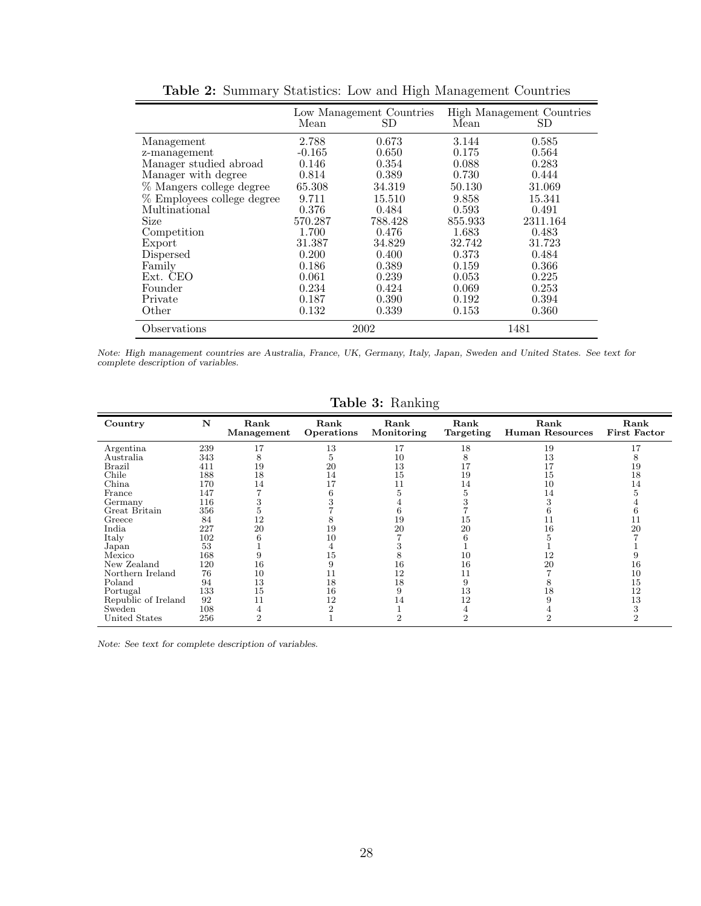**Table 2:** Summary Statistics: Low and High Management Countries

| | Low Management Countries | | High Management Countries | |
|---|---|---|---|---|
| | Mean | SD | Mean | SD |
| Management | 2.788 | 0.673 | 3.144 | 0.585 |
| z-management | -0.165 | 0.650 | 0.175 | 0.564 |
| Manager studied abroad | 0.146 | 0.354 | 0.088 | 0.283 |
| Manager with degree | 0.814 | 0.389 | 0.730 | 0.444 |
| % Mangers college degree | 65.308 | 34.319 | 50.130 | 31.069 |
| % Employees college degree | 9.711 | 15.510 | 9.858 | 15.341 |
| Multinational | 0.376 | 0.484 | 0.593 | 0.491 |
| Size | 570.287 | 788.428 | 855.933 | 2311.164 |
| Competition | 1.700 | 0.476 | 1.683 | 0.483 |
| Export | 31.387 | 34.829 | 32.742 | 31.723 |
| Dispersed | 0.200 | 0.400 | 0.373 | 0.484 |
| Family | 0.186 | 0.389 | 0.159 | 0.366 |
| Ext. CEO | 0.061 | 0.239 | 0.053 | 0.225 |
| Founder | 0.234 | 0.424 | 0.069 | 0.253 |
| Private | 0.187 | 0.390 | 0.192 | 0.394 |
| Other | 0.132 | 0.339 | 0.153 | 0.360 |
| Observations | 2002 | | 1481 | |

*Note: High management countries are Australia, France, UK, Germany, Italy, Japan, Sweden and United States. See text for complete description of variables.*

**Table 3:** Ranking

| Country | N | Rank Management | Rank Operations | Rank Monitoring | Rank Targeting | Rank Human Resources | Rank First Factor |
|---|---|---|---|---|---|---|---|
| Argentina | 239 | 17 | 13 | 17 | 18 | 19 | 17 |
| Australia | 343 | 8 | 5 | 10 | 8 | 13 | 8 |
| Brazil | 411 | 19 | 20 | 13 | 17 | 17 | 19 |
| Chile | 188 | 18 | 14 | 15 | 19 | 15 | 18 |
| China | 170 | 14 | 17 | 11 | 14 | 10 | 14 |
| France | 147 | 7 | 6 | 5 | 5 | 14 | 5 |
| Germany | 116 | 3 | 3 | 4 | 3 | 3 | 4 |
| Great Britain | 356 | 5 | 7 | 6 | 7 | 6 | 6 |
| Greece | 84 | 12 | 8 | 19 | 15 | 11 | 11 |
| India | 227 | 20 | 19 | 20 | 20 | 16 | 20 |
| Italy | 102 | 6 | 10 | 7 | 6 | 5 | 7 |
| Japan | 53 | 1 | 4 | 3 | 1 | 1 | 1 |
| Mexico | 168 | 9 | 15 | 8 | 10 | 12 | 9 |
| New Zealand | 120 | 16 | 9 | 16 | 16 | 20 | 16 |
| Northern Ireland | 76 | 10 | 11 | 12 | 11 | 7 | 10 |
| Poland | 94 | 13 | 18 | 18 | 9 | 8 | 15 |
| Portugal | 133 | 15 | 16 | 9 | 13 | 18 | 12 |
| Republic of Ireland | 92 | 11 | 12 | 14 | 12 | 9 | 13 |
| Sweden | 108 | 4 | 2 | 1 | 4 | 4 | 3 |
| United States | 256 | 2 | 1 | 2 | 2 | 2 | 2 |

*Note: See text for complete description of variables.*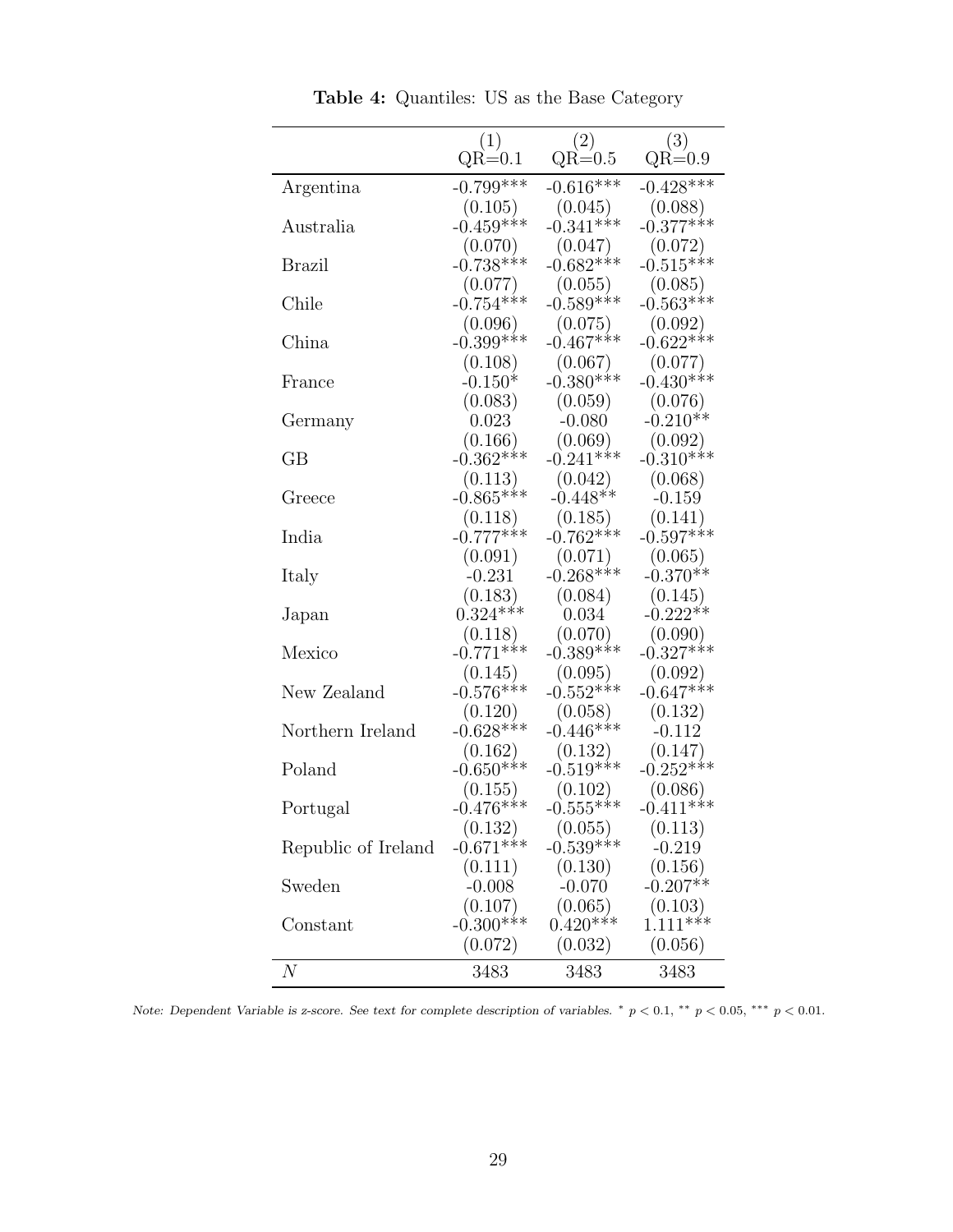**Table 4:** Quantiles: US as the Base Category

| | (1) QR=0.1 | (2) QR=0.5 | (3) QR=0.9 |
|---|---|---|---|
| Argentina | -0.799*** | -0.616*** | -0.428*** |
| | (0.105) | (0.045) | (0.088) |
| Australia | -0.459*** | -0.341*** | -0.377*** |
| | (0.070) | (0.047) | (0.072) |
| Brazil | -0.738*** | -0.682*** | -0.515*** |
| | (0.077) | (0.055) | (0.085) |
| Chile | -0.754*** | -0.589*** | -0.563*** |
| | (0.096) | (0.075) | (0.092) |
| China | -0.399*** | -0.467*** | -0.622*** |
| | (0.108) | (0.067) | (0.077) |
| France | -0.150* | -0.380*** | -0.430*** |
| | (0.083) | (0.059) | (0.076) |
| Germany | 0.023 | -0.080 | -0.210** |
| | (0.166) | (0.069) | (0.092) |
| GB | -0.362*** | -0.241*** | -0.310*** |
| | (0.113) | (0.042) | (0.068) |
| Greece | -0.865*** | -0.448** | -0.159 |
| | (0.118) | (0.185) | (0.141) |
| India | -0.777*** | -0.762*** | -0.597*** |
| | (0.091) | (0.071) | (0.065) |
| Italy | -0.231 | -0.268*** | -0.370** |
| | (0.183) | (0.084) | (0.145) |
| Japan | 0.324*** | 0.034 | -0.222** |
| | (0.118) | (0.070) | (0.090) |
| Mexico | -0.771*** | -0.389*** | -0.327*** |
| | (0.145) | (0.095) | (0.092) |
| New Zealand | -0.576*** | -0.552*** | -0.647*** |
| | (0.120) | (0.058) | (0.132) |
| Northern Ireland | -0.628*** | -0.446*** | -0.112 |
| | (0.162) | (0.132) | (0.147) |
| Poland | -0.650*** | -0.519*** | -0.252*** |
| | (0.155) | (0.102) | (0.086) |
| Portugal | -0.476*** | -0.555*** | -0.411*** |
| | (0.132) | (0.055) | (0.113) |
| Republic of Ireland | -0.671*** | -0.539*** | -0.219 |
| | (0.111) | (0.130) | (0.156) |
| Sweden | -0.008 | -0.070 | -0.207** |
| | (0.107) | (0.065) | (0.103) |
| Constant | -0.300*** | 0.420*** | 1.111*** |
| | (0.072) | (0.032) | (0.056) |
| $N$ | 3483 | 3483 | 3483 |

*Note: Dependent Variable is z-score. See text for complete description of variables.* * $p < 0.1$, ** $p < 0.05$, *** $p < 0.01$.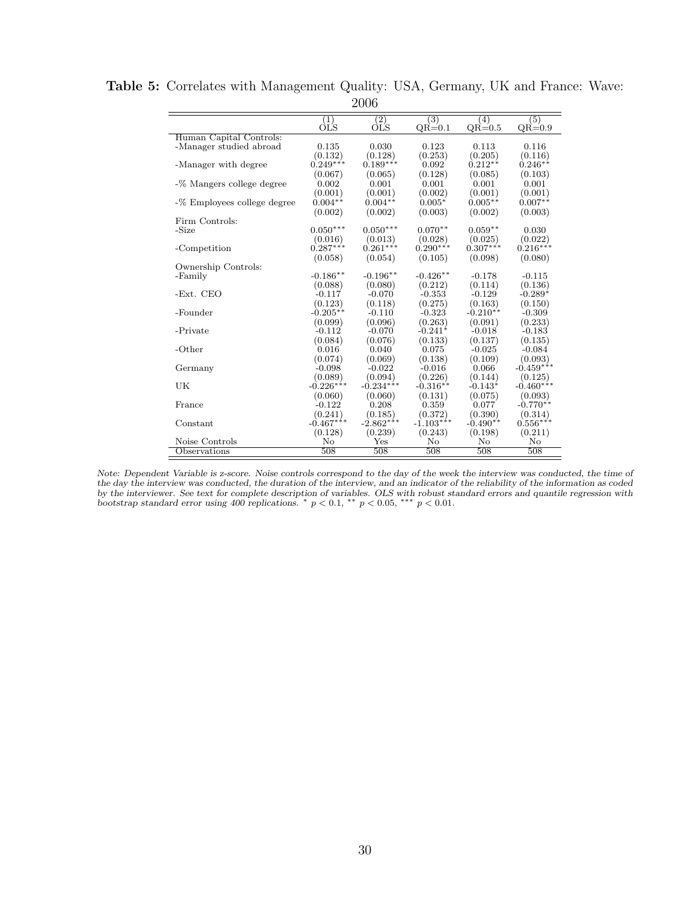**Table 5:** Correlates with Management Quality: USA, Germany, UK and France: Wave: 2006

| | (1) OLS | (2) OLS | (3) QR=0.1 | (4) QR=0.5 | (5) QR=0.9 |
|---|---|---|---|---|---|
| Human Capital Controls: | | | | | |
| -Manager studied abroad | 0.135 | 0.030 | 0.123 | 0.113 | 0.116 |
| | (0.132) | (0.128) | (0.253) | (0.205) | (0.116) |
| -Manager with degree | 0.249*** | 0.189*** | 0.092 | 0.212** | 0.246** |
| | (0.067) | (0.065) | (0.128) | (0.085) | (0.103) |
| -% Mangers college degree | 0.002 | 0.001 | 0.001 | 0.001 | 0.001 |
| | (0.001) | (0.001) | (0.002) | (0.001) | (0.001) |
| -% Employees college degree | 0.004** | 0.004** | 0.005* | 0.005** | 0.007** |
| | (0.002) | (0.002) | (0.003) | (0.002) | (0.003) |
| Firm Controls: | | | | | |
| -Size | 0.050*** | 0.050*** | 0.070** | 0.059** | 0.030 |
| | (0.016) | (0.013) | (0.028) | (0.025) | (0.022) |
| -Competition | 0.287*** | 0.261*** | 0.290*** | 0.307*** | 0.216*** |
| | (0.058) | (0.054) | (0.105) | (0.098) | (0.080) |
| Ownership Controls: | | | | | |
| -Family | -0.186** | -0.196** | -0.426** | -0.178 | -0.115 |
| | (0.088) | (0.080) | (0.212) | (0.114) | (0.136) |
| -Ext. CEO | -0.117 | -0.070 | -0.353 | -0.129 | -0.289* |
| | (0.123) | (0.118) | (0.275) | (0.163) | (0.150) |
| -Founder | -0.205** | -0.110 | -0.323 | -0.210** | -0.309 |
| | (0.099) | (0.096) | (0.263) | (0.091) | (0.233) |
| -Private | -0.112 | -0.070 | -0.241* | -0.018 | -0.183 |
| | (0.084) | (0.076) | (0.133) | (0.137) | (0.135) |
| -Other | 0.016 | 0.040 | 0.075 | -0.025 | -0.084 |
| | (0.074) | (0.069) | (0.138) | (0.109) | (0.093) |
| Germany | -0.098 | -0.022 | -0.016 | 0.066 | -0.459*** |
| | (0.089) | (0.094) | (0.226) | (0.144) | (0.125) |
| UK | -0.226*** | -0.234*** | -0.316** | -0.143* | -0.460*** |
| | (0.060) | (0.060) | (0.131) | (0.075) | (0.093) |
| France | -0.122 | 0.208 | 0.359 | 0.077 | -0.770** |
| | (0.241) | (0.185) | (0.372) | (0.390) | (0.314) |
| Constant | -0.467*** | -2.862*** | -1.103*** | -0.490** | 0.556*** |
| | (0.128) | (0.239) | (0.243) | (0.198) | (0.211) |
| Noise Controls | No | Yes | No | No | No |
| Observations | 508 | 508 | 508 | 508 | 508 |

*Note: Dependent Variable is z-score. Noise controls correspond to the day of the week the interview was conducted, the time of the day the interview was conducted, the duration of the interview, and an indicator of the reliability of the information as coded by the interviewer. See text for complete description of variables. OLS with robust standard errors and quantile regression with bootstrap standard error using 400 replications.* * $p < 0.1$, ** $p < 0.05$, *** $p < 0.01$.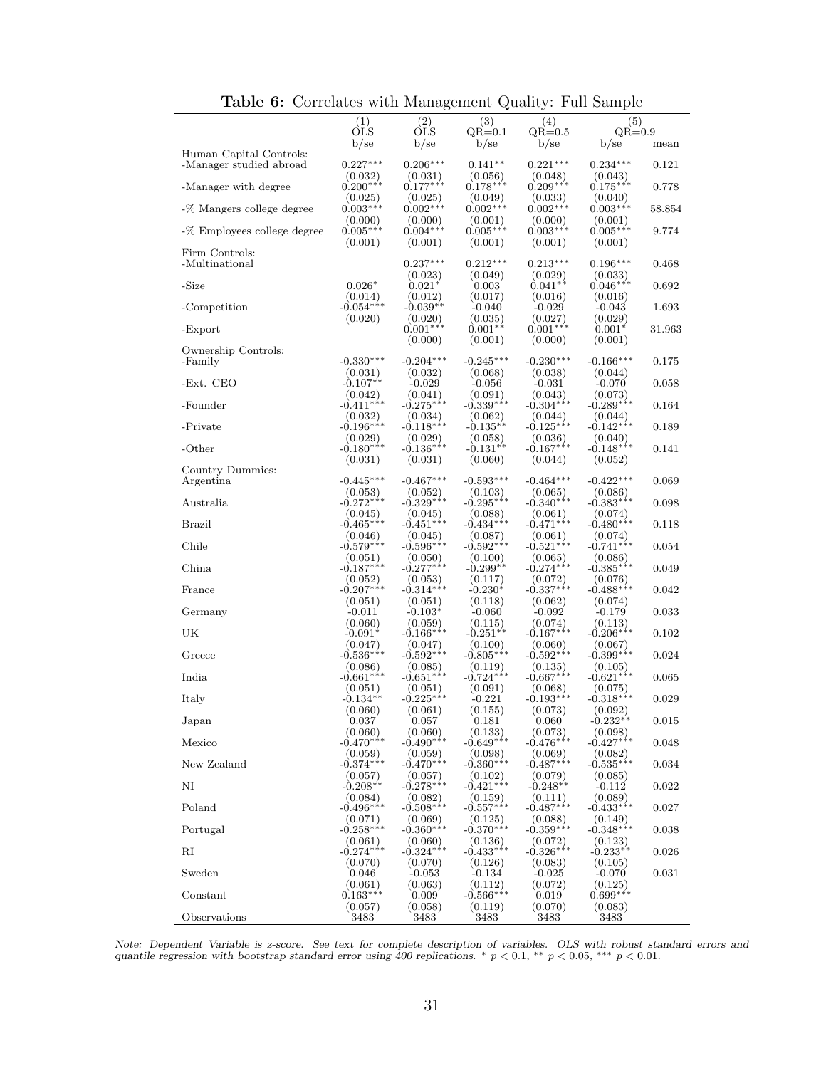**Table 6:** Correlates with Management Quality: Full Sample

| | (1) | (2) | (3) | (4) | (5) | |
|---|---|---|---|---|---|---|
| | OLS | OLS | QR=0.1 | QR=0.5 | QR=0.9 | |
| | b/se | b/se | b/se | b/se | b/se | mean |
| Human Capital Controls: | | | | | | |
| -Manager studied abroad | 0.227*** | 0.206*** | 0.141** | 0.221*** | 0.234*** | 0.121 |
| | (0.032) | (0.031) | (0.056) | (0.048) | (0.043) | |
| -Manager with degree | 0.200*** | 0.177*** | 0.178*** | 0.209*** | 0.175*** | 0.778 |
| | (0.025) | (0.025) | (0.049) | (0.033) | (0.040) | |
| -% Mangers college degree | 0.003*** | 0.002*** | 0.002*** | 0.002*** | 0.003*** | 58.854 |
| | (0.000) | (0.000) | (0.001) | (0.000) | (0.001) | |
| -% Employees college degree | 0.005*** | 0.004*** | 0.005*** | 0.003*** | 0.005*** | 9.774 |
| | (0.001) | (0.001) | (0.001) | (0.001) | (0.001) | |
| Firm Controls: | | | | | | |
| -Multinational | | 0.237*** | 0.212*** | 0.213*** | 0.196*** | 0.468 |
| | | (0.023) | (0.049) | (0.029) | (0.033) | |
| -Size | 0.026* | 0.021* | 0.003 | 0.041** | 0.046*** | 0.692 |
| | (0.014) | (0.012) | (0.017) | (0.016) | (0.016) | |
| -Competition | -0.054*** | -0.039** | -0.040 | -0.029 | -0.043 | 1.693 |
| | (0.020) | (0.020) | (0.035) | (0.027) | (0.029) | |
| -Export | | 0.001*** | 0.001** | 0.001*** | 0.001* | 31.963 |
| | | (0.000) | (0.001) | (0.000) | (0.001) | |
| Ownership Controls: | | | | | | |
| -Family | -0.330*** | -0.204*** | -0.245*** | -0.230*** | -0.166*** | 0.175 |
| | (0.031) | (0.032) | (0.068) | (0.038) | (0.044) | |
| -Ext. CEO | -0.107** | -0.029 | -0.056 | -0.031 | -0.070 | 0.058 |
| | (0.042) | (0.041) | (0.091) | (0.043) | (0.073) | |
| -Founder | -0.411*** | -0.275*** | -0.339*** | -0.304*** | -0.289*** | 0.164 |
| | (0.032) | (0.034) | (0.062) | (0.044) | (0.044) | |
| -Private | -0.196*** | -0.118*** | -0.135** | -0.125*** | -0.142*** | 0.189 |
| | (0.029) | (0.029) | (0.058) | (0.036) | (0.040) | |
| -Other | -0.180*** | -0.136*** | -0.131** | -0.167*** | -0.148*** | 0.141 |
| | (0.031) | (0.031) | (0.060) | (0.044) | (0.052) | |
| Country Dummies: | | | | | | |
| Argentina | -0.445*** | -0.467*** | -0.593*** | -0.464*** | -0.422*** | 0.069 |
| | (0.053) | (0.052) | (0.103) | (0.065) | (0.086) | |
| Australia | -0.272*** | -0.329*** | -0.295*** | -0.340*** | -0.383*** | 0.098 |
| | (0.045) | (0.045) | (0.088) | (0.061) | (0.074) | |
| Brazil | -0.465*** | -0.451*** | -0.434*** | -0.471*** | -0.480*** | 0.118 |
| | (0.046) | (0.045) | (0.087) | (0.061) | (0.074) | |
| Chile | -0.579*** | -0.596*** | -0.592*** | -0.521*** | -0.741*** | 0.054 |
| | (0.051) | (0.050) | (0.100) | (0.065) | (0.086) | |
| China | -0.187*** | -0.277*** | -0.299** | -0.274*** | -0.385*** | 0.049 |
| | (0.052) | (0.053) | (0.117) | (0.072) | (0.076) | |
| France | -0.207*** | -0.314*** | -0.230* | -0.337*** | -0.488*** | 0.042 |
| | (0.051) | (0.051) | (0.118) | (0.062) | (0.074) | |
| Germany | -0.011 | -0.103* | -0.060 | -0.092 | -0.179 | 0.033 |
| | (0.060) | (0.059) | (0.115) | (0.074) | (0.113) | |
| UK | -0.091* | -0.166*** | -0.251** | -0.167*** | -0.206*** | 0.102 |
| | (0.047) | (0.047) | (0.100) | (0.060) | (0.067) | |
| Greece | -0.536*** | -0.592*** | -0.805*** | -0.592*** | -0.399*** | 0.024 |
| | (0.086) | (0.085) | (0.119) | (0.135) | (0.105) | |
| India | -0.661*** | -0.651*** | -0.724*** | -0.667*** | -0.621*** | 0.065 |
| | (0.051) | (0.051) | (0.091) | (0.068) | (0.075) | |
| Italy | -0.134** | -0.225*** | -0.221 | -0.193*** | -0.318*** | 0.029 |
| | (0.060) | (0.061) | (0.155) | (0.073) | (0.092) | |
| Japan | 0.037 | 0.057 | 0.181 | 0.060 | -0.232** | 0.015 |
| | (0.060) | (0.060) | (0.133) | (0.073) | (0.098) | |
| Mexico | -0.470*** | -0.490*** | -0.649*** | -0.476*** | -0.427*** | 0.048 |
| | (0.059) | (0.059) | (0.098) | (0.069) | (0.082) | |
| New Zealand | -0.374*** | -0.470*** | -0.360*** | -0.487*** | -0.535*** | 0.034 |
| | (0.057) | (0.057) | (0.102) | (0.079) | (0.085) | |
| NI | -0.208** | -0.278*** | -0.421*** | -0.248** | -0.112 | 0.022 |
| | (0.084) | (0.082) | (0.159) | (0.111) | (0.089) | |
| Poland | -0.496*** | -0.508*** | -0.557*** | -0.487*** | -0.433*** | 0.027 |
| | (0.071) | (0.069) | (0.125) | (0.088) | (0.149) | |
| Portugal | -0.258*** | -0.360*** | -0.370*** | -0.359*** | -0.348*** | 0.038 |
| | (0.061) | (0.060) | (0.136) | (0.072) | (0.123) | |
| RI | -0.274*** | -0.324*** | -0.433*** | -0.326*** | -0.233** | 0.026 |
| | (0.070) | (0.070) | (0.126) | (0.083) | (0.105) | |
| Sweden | 0.046 | -0.053 | -0.134 | -0.025 | -0.070 | 0.031 |
| | (0.061) | (0.063) | (0.112) | (0.072) | (0.125) | |
| Constant | 0.163*** | 0.009 | -0.566*** | 0.019 | 0.699*** | |
| | (0.057) | (0.058) | (0.119) | (0.070) | (0.083) | |
| Observations | 3483 | 3483 | 3483 | 3483 | 3483 | |

*Note: Dependent Variable is z-score. See text for complete description of variables. OLS with robust standard errors and quantile regression with bootstrap standard error using 400 replications.* * $p < 0.1$, ** $p < 0.05$, *** $p < 0.01$.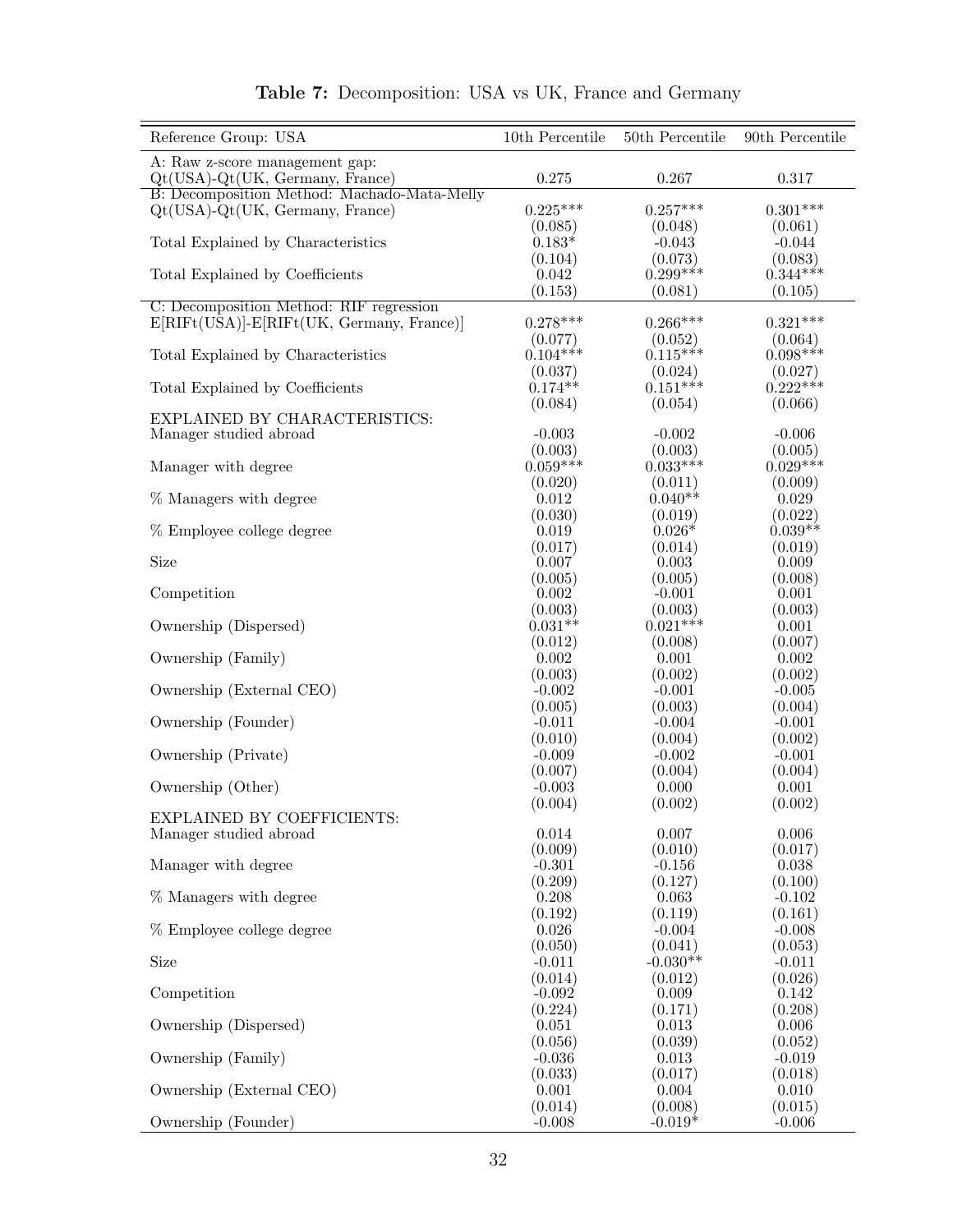**Table 7:** Decomposition: USA vs UK, France and Germany

| Reference Group: USA | 10th Percentile | 50th Percentile | 90th Percentile |
|---|---|---|---|
| A: Raw z-score management gap: | | | |
| Qt(USA)-Qt(UK, Germany, France) | 0.275 | 0.267 | 0.317 |
| B: Decomposition Method: Machado-Mata-Melly | | | |
| Qt(USA)-Qt(UK, Germany, France) | 0.225*** | 0.257*** | 0.301*** |
| | (0.085) | (0.048) | (0.061) |
| Total Explained by Characteristics | 0.183* | -0.043 | -0.044 |
| | (0.104) | (0.073) | (0.083) |
| Total Explained by Coefficients | 0.042 | 0.299*** | 0.344*** |
| | (0.153) | (0.081) | (0.105) |
| C: Decomposition Method: RIF regression | | | |
| E[RIFt(USA)]-E[RIFt(UK, Germany, France)] | 0.278*** | 0.266*** | 0.321*** |
| | (0.077) | (0.052) | (0.064) |
| Total Explained by Characteristics | 0.104*** | 0.115*** | 0.098*** |
| | (0.037) | (0.024) | (0.027) |
| Total Explained by Coefficients | 0.174** | 0.151*** | 0.222*** |
| | (0.084) | (0.054) | (0.066) |
| EXPLAINED BY CHARACTERISTICS: | | | |
| Manager studied abroad | -0.003 | -0.002 | -0.006 |
| | (0.003) | (0.003) | (0.005) |
| Manager with degree | 0.059*** | 0.033*** | 0.029*** |
| | (0.020) | (0.011) | (0.009) |
| % Managers with degree | 0.012 | 0.040** | 0.029 |
| | (0.030) | (0.019) | (0.022) |
| % Employee college degree | 0.019 | 0.026* | 0.039** |
| | (0.017) | (0.014) | (0.019) |
| Size | 0.007 | 0.003 | 0.009 |
| | (0.005) | (0.005) | (0.008) |
| Competition | 0.002 | -0.001 | 0.001 |
| | (0.003) | (0.003) | (0.003) |
| Ownership (Dispersed) | 0.031** | 0.021*** | 0.001 |
| | (0.012) | (0.008) | (0.007) |
| Ownership (Family) | 0.002 | 0.001 | 0.002 |
| | (0.003) | (0.002) | (0.002) |
| Ownership (External CEO) | -0.002 | -0.001 | -0.005 |
| | (0.005) | (0.003) | (0.004) |
| Ownership (Founder) | -0.011 | -0.004 | -0.001 |
| | (0.010) | (0.004) | (0.002) |
| Ownership (Private) | -0.009 | -0.002 | -0.001 |
| | (0.007) | (0.004) | (0.004) |
| Ownership (Other) | -0.003 | 0.000 | 0.001 |
| | (0.004) | (0.002) | (0.002) |
| EXPLAINED BY COEFFICIENTS: | | | |
| Manager studied abroad | 0.014 | 0.007 | 0.006 |
| | (0.009) | (0.010) | (0.017) |
| Manager with degree | -0.301 | -0.156 | 0.038 |
| | (0.209) | (0.127) | (0.100) |
| % Managers with degree | 0.208 | 0.063 | -0.102 |
| | (0.192) | (0.119) | (0.161) |
| % Employee college degree | 0.026 | -0.004 | -0.008 |
| | (0.050) | (0.041) | (0.053) |
| Size | -0.011 | -0.030** | -0.011 |
| | (0.014) | (0.012) | (0.026) |
| Competition | -0.092 | 0.009 | 0.142 |
| | (0.224) | (0.171) | (0.208) |
| Ownership (Dispersed) | 0.051 | 0.013 | 0.006 |
| | (0.056) | (0.039) | (0.052) |
| Ownership (Family) | -0.036 | 0.013 | -0.019 |
| | (0.033) | (0.017) | (0.018) |
| Ownership (External CEO) | 0.001 | 0.004 | 0.010 |
| | (0.014) | (0.008) | (0.015) |
| Ownership (Founder) | -0.008 | -0.019* | -0.006 |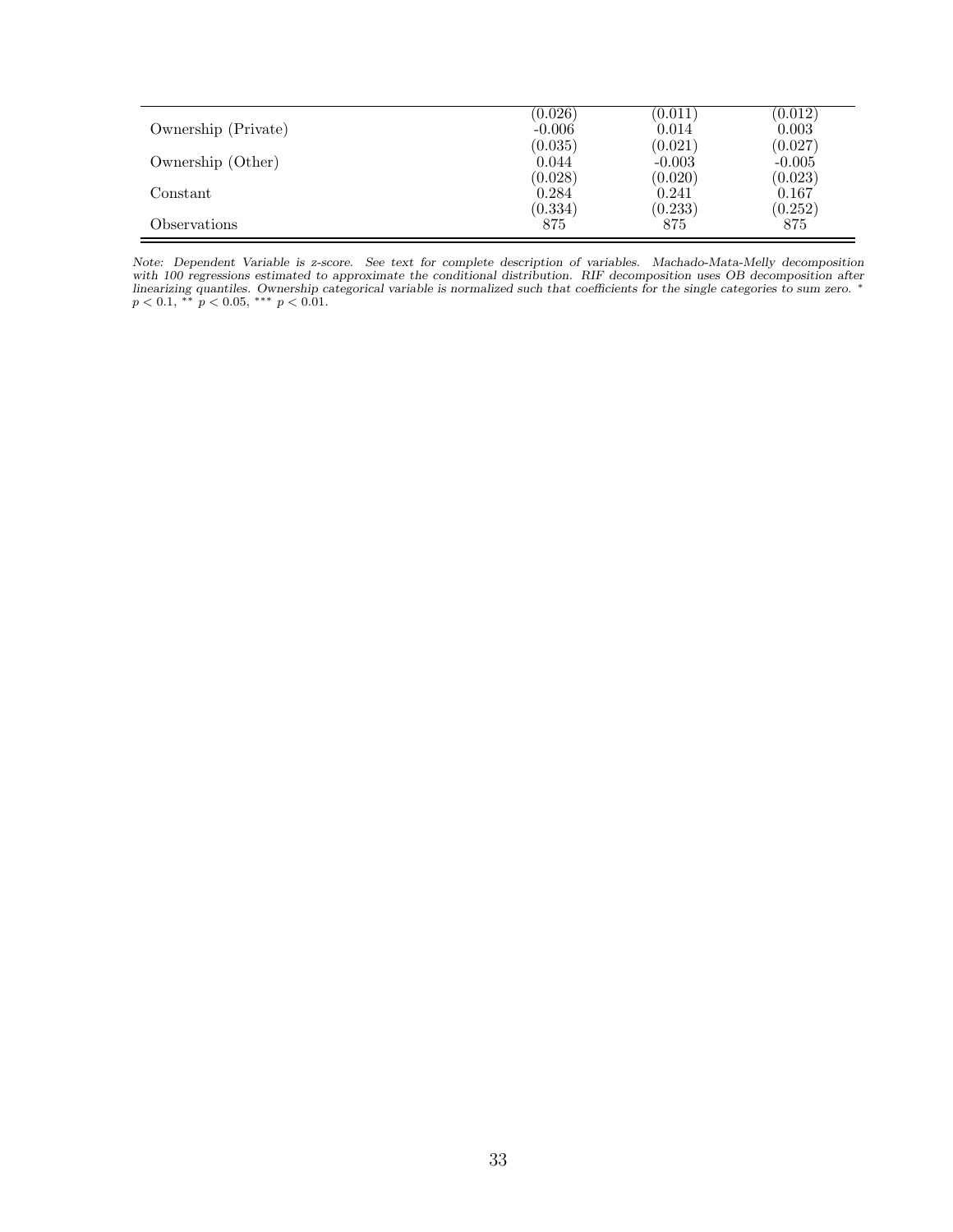| | | | |
|---|---|---|---|
| | (0.026) | (0.011) | (0.012) |
| Ownership (Private) | -0.006 | 0.014 | 0.003 |
| | (0.035) | (0.021) | (0.027) |
| Ownership (Other) | 0.044 | -0.003 | -0.005 |
| | (0.028) | (0.020) | (0.023) |
| Constant | 0.284 | 0.241 | 0.167 |
| | (0.334) | (0.233) | (0.252) |
| Observations | 875 | 875 | 875 |

*Note: Dependent Variable is z-score. See text for complete description of variables. Machado-Mata-Melly decomposition with 100 regressions estimated to approximate the conditional distribution. RIF decomposition uses OB decomposition after linearizing quantiles. Ownership categorical variable is normalized such that coefficients for the single categories to sum zero.* $^{*}$ $p < 0.1$, $^{**}$ $p < 0.05$, $^{***}$ $p < 0.01$.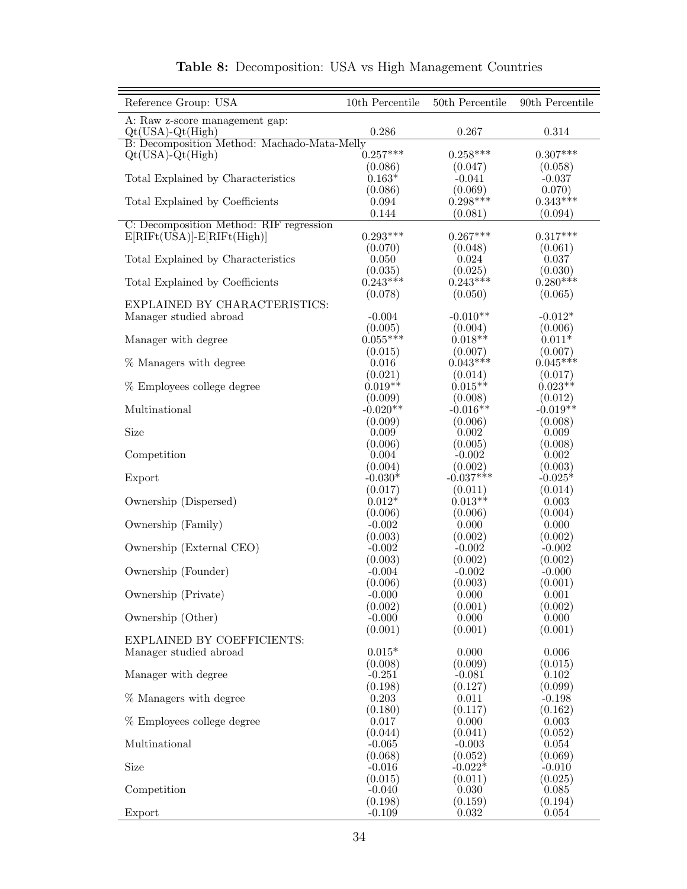**Table 8:** Decomposition: USA vs High Management Countries

| Reference Group: USA | 10th Percentile | 50th Percentile | 90th Percentile |
|---|---|---|---|
| A: Raw z-score management gap: | | | |
| Qt(USA)-Qt(High) | 0.286 | 0.267 | 0.314 |
| B: Decomposition Method: Machado-Mata-Melly | | | |
| Qt(USA)-Qt(High) | 0.257*** | 0.258*** | 0.307*** |
| | (0.086) | (0.047) | (0.058) |
| Total Explained by Characteristics | 0.163* | -0.041 | -0.037 |
| | (0.086) | (0.069) | 0.070) |
| Total Explained by Coefficients | 0.094 | 0.298*** | 0.343*** |
| | 0.144 | (0.081) | (0.094) |
| C: Decomposition Method: RIF regression | | | |
| E[RIFt(USA)]-E[RIFt(High)] | 0.293*** | 0.267*** | 0.317*** |
| | (0.070) | (0.048) | (0.061) |
| Total Explained by Characteristics | 0.050 | 0.024 | 0.037 |
| | (0.035) | (0.025) | (0.030) |
| Total Explained by Coefficients | 0.243*** | 0.243*** | 0.280*** |
| | (0.078) | (0.050) | (0.065) |
| EXPLAINED BY CHARACTERISTICS: | | | |
| Manager studied abroad | -0.004 | -0.010** | -0.012* |
| | (0.005) | (0.004) | (0.006) |
| Manager with degree | 0.055*** | 0.018** | 0.011* |
| | (0.015) | (0.007) | (0.007) |
| % Managers with degree | 0.016 | 0.043*** | 0.045*** |
| | (0.021) | (0.014) | (0.017) |
| % Employees college degree | 0.019** | 0.015** | 0.023** |
| | (0.009) | (0.008) | (0.012) |
| Multinational | -0.020** | -0.016** | -0.019** |
| | (0.009) | (0.006) | (0.008) |
| Size | 0.009 | 0.002 | 0.009 |
| | (0.006) | (0.005) | (0.008) |
| Competition | 0.004 | -0.002 | 0.002 |
| | (0.004) | (0.002) | (0.003) |
| Export | -0.030* | -0.037*** | -0.025* |
| | (0.017) | (0.011) | (0.014) |
| Ownership (Dispersed) | 0.012* | 0.013** | 0.003 |
| | (0.006) | (0.006) | (0.004) |
| Ownership (Family) | -0.002 | 0.000 | 0.000 |
| | (0.003) | (0.002) | (0.002) |
| Ownership (External CEO) | -0.002 | -0.002 | -0.002 |
| | (0.003) | (0.002) | (0.002) |
| Ownership (Founder) | -0.004 | -0.002 | -0.000 |
| | (0.006) | (0.003) | (0.001) |
| Ownership (Private) | -0.000 | 0.000 | 0.001 |
| | (0.002) | (0.001) | (0.002) |
| Ownership (Other) | -0.000 | 0.000 | 0.000 |
| | (0.001) | (0.001) | (0.001) |
| EXPLAINED BY COEFFICIENTS: | | | |
| Manager studied abroad | 0.015* | 0.000 | 0.006 |
| | (0.008) | (0.009) | (0.015) |
| Manager with degree | -0.251 | -0.081 | 0.102 |
| | (0.198) | (0.127) | (0.099) |
| % Managers with degree | 0.203 | 0.011 | -0.198 |
| | (0.180) | (0.117) | (0.162) |
| % Employees college degree | 0.017 | 0.000 | 0.003 |
| | (0.044) | (0.041) | (0.052) |
| Multinational | -0.065 | -0.003 | 0.054 |
| | (0.068) | (0.052) | (0.069) |
| Size | -0.016 | -0.022* | -0.010 |
| | (0.015) | (0.011) | (0.025) |
| Competition | -0.040 | 0.030 | 0.085 |
| | (0.198) | (0.159) | (0.194) |
| Export | -0.109 | 0.032 | 0.054 |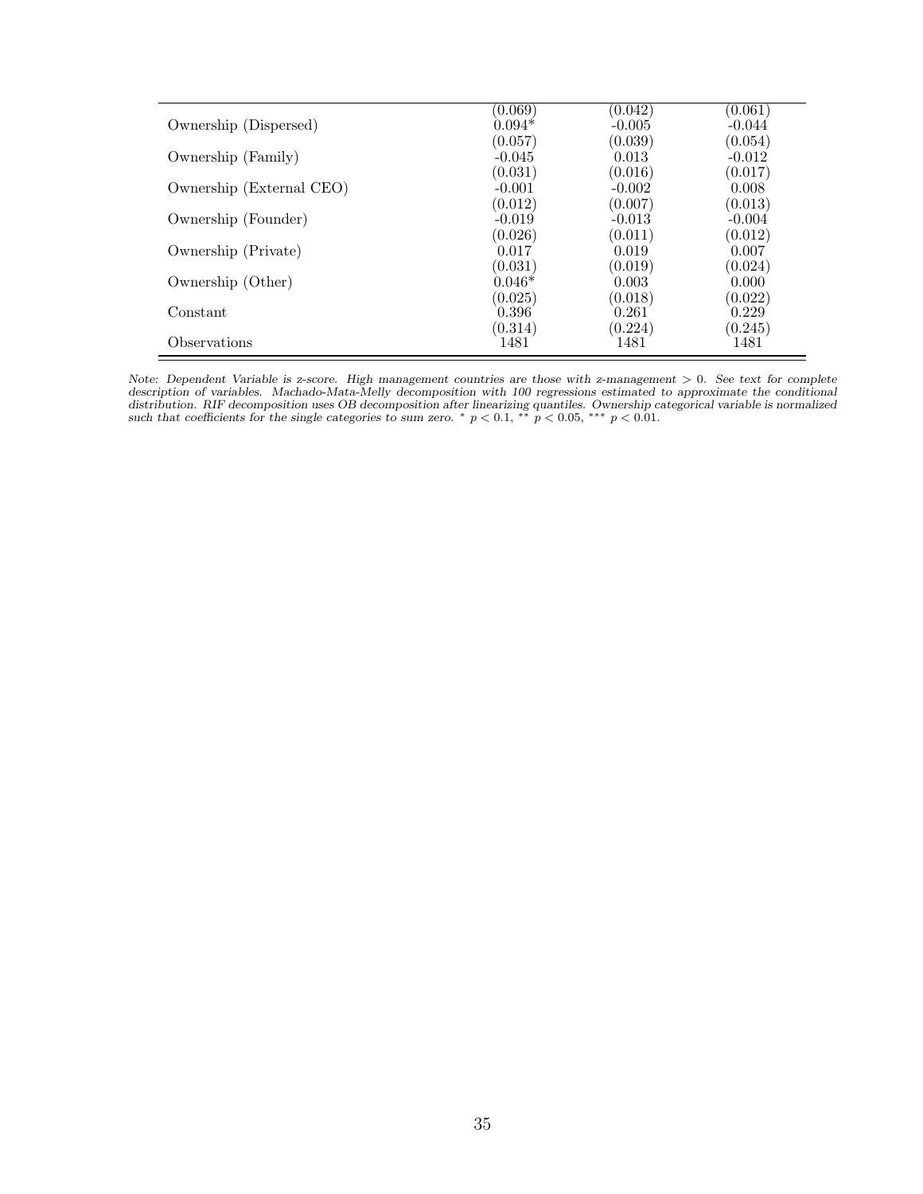| | | | |
|---|---|---|---|
| | (0.069) | (0.042) | (0.061) |
| Ownership (Dispersed) | 0.094* | -0.005 | -0.044 |
| | (0.057) | (0.039) | (0.054) |
| Ownership (Family) | -0.045 | 0.013 | -0.012 |
| | (0.031) | (0.016) | (0.017) |
| Ownership (External CEO) | -0.001 | -0.002 | 0.008 |
| | (0.012) | (0.007) | (0.013) |
| Ownership (Founder) | -0.019 | -0.013 | -0.004 |
| | (0.026) | (0.011) | (0.012) |
| Ownership (Private) | 0.017 | 0.019 | 0.007 |
| | (0.031) | (0.019) | (0.024) |
| Ownership (Other) | 0.046* | 0.003 | 0.000 |
| | (0.025) | (0.018) | (0.022) |
| Constant | 0.396 | 0.261 | 0.229 |
| | (0.314) | (0.224) | (0.245) |
| Observations | 1481 | 1481 | 1481 |

*Note: Dependent Variable is z-score. High management countries are those with z-management > 0. See text for complete description of variables. Machado-Mata-Melly decomposition with 100 regressions estimated to approximate the conditional distribution. RIF decomposition uses OB decomposition after linearizing quantiles. Ownership categorical variable is normalized such that coefficients for the single categories to sum zero.* * $p < 0.1$, ** $p < 0.05$, *** $p < 0.01$.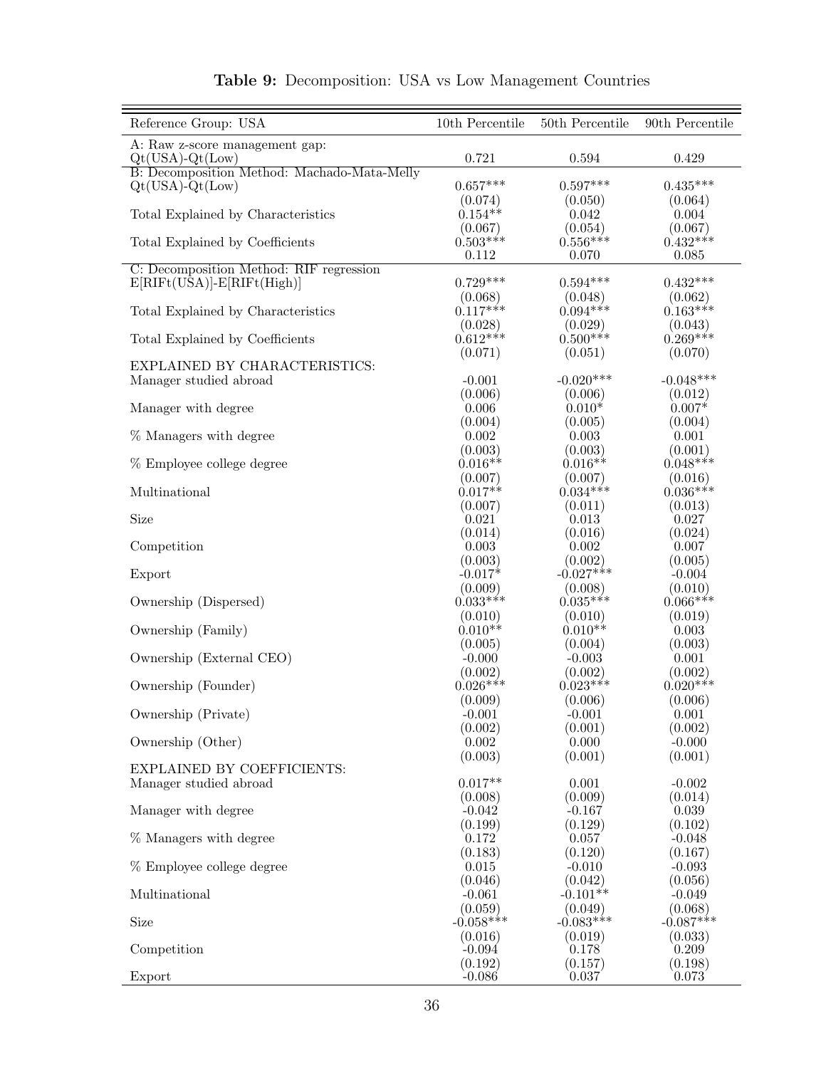**Table 9:** Decomposition: USA vs Low Management Countries

| Reference Group: USA | 10th Percentile | 50th Percentile | 90th Percentile |
|---|---|---|---|
| A: Raw z-score management gap: | | | |
| Qt(USA)-Qt(Low) | 0.721 | 0.594 | 0.429 |
| B: Decomposition Method: Machado-Mata-Melly | | | |
| Qt(USA)-Qt(Low) | 0.657*** | 0.597*** | 0.435*** |
| | (0.074) | (0.050) | (0.064) |
| Total Explained by Characteristics | 0.154** | 0.042 | 0.004 |
| | (0.067) | (0.054) | (0.067) |
| Total Explained by Coefficients | 0.503*** | 0.556*** | 0.432*** |
| | 0.112 | 0.070 | 0.085 |
| C: Decomposition Method: RIF regression | | | |
| E[RIFt(USA)]-E[RIFt(High)] | 0.729*** | 0.594*** | 0.432*** |
| | (0.068) | (0.048) | (0.062) |
| Total Explained by Characteristics | 0.117*** | 0.094*** | 0.163*** |
| | (0.028) | (0.029) | (0.043) |
| Total Explained by Coefficients | 0.612*** | 0.500*** | 0.269*** |
| | (0.071) | (0.051) | (0.070) |
| EXPLAINED BY CHARACTERISTICS: | | | |
| Manager studied abroad | -0.001 | -0.020*** | -0.048*** |
| | (0.006) | (0.006) | (0.012) |
| Manager with degree | 0.006 | 0.010* | 0.007* |
| | (0.004) | (0.005) | (0.004) |
| % Managers with degree | 0.002 | 0.003 | 0.001 |
| | (0.003) | (0.003) | (0.001) |
| % Employee college degree | 0.016** | 0.016** | 0.048*** |
| | (0.007) | (0.007) | (0.016) |
| Multinational | 0.017** | 0.034*** | 0.036*** |
| | (0.007) | (0.011) | (0.013) |
| Size | 0.021 | 0.013 | 0.027 |
| | (0.014) | (0.016) | (0.024) |
| Competition | 0.003 | 0.002 | 0.007 |
| | (0.003) | (0.002) | (0.005) |
| Export | -0.017* | -0.027*** | -0.004 |
| | (0.009) | (0.008) | (0.010) |
| Ownership (Dispersed) | 0.033*** | 0.035*** | 0.066*** |
| | (0.010) | (0.010) | (0.019) |
| Ownership (Family) | 0.010** | 0.010** | 0.003 |
| | (0.005) | (0.004) | (0.003) |
| Ownership (External CEO) | -0.000 | -0.003 | 0.001 |
| | (0.002) | (0.002) | (0.002) |
| Ownership (Founder) | 0.026*** | 0.023*** | 0.020*** |
| | (0.009) | (0.006) | (0.006) |
| Ownership (Private) | -0.001 | -0.001 | 0.001 |
| | (0.002) | (0.001) | (0.002) |
| Ownership (Other) | 0.002 | 0.000 | -0.000 |
| | (0.003) | (0.001) | (0.001) |
| EXPLAINED BY COEFFICIENTS: | | | |
| Manager studied abroad | 0.017** | 0.001 | -0.002 |
| | (0.008) | (0.009) | (0.014) |
| Manager with degree | -0.042 | -0.167 | 0.039 |
| | (0.199) | (0.129) | (0.102) |
| % Managers with degree | 0.172 | 0.057 | -0.048 |
| | (0.183) | (0.120) | (0.167) |
| % Employee college degree | 0.015 | -0.010 | -0.093 |
| | (0.046) | (0.042) | (0.056) |
| Multinational | -0.061 | -0.101** | -0.049 |
| | (0.059) | (0.049) | (0.068) |
| Size | -0.058*** | -0.083*** | -0.087*** |
| | (0.016) | (0.019) | (0.033) |
| Competition | -0.094 | 0.178 | 0.209 |
| | (0.192) | (0.157) | (0.198) |
| Export | -0.086 | 0.037 | 0.073 |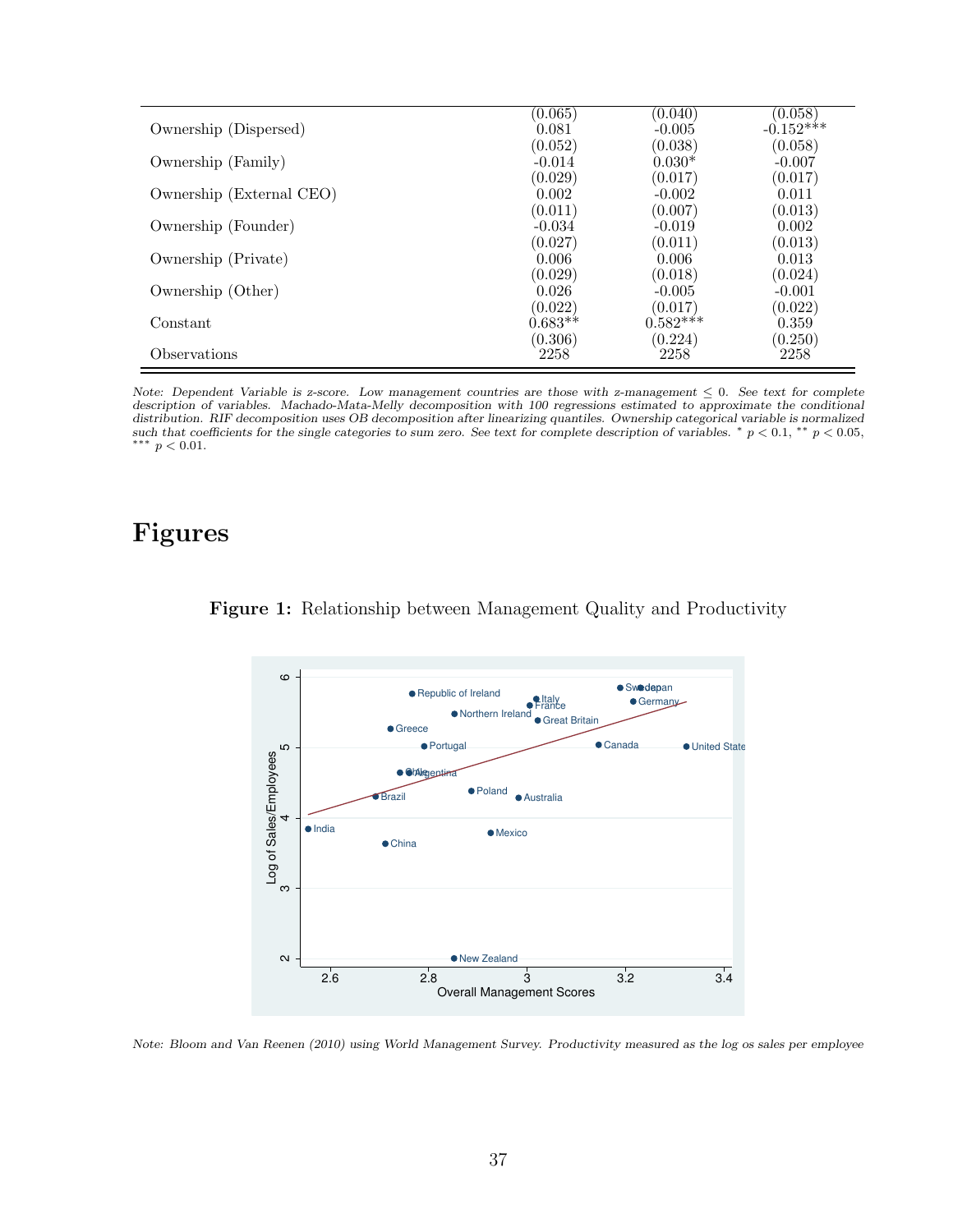|  |  |  |  |
|---|---|---|---|
|  | (0.065) | (0.040) | (0.058) |
| Ownership (Dispersed) | 0.081 | -0.005 | -0.152*** |
|  | (0.052) | (0.038) | (0.058) |
| Ownership (Family) | -0.014 | 0.030* | -0.007 |
|  | (0.029) | (0.017) | (0.017) |
| Ownership (External CEO) | 0.002 | -0.002 | 0.011 |
|  | (0.011) | (0.007) | (0.013) |
| Ownership (Founder) | -0.034 | -0.019 | 0.002 |
|  | (0.027) | (0.011) | (0.013) |
| Ownership (Private) | 0.006 | 0.006 | 0.013 |
|  | (0.029) | (0.018) | (0.024) |
| Ownership (Other) | 0.026 | -0.005 | -0.001 |
|  | (0.022) | (0.017) | (0.022) |
| Constant | 0.683** | 0.582*** | 0.359 |
|  | (0.306) | (0.224) | (0.250) |
| Observations | 2258 | 2258 | 2258 |

*Note: Dependent Variable is z-score. Low management countries are those with z-management $\leq 0$. See text for complete description of variables. Machado-Mata-Melly decomposition with 100 regressions estimated to approximate the conditional distribution. RIF decomposition uses OB decomposition after linearizing quantiles. Ownership categorical variable is normalized such that coefficients for the single categories to sum zero. See text for complete description of variables.* $^{*}$ $p < 0.1$, $^{**}$ $p < 0.05$, $^{***}$ $p < 0.01$.

# Figures

**Figure 1:** Relationship between Management Quality and Productivity

*Note: Bloom and Van Reenen (2010) using World Management Survey. Productivity measured as the log os sales per employee*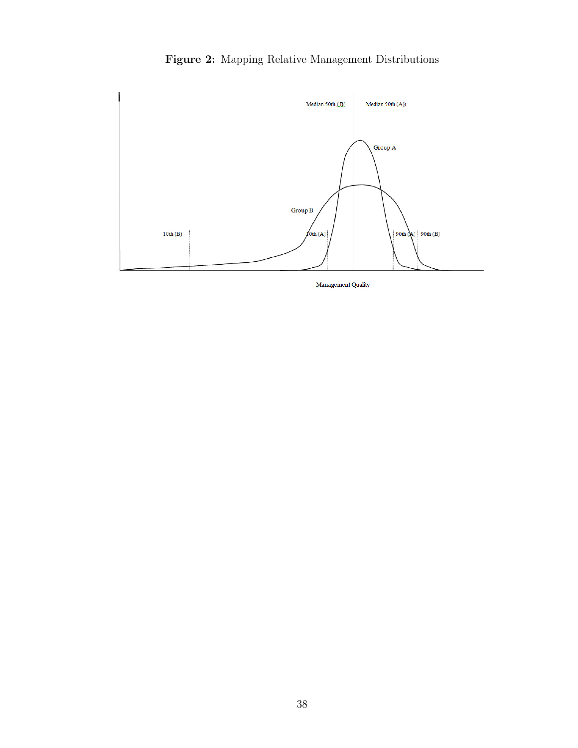**Figure 2:** Mapping Relative Management Distributions

Median 50th (B) Median 50th (A)

Group A

Group B

10th (B) 10th (A) 90th (A) 90th (B)

Management Quality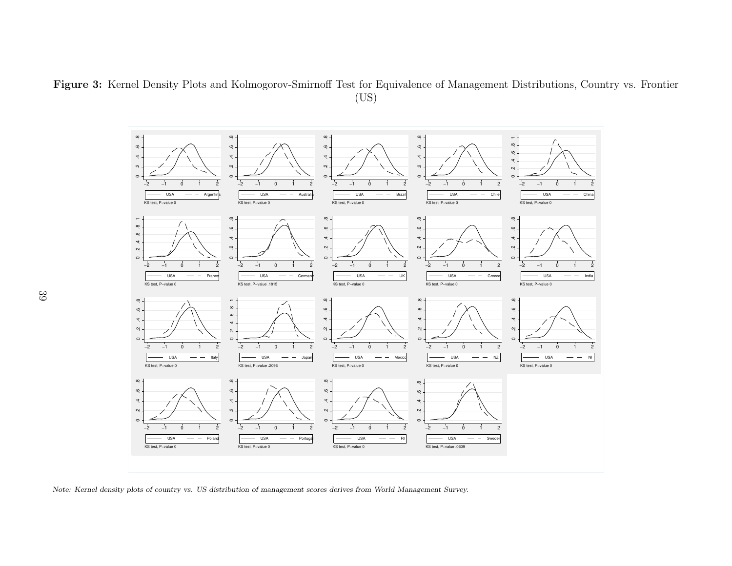**Figure 3:** Kernel Density Plots and Kolmogorov-Smirnoff Test for Equivalence of Management Distributions, Country vs. Frontier (US)

KS test, P–value 0

KS test, P–value 0

KS test, P–value 0

KS test, P–value 0

KS test, P–value 0

KS test, P–value 0

KS test, P–value .1815

KS test, P–value 0

KS test, P–value 0

KS test, P–value 0

KS test, P–value 0

KS test, P–value .2096

KS test, P–value 0

KS test, P–value 0

KS test, P–value 0

KS test, P–value 0

KS test, P–value 0

KS test, P–value 0

KS test, P–value .0609

*Note: Kernel density plots of country vs. US distribution of management scores derives from World Management Survey.*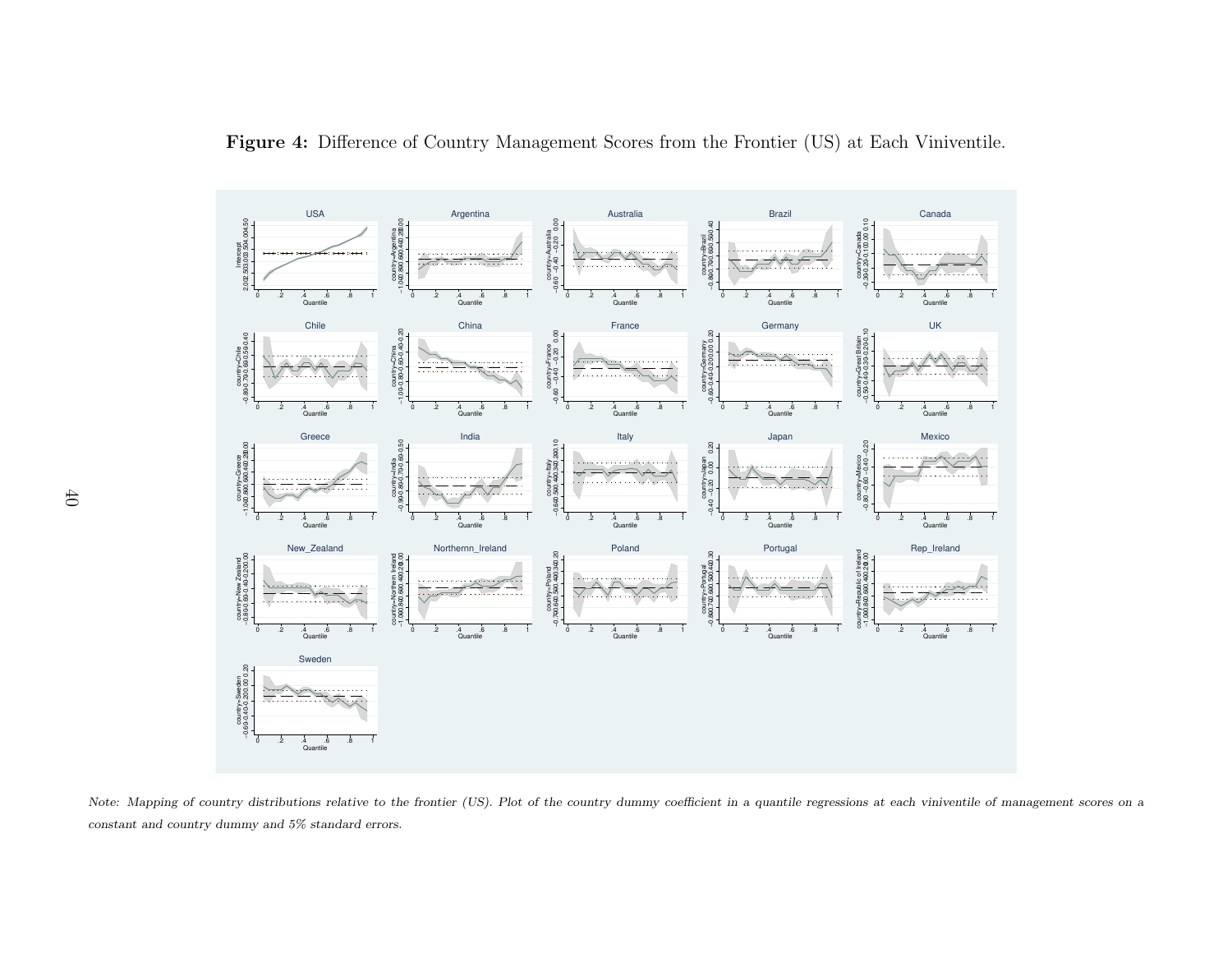**Figure 4:** Difference of Country Management Scores from the Frontier (US) at Each Viniventile.

*Note: Mapping of country distributions relative to the frontier (US). Plot of the country dummy coefficient in a quantile regressions at each viniventile of management scores on a constant and country dummy and 5% standard errors.*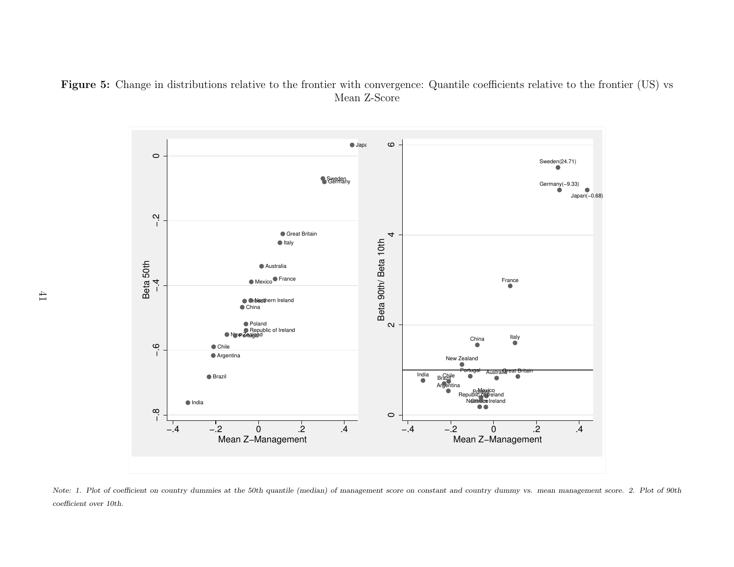**Figure 5:** Change in distributions relative to the frontier with convergence: Quantile coefficients relative to the frontier (US) vs Mean Z-Score

*Note: 1. Plot of coefficient on country dummies at the 50th quantile (median) of management score on constant and country dummy vs. mean management score. 2. Plot of 90th coefficient over 10th.*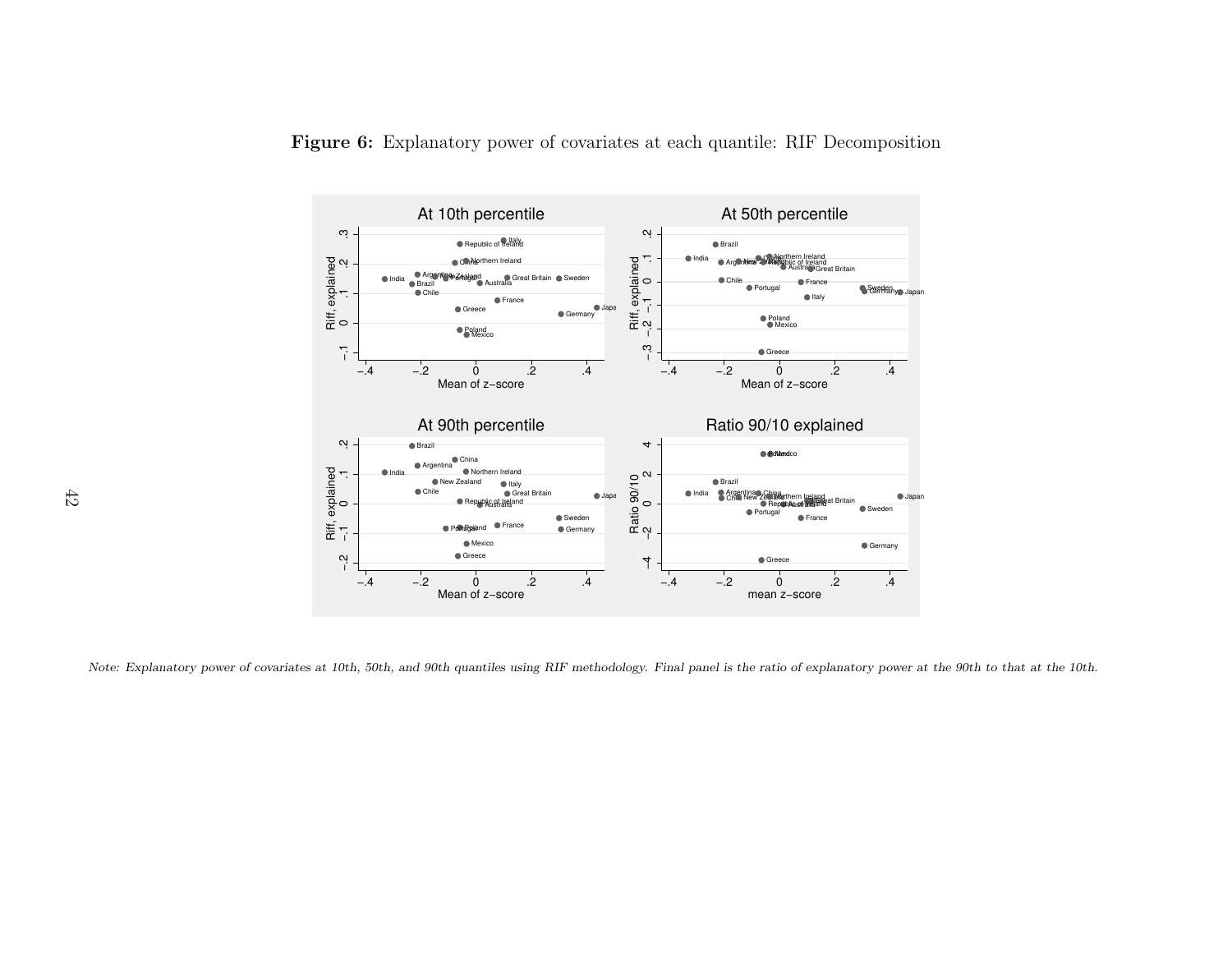**Figure 6:** Explanatory power of covariates at each quantile: RIF Decomposition

*Note: Explanatory power of covariates at 10th, 50th, and 90th quantiles using RIF methodology. Final panel is the ratio of explanatory power at the 90th to that at the 10th.*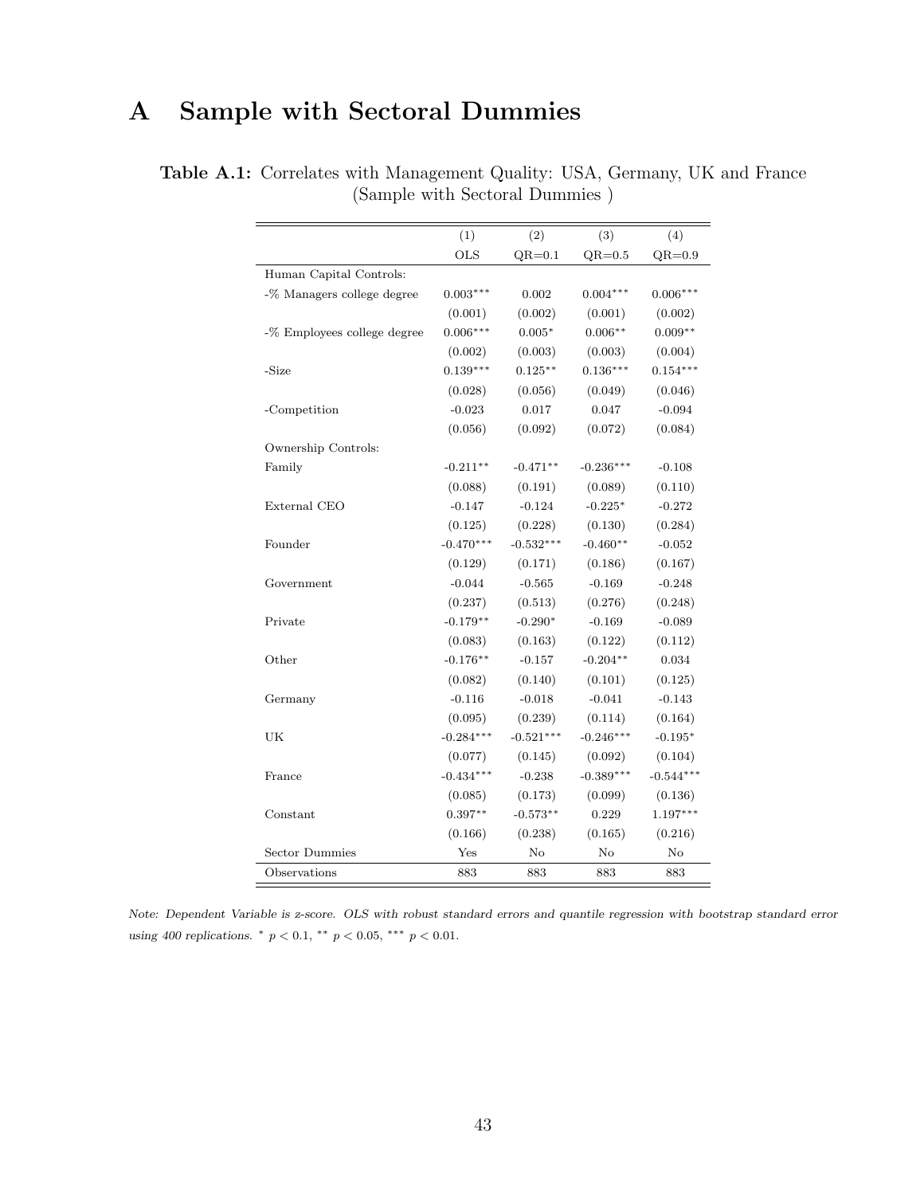# A Sample with Sectoral Dummies

**Table A.1:** Correlates with Management Quality: USA, Germany, UK and France (Sample with Sectoral Dummies )

| | (1) | (2) | (3) | (4) |
|---|---|---|---|---|
| | OLS | QR=0.1 | QR=0.5 | QR=0.9 |
| Human Capital Controls: | | | | |
| -% Managers college degree | 0.003*** | 0.002 | 0.004*** | 0.006*** |
| | (0.001) | (0.002) | (0.001) | (0.002) |
| -% Employees college degree | 0.006*** | 0.005* | 0.006** | 0.009** |
| | (0.002) | (0.003) | (0.003) | (0.004) |
| -Size | 0.139*** | 0.125** | 0.136*** | 0.154*** |
| | (0.028) | (0.056) | (0.049) | (0.046) |
| -Competition | -0.023 | 0.017 | 0.047 | -0.094 |
| | (0.056) | (0.092) | (0.072) | (0.084) |
| Ownership Controls: | | | | |
| Family | -0.211** | -0.471** | -0.236*** | -0.108 |
| | (0.088) | (0.191) | (0.089) | (0.110) |
| External CEO | -0.147 | -0.124 | -0.225* | -0.272 |
| | (0.125) | (0.228) | (0.130) | (0.284) |
| Founder | -0.470*** | -0.532*** | -0.460** | -0.052 |
| | (0.129) | (0.171) | (0.186) | (0.167) |
| Government | -0.044 | -0.565 | -0.169 | -0.248 |
| | (0.237) | (0.513) | (0.276) | (0.248) |
| Private | -0.179** | -0.290* | -0.169 | -0.089 |
| | (0.083) | (0.163) | (0.122) | (0.112) |
| Other | -0.176** | -0.157 | -0.204** | 0.034 |
| | (0.082) | (0.140) | (0.101) | (0.125) |
| Germany | -0.116 | -0.018 | -0.041 | -0.143 |
| | (0.095) | (0.239) | (0.114) | (0.164) |
| UK | -0.284*** | -0.521*** | -0.246*** | -0.195* |
| | (0.077) | (0.145) | (0.092) | (0.104) |
| France | -0.434*** | -0.238 | -0.389*** | -0.544*** |
| | (0.085) | (0.173) | (0.099) | (0.136) |
| Constant | 0.397** | -0.573** | 0.229 | 1.197*** |
| | (0.166) | (0.238) | (0.165) | (0.216) |
| Sector Dummies | Yes | No | No | No |
| Observations | 883 | 883 | 883 | 883 |

*Note: Dependent Variable is z-score. OLS with robust standard errors and quantile regression with bootstrap standard error using 400 replications.* * $p < 0.1$, ** $p < 0.05$, *** $p < 0.01$.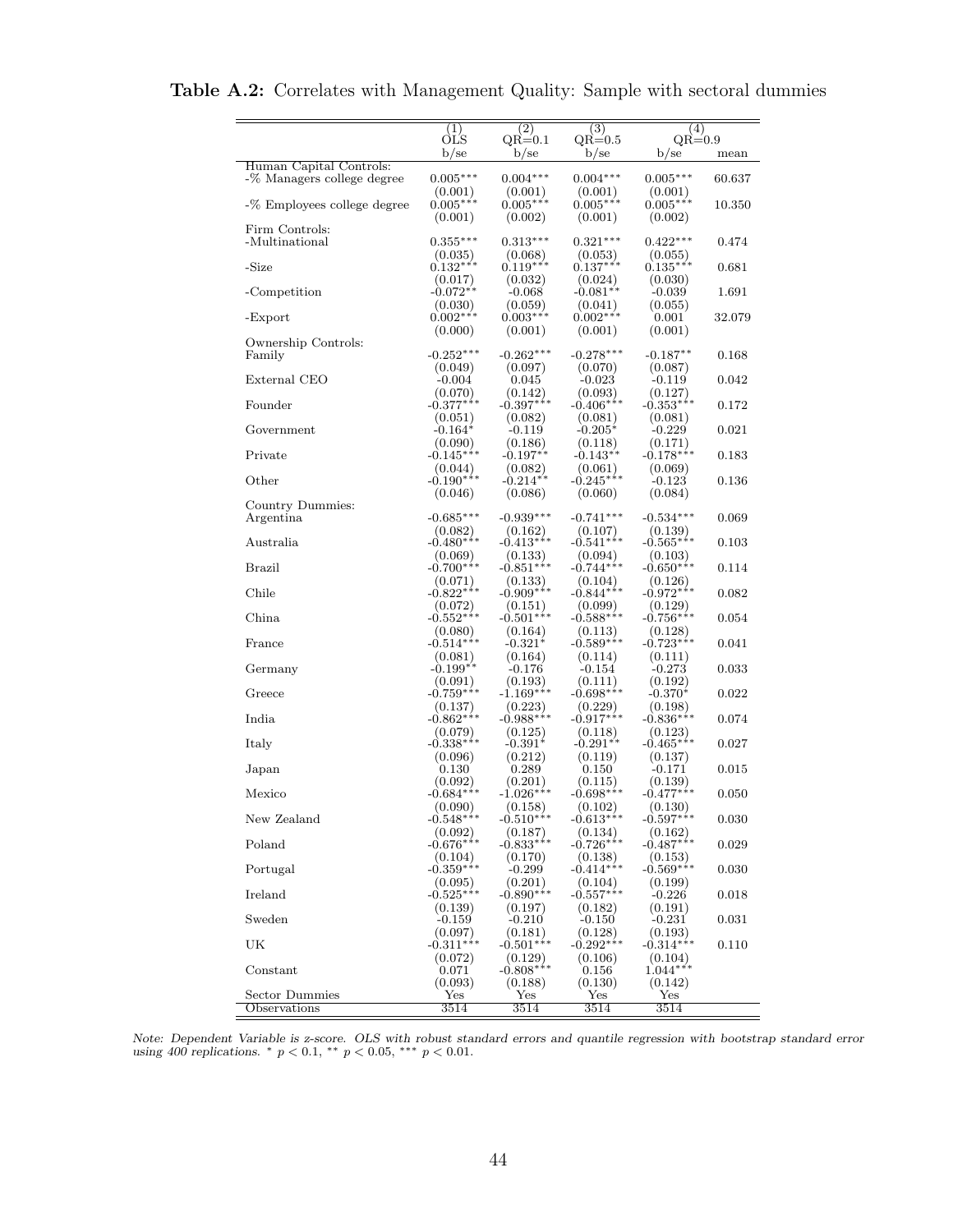**Table A.2:** Correlates with Management Quality: Sample with sectoral dummies

| | (1) OLS | (2) QR=0.1 | (3) QR=0.5 | (4) QR=0.9 | |
|---|---|---|---|---|---|
| | b/se | b/se | b/se | b/se | mean |
| Human Capital Controls: | | | | | |
| -% Managers college degree | 0.005*** | 0.004*** | 0.004*** | 0.005*** | 60.637 |
| | (0.001) | (0.001) | (0.001) | (0.001) | |
| -% Employees college degree | 0.005*** | 0.005*** | 0.005*** | 0.005*** | 10.350 |
| | (0.001) | (0.002) | (0.001) | (0.002) | |
| Firm Controls: | | | | | |
| -Multinational | 0.355*** | 0.313*** | 0.321*** | 0.422*** | 0.474 |
| | (0.035) | (0.068) | (0.053) | (0.055) | |
| -Size | 0.132*** | 0.119*** | 0.137*** | 0.135*** | 0.681 |
| | (0.017) | (0.032) | (0.024) | (0.030) | |
| -Competition | -0.072** | -0.068 | -0.081** | -0.039 | 1.691 |
| | (0.030) | (0.059) | (0.041) | (0.055) | |
| -Export | 0.002*** | 0.003*** | 0.002*** | 0.001 | 32.079 |
| | (0.000) | (0.001) | (0.001) | (0.001) | |
| Ownership Controls: | | | | | |
| Family | -0.252*** | -0.262*** | -0.278*** | -0.187** | 0.168 |
| | (0.049) | (0.097) | (0.070) | (0.087) | |
| External CEO | -0.004 | 0.045 | -0.023 | -0.119 | 0.042 |
| | (0.070) | (0.142) | (0.093) | (0.127) | |
| Founder | -0.377*** | -0.397*** | -0.406*** | -0.353*** | 0.172 |
| | (0.051) | (0.082) | (0.081) | (0.081) | |
| Government | -0.164* | -0.119 | -0.205* | -0.229 | 0.021 |
| | (0.090) | (0.186) | (0.118) | (0.171) | |
| Private | -0.145*** | -0.197** | -0.143** | -0.178*** | 0.183 |
| | (0.044) | (0.082) | (0.061) | (0.069) | |
| Other | -0.190*** | -0.214** | -0.245*** | -0.123 | 0.136 |
| | (0.046) | (0.086) | (0.060) | (0.084) | |
| Country Dummies: | | | | | |
| Argentina | -0.685*** | -0.939*** | -0.741*** | -0.534*** | 0.069 |
| | (0.082) | (0.162) | (0.107) | (0.139) | |
| Australia | -0.480*** | -0.413*** | -0.541*** | -0.565*** | 0.103 |
| | (0.069) | (0.133) | (0.094) | (0.103) | |
| Brazil | -0.700*** | -0.851*** | -0.744*** | -0.650*** | 0.114 |
| | (0.071) | (0.133) | (0.104) | (0.126) | |
| Chile | -0.822*** | -0.909*** | -0.844*** | -0.972*** | 0.082 |
| | (0.072) | (0.151) | (0.099) | (0.129) | |
| China | -0.552*** | -0.501*** | -0.588*** | -0.756*** | 0.054 |
| | (0.080) | (0.164) | (0.113) | (0.128) | |
| France | -0.514*** | -0.321* | -0.589*** | -0.723*** | 0.041 |
| | (0.081) | (0.164) | (0.114) | (0.111) | |
| Germany | -0.199** | -0.176 | -0.154 | -0.273 | 0.033 |
| | (0.091) | (0.193) | (0.111) | (0.192) | |
| Greece | -0.759*** | -1.169*** | -0.698*** | -0.370* | 0.022 |
| | (0.137) | (0.223) | (0.229) | (0.198) | |
| India | -0.862*** | -0.988*** | -0.917*** | -0.836*** | 0.074 |
| | (0.079) | (0.125) | (0.118) | (0.123) | |
| Italy | -0.338*** | -0.391* | -0.291** | -0.465*** | 0.027 |
| | (0.096) | (0.212) | (0.119) | (0.137) | |
| Japan | 0.130 | 0.289 | 0.150 | -0.171 | 0.015 |
| | (0.092) | (0.201) | (0.115) | (0.139) | |
| Mexico | -0.684*** | -1.026*** | -0.698*** | -0.477*** | 0.050 |
| | (0.090) | (0.158) | (0.102) | (0.130) | |
| New Zealand | -0.548*** | -0.510*** | -0.613*** | -0.597*** | 0.030 |
| | (0.092) | (0.187) | (0.134) | (0.162) | |
| Poland | -0.676*** | -0.833*** | -0.726*** | -0.487*** | 0.029 |
| | (0.104) | (0.170) | (0.138) | (0.153) | |
| Portugal | -0.359*** | -0.299 | -0.414*** | -0.569*** | 0.030 |
| | (0.095) | (0.201) | (0.104) | (0.199) | |
| Ireland | -0.525*** | -0.890*** | -0.557*** | -0.226 | 0.018 |
| | (0.139) | (0.197) | (0.182) | (0.191) | |
| Sweden | -0.159 | -0.210 | -0.150 | -0.231 | 0.031 |
| | (0.097) | (0.181) | (0.128) | (0.193) | |
| UK | -0.311*** | -0.501*** | -0.292*** | -0.314*** | 0.110 |
| | (0.072) | (0.129) | (0.106) | (0.104) | |
| Constant | 0.071 | -0.808*** | 0.156 | 1.044*** | |
| | (0.093) | (0.188) | (0.130) | (0.142) | |
| Sector Dummies | Yes | Yes | Yes | Yes | |
| Observations | 3514 | 3514 | 3514 | 3514 | |

*Note: Dependent Variable is z-score. OLS with robust standard errors and quantile regression with bootstrap standard error using 400 replications.* * $p < 0.1$, ** $p < 0.05$, *** $p < 0.01$.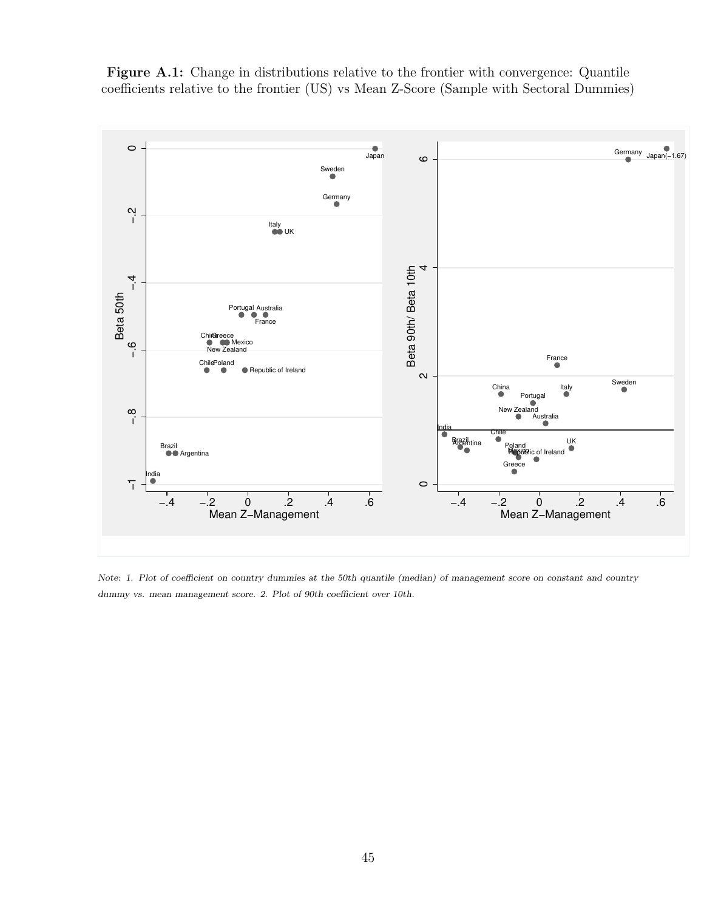**Figure A.1:** Change in distributions relative to the frontier with convergence: Quantile coefficients relative to the frontier (US) vs Mean Z-Score (Sample with Sectoral Dummies)

Beta 50th

0
−.2
−.4
−.6
−.8
−1

−.4 −.2 0 .2 .4 .6

Mean Z−Management

Japan
Sweden
Germany
Italy
UK
Portugal
Australia
France
China
Greece
Mexico
New Zealand
Chile
Poland
Republic of Ireland
Brazil
Argentina
India

Beta 90th/ Beta 10th

6
4
2
0

−.4 −.2 0 .2 .4 .6

Mean Z−Management

Germany
Japan(−1.67)
France
China
Italy
Sweden
Portugal
New Zealand
Australia
India
Chile
Brazil
Argentina
Poland
Mexico
Republic of Ireland
UK
Greece

*Note: 1. Plot of coefficient on country dummies at the 50th quantile (median) of management score on constant and country dummy vs. mean management score. 2. Plot of 90th coefficient over 10th.*